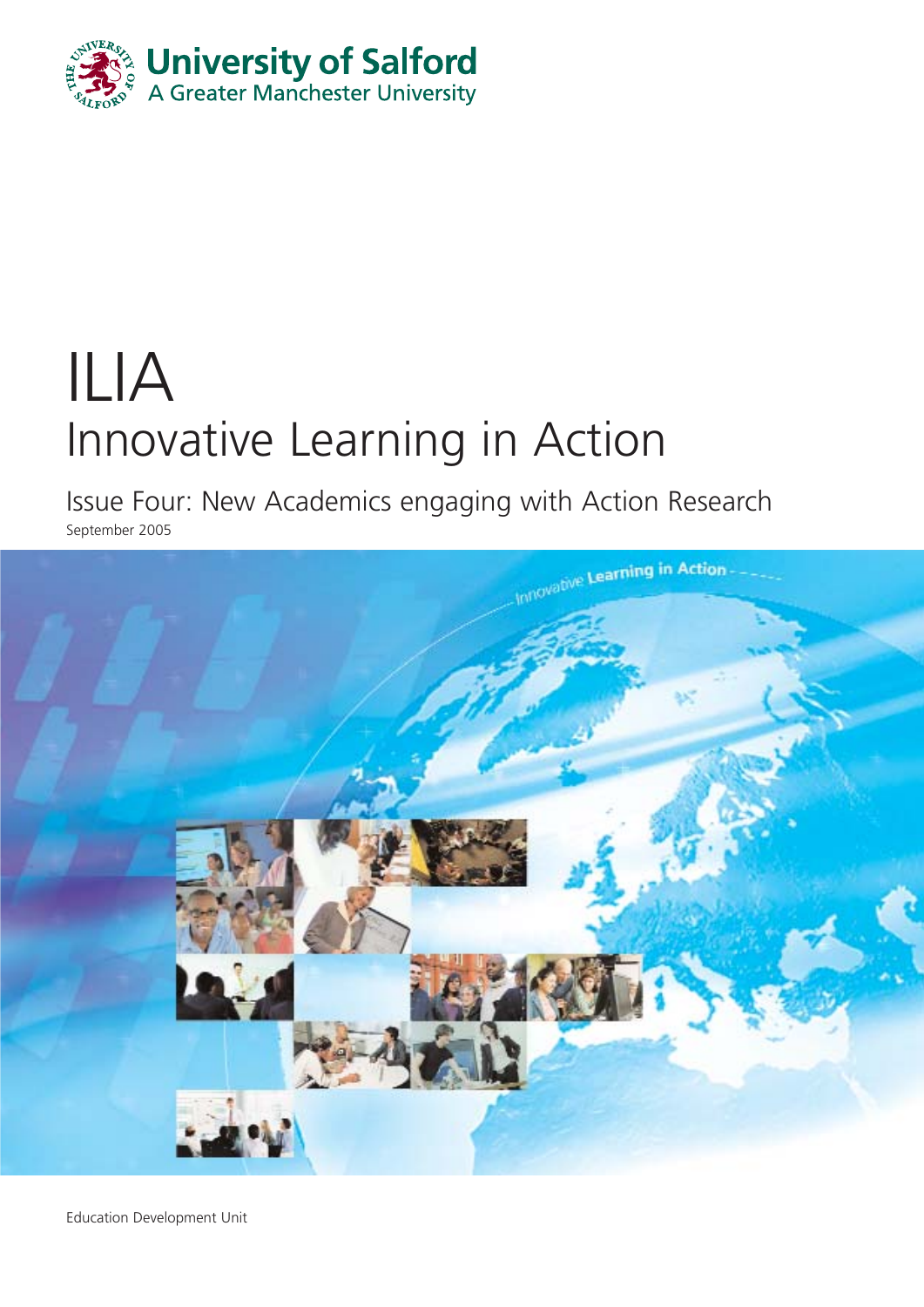University of Salford
A Greater Manchester University

# ILIA

## Innovative Learning in Action

### Issue Four: New Academics engaging with Action Research

September 2005

Education Development Unit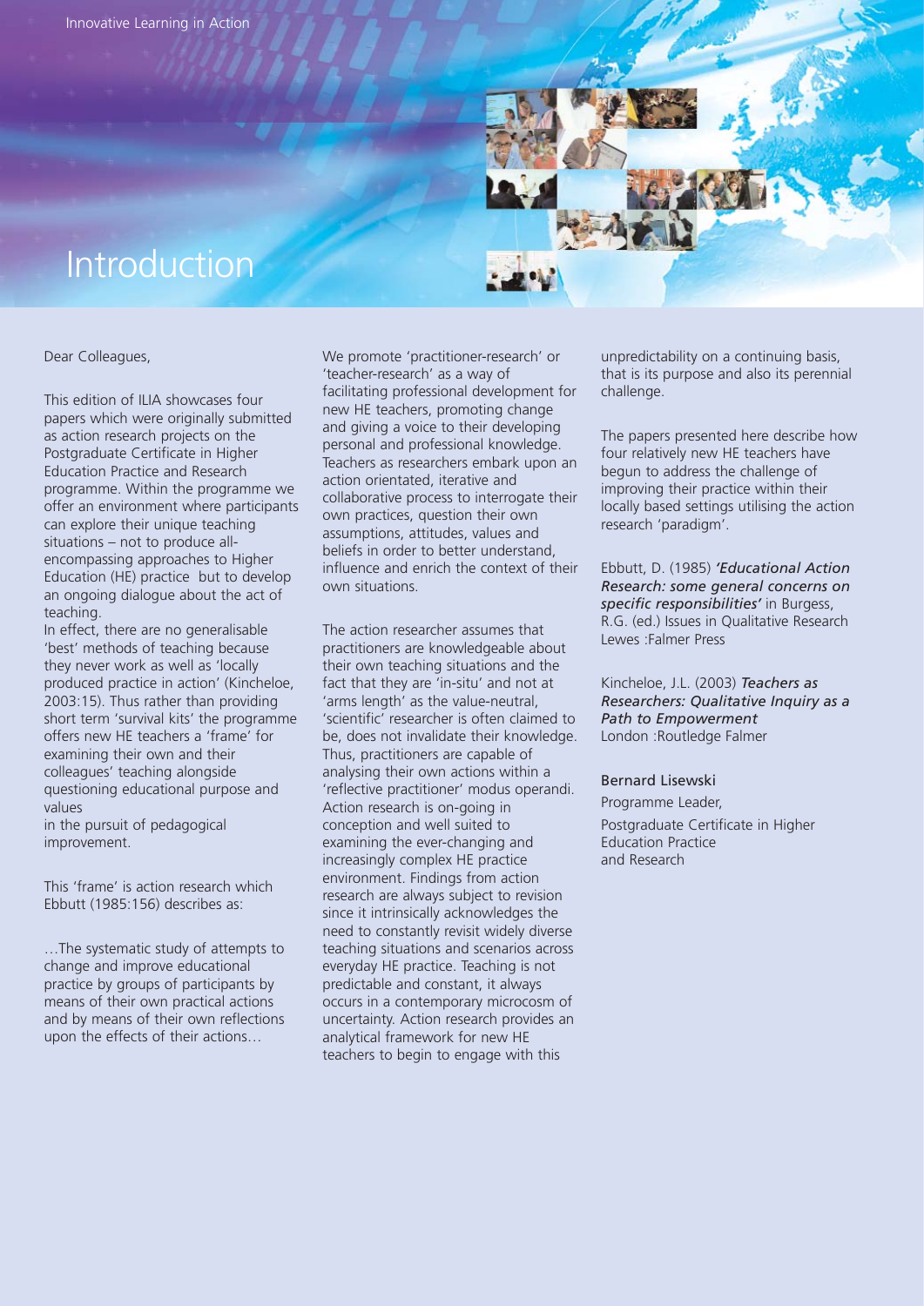# Introduction

Dear Colleagues,

This edition of ILIA showcases four papers which were originally submitted as action research projects on the Postgraduate Certificate in Higher Education Practice and Research programme. Within the programme we offer an environment where participants can explore their unique teaching situations – not to produce all-encompassing approaches to Higher Education (HE) practice but to develop an ongoing dialogue about the act of teaching.

In effect, there are no generalisable 'best' methods of teaching because they never work as well as 'locally produced practice in action' (Kincheloe, 2003:15). Thus rather than providing short term 'survival kits' the programme offers new HE teachers a 'frame' for examining their own and their colleagues' teaching alongside questioning educational purpose and values in the pursuit of pedagogical improvement.

This 'frame' is action research which Ebbutt (1985:156) describes as:

…The systematic study of attempts to change and improve educational practice by groups of participants by means of their own practical actions and by means of their own reflections upon the effects of their actions…

We promote 'practitioner-research' or 'teacher-research' as a way of facilitating professional development for new HE teachers, promoting change and giving a voice to their developing personal and professional knowledge. Teachers as researchers embark upon an action orientated, iterative and collaborative process to interrogate their own practices, question their own assumptions, attitudes, values and beliefs in order to better understand, influence and enrich the context of their own situations.

The action researcher assumes that practitioners are knowledgeable about their own teaching situations and the fact that they are 'in-situ' and not at 'arms length' as the value-neutral, 'scientific' researcher is often claimed to be, does not invalidate their knowledge. Thus, practitioners are capable of analysing their own actions within a 'reflective practitioner' modus operandi. Action research is on-going in conception and well suited to examining the ever-changing and increasingly complex HE practice environment. Findings from action research are always subject to revision since it intrinsically acknowledges the need to constantly revisit widely diverse teaching situations and scenarios across everyday HE practice. Teaching is not predictable and constant, it always occurs in a contemporary microcosm of uncertainty. Action research provides an analytical framework for new HE teachers to begin to engage with this unpredictability on a continuing basis, that is its purpose and also its perennial challenge.

The papers presented here describe how four relatively new HE teachers have begun to address the challenge of improving their practice within their locally based settings utilising the action research 'paradigm'.

Ebbutt, D. (1985) ***'Educational Action Research: some general concerns on specific responsibilities'*** in Burgess, R.G. (ed.) Issues in Qualitative Research Lewes :Falmer Press

Kincheloe, J.L. (2003) ***Teachers as Researchers: Qualitative Inquiry as a Path to Empowerment*** London :Routledge Falmer

Bernard Lisewski

Programme Leader,

Postgraduate Certificate in Higher Education Practice and Research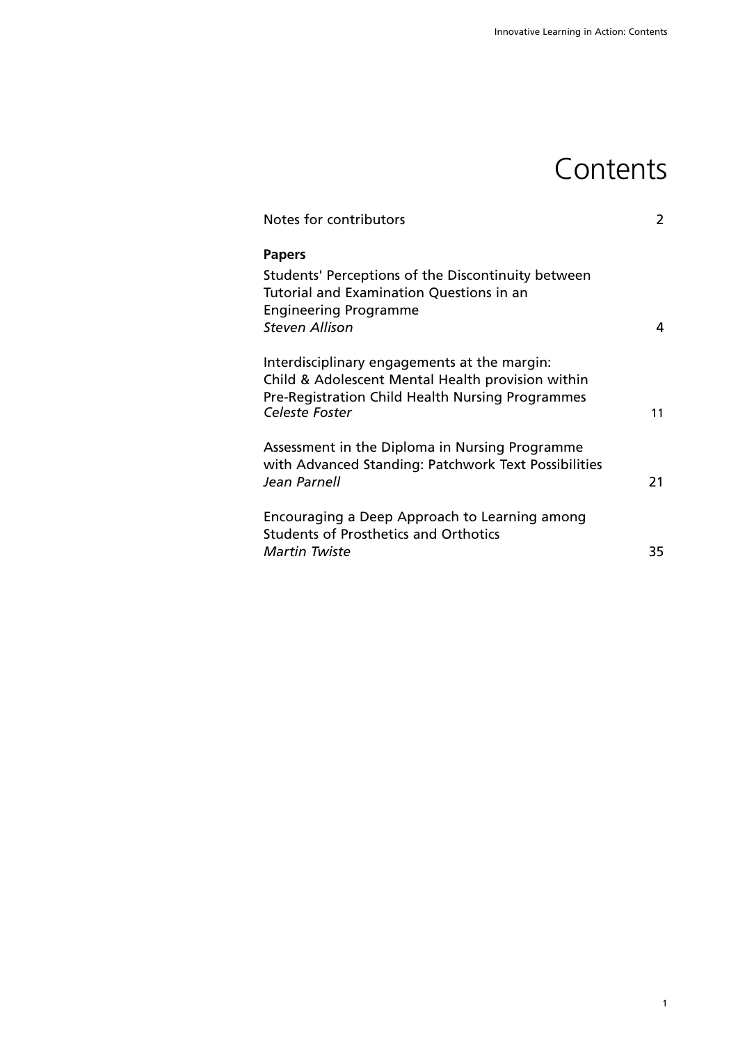# Contents

Notes for contributors 2

**Papers**

Students' Perceptions of the Discontinuity between Tutorial and Examination Questions in an Engineering Programme
*Steven Allison* 4

Interdisciplinary engagements at the margin: Child & Adolescent Mental Health provision within Pre-Registration Child Health Nursing Programmes
*Celeste Foster* 11

Assessment in the Diploma in Nursing Programme with Advanced Standing: Patchwork Text Possibilities
*Jean Parnell* 21

Encouraging a Deep Approach to Learning among Students of Prosthetics and Orthotics
*Martin Twiste* 35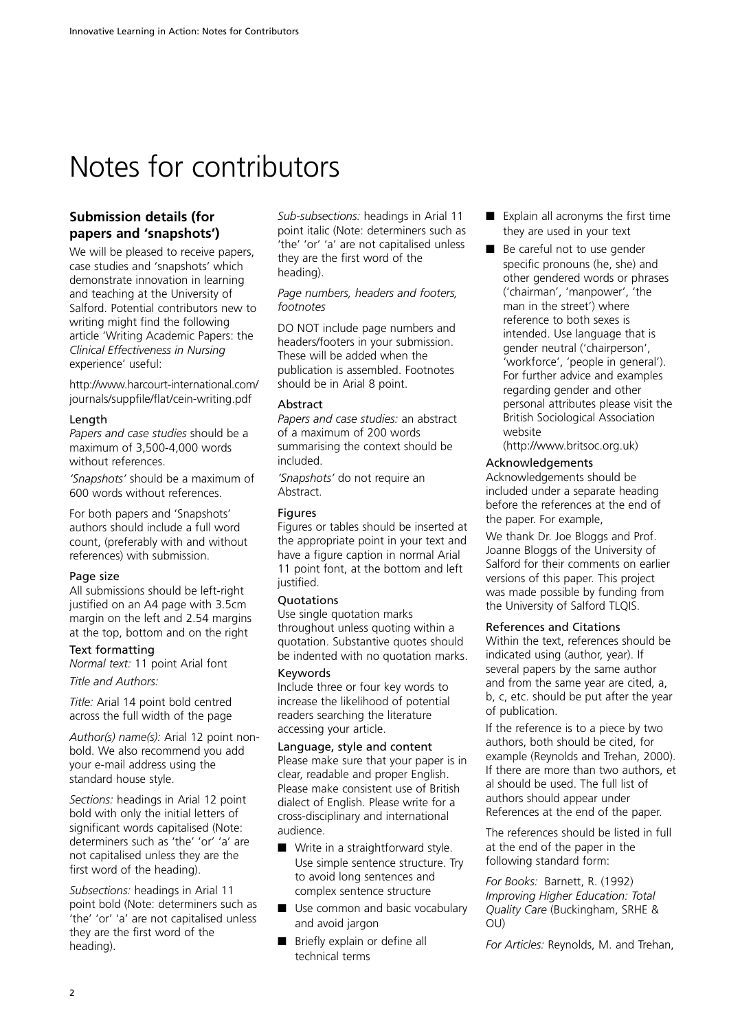# Notes for contributors

## Submission details (for papers and 'snapshots')

We will be pleased to receive papers, case studies and 'snapshots' which demonstrate innovation in learning and teaching at the University of Salford. Potential contributors new to writing might find the following article 'Writing Academic Papers: the *Clinical Effectiveness in Nursing* experience' useful:

http://www.harcourt-international.com/journals/suppfile/flat/cein-writing.pdf

### Length

*Papers and case studies* should be a maximum of 3,500-4,000 words without references.

*'Snapshots'* should be a maximum of 600 words without references.

For both papers and 'Snapshots' authors should include a full word count, (preferably with and without references) with submission.

### Page size

All submissions should be left-right justified on an A4 page with 3.5cm margin on the left and 2.54 margins at the top, bottom and on the right

### Text formatting

*Normal text:* 11 point Arial font

*Title and Authors:*

*Title:* Arial 14 point bold centred across the full width of the page

*Author(s) name(s):* Arial 12 point non-bold. We also recommend you add your e-mail address using the standard house style.

*Sections:* headings in Arial 12 point bold with only the initial letters of significant words capitalised (Note: determiners such as 'the' 'or' 'a' are not capitalised unless they are the first word of the heading).

*Subsections:* headings in Arial 11 point bold (Note: determiners such as 'the' 'or' 'a' are not capitalised unless they are the first word of the heading).

*Sub-subsections:* headings in Arial 11 point italic (Note: determiners such as 'the' 'or' 'a' are not capitalised unless they are the first word of the heading).

*Page numbers, headers and footers, footnotes*

DO NOT include page numbers and headers/footers in your submission. These will be added when the publication is assembled. Footnotes should be in Arial 8 point.

### Abstract

*Papers and case studies:* an abstract of a maximum of 200 words summarising the context should be included.

*'Snapshots'* do not require an Abstract.

### Figures

Figures or tables should be inserted at the appropriate point in your text and have a figure caption in normal Arial 11 point font, at the bottom and left justified.

### Quotations

Use single quotation marks throughout unless quoting within a quotation. Substantive quotes should be indented with no quotation marks.

### Keywords

Include three or four key words to increase the likelihood of potential readers searching the literature accessing your article.

### Language, style and content

Please make sure that your paper is in clear, readable and proper English. Please make consistent use of British dialect of English. Please write for a cross-disciplinary and international audience.

- Write in a straightforward style. Use simple sentence structure. Try to avoid long sentences and complex sentence structure
- Use common and basic vocabulary and avoid jargon
- Briefly explain or define all technical terms
- Explain all acronyms the first time they are used in your text
- Be careful not to use gender specific pronouns (he, she) and other gendered words or phrases ('chairman', 'manpower', 'the man in the street') where reference to both sexes is intended. Use language that is gender neutral ('chairperson', 'workforce', 'people in general'). For further advice and examples regarding gender and other personal attributes please visit the British Sociological Association website (http://www.britsoc.org.uk)

### Acknowledgements

Acknowledgements should be included under a separate heading before the references at the end of the paper. For example,

We thank Dr. Joe Bloggs and Prof. Joanne Bloggs of the University of Salford for their comments on earlier versions of this paper. This project was made possible by funding from the University of Salford TLQIS.

### References and Citations

Within the text, references should be indicated using (author, year). If several papers by the same author and from the same year are cited, a, b, c, etc. should be put after the year of publication.

If the reference is to a piece by two authors, both should be cited, for example (Reynolds and Trehan, 2000). If there are more than two authors, et al should be used. The full list of authors should appear under References at the end of the paper.

The references should be listed in full at the end of the paper in the following standard form:

*For Books:* Barnett, R. (1992) *Improving Higher Education: Total Quality Care* (Buckingham, SRHE & OU)

*For Articles:* Reynolds, M. and Trehan,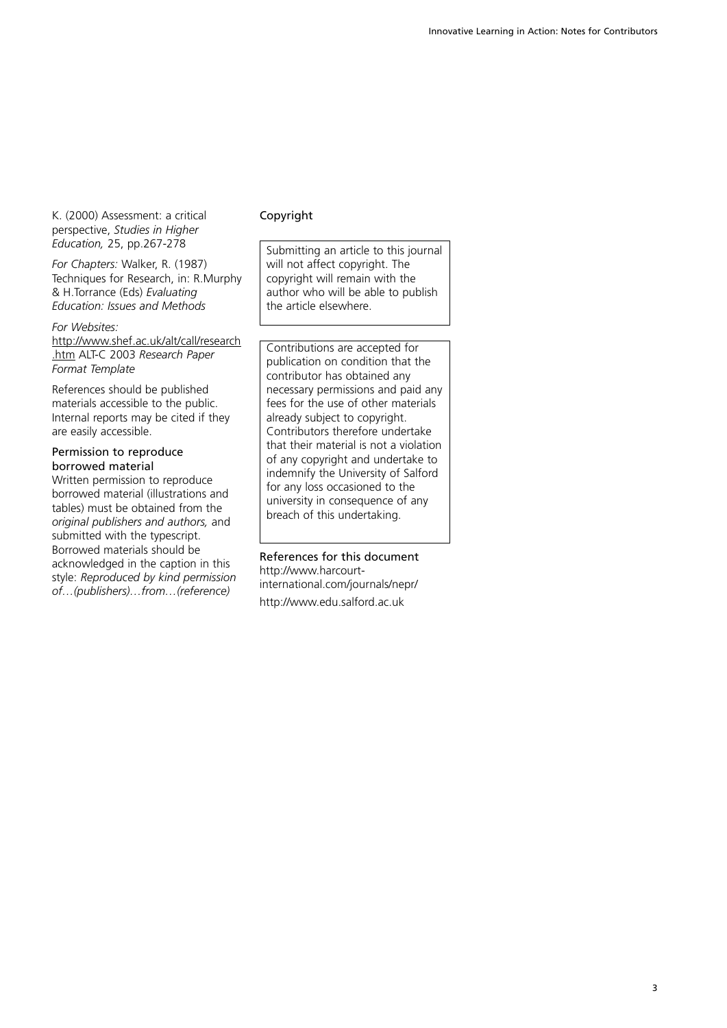K. (2000) Assessment: a critical perspective, *Studies in Higher Education,* 25, pp.267-278

*For Chapters:* Walker, R. (1987) Techniques for Research, in: R.Murphy & H.Torrance (Eds) *Evaluating Education: Issues and Methods*

*For Websites:*
http://www.shef.ac.uk/alt/call/research.htm ALT-C 2003 *Research Paper Format Template*

References should be published materials accessible to the public. Internal reports may be cited if they are easily accessible.

### Permission to reproduce borrowed material

Written permission to reproduce borrowed material (illustrations and tables) must be obtained from the *original publishers and authors,* and submitted with the typescript. Borrowed materials should be acknowledged in the caption in this style: *Reproduced by kind permission of…(publishers)…from…(reference)*

## Copyright

Submitting an article to this journal will not affect copyright. The copyright will remain with the author who will be able to publish the article elsewhere.

Contributions are accepted for publication on condition that the contributor has obtained any necessary permissions and paid any fees for the use of other materials already subject to copyright. Contributors therefore undertake that their material is not a violation of any copyright and undertake to indemnify the University of Salford for any loss occasioned to the university in consequence of any breach of this undertaking.

### References for this document

http://www.harcourt-international.com/journals/nepr/

http://www.edu.salford.ac.uk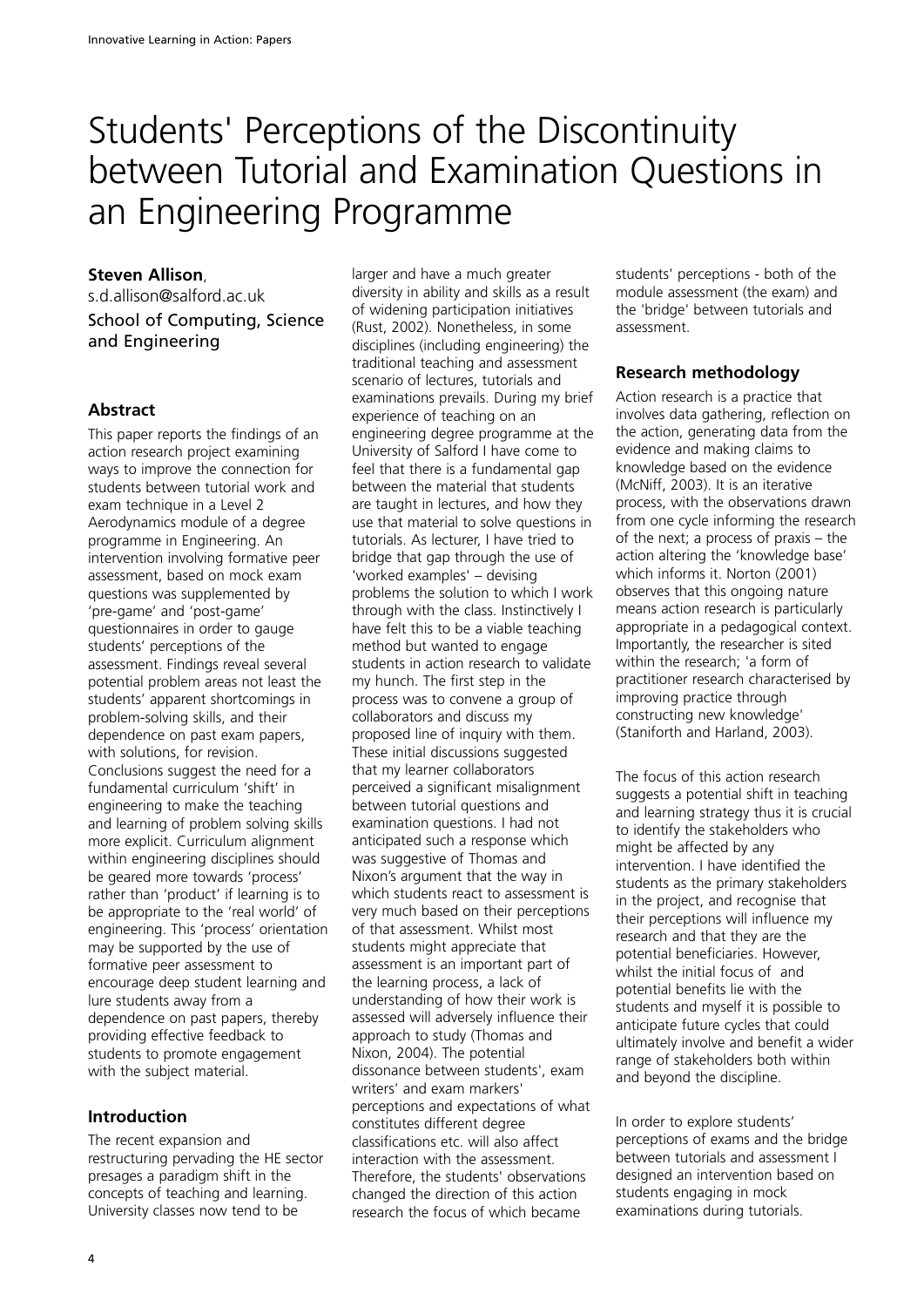# Students' Perceptions of the Discontinuity between Tutorial and Examination Questions in an Engineering Programme

**Steven Allison**,
s.d.allison@salford.ac.uk
School of Computing, Science and Engineering

## Abstract

This paper reports the findings of an action research project examining ways to improve the connection for students between tutorial work and exam technique in a Level 2 Aerodynamics module of a degree programme in Engineering. An intervention involving formative peer assessment, based on mock exam questions was supplemented by 'pre-game' and 'post-game' questionnaires in order to gauge students' perceptions of the assessment. Findings reveal several potential problem areas not least the students' apparent shortcomings in problem-solving skills, and their dependence on past exam papers, with solutions, for revision. Conclusions suggest the need for a fundamental curriculum 'shift' in engineering to make the teaching and learning of problem solving skills more explicit. Curriculum alignment within engineering disciplines should be geared more towards 'process' rather than 'product' if learning is to be appropriate to the 'real world' of engineering. This 'process' orientation may be supported by the use of formative peer assessment to encourage deep student learning and lure students away from a dependence on past papers, thereby providing effective feedback to students to promote engagement with the subject material.

## Introduction

The recent expansion and restructuring pervading the HE sector presages a paradigm shift in the concepts of teaching and learning. University classes now tend to be larger and have a much greater diversity in ability and skills as a result of widening participation initiatives (Rust, 2002). Nonetheless, in some disciplines (including engineering) the traditional teaching and assessment scenario of lectures, tutorials and examinations prevails. During my brief experience of teaching on an engineering degree programme at the University of Salford I have come to feel that there is a fundamental gap between the material that students are taught in lectures, and how they use that material to solve questions in tutorials. As lecturer, I have tried to bridge that gap through the use of 'worked examples' – devising problems the solution to which I work through with the class. Instinctively I have felt this to be a viable teaching method but wanted to engage students in action research to validate my hunch. The first step in the process was to convene a group of collaborators and discuss my proposed line of inquiry with them. These initial discussions suggested that my learner collaborators perceived a significant misalignment between tutorial questions and examination questions. I had not anticipated such a response which was suggestive of Thomas and Nixon's argument that the way in which students react to assessment is very much based on their perceptions of that assessment. Whilst most students might appreciate that assessment is an important part of the learning process, a lack of understanding of how their work is assessed will adversely influence their approach to study (Thomas and Nixon, 2004). The potential dissonance between students', exam writers' and exam markers' perceptions and expectations of what constitutes different degree classifications etc. will also affect interaction with the assessment. Therefore, the students' observations changed the direction of this action research the focus of which became students' perceptions - both of the module assessment (the exam) and the 'bridge' between tutorials and assessment.

## Research methodology

Action research is a practice that involves data gathering, reflection on the action, generating data from the evidence and making claims to knowledge based on the evidence (McNiff, 2003). It is an iterative process, with the observations drawn from one cycle informing the research of the next; a process of praxis – the action altering the 'knowledge base' which informs it. Norton (2001) observes that this ongoing nature means action research is particularly appropriate in a pedagogical context. Importantly, the researcher is sited within the research; 'a form of practitioner research characterised by improving practice through constructing new knowledge' (Staniforth and Harland, 2003).

The focus of this action research suggests a potential shift in teaching and learning strategy thus it is crucial to identify the stakeholders who might be affected by any intervention. I have identified the students as the primary stakeholders in the project, and recognise that their perceptions will influence my research and that they are the potential beneficiaries. However, whilst the initial focus of and potential benefits lie with the students and myself it is possible to anticipate future cycles that could ultimately involve and benefit a wider range of stakeholders both within and beyond the discipline.

In order to explore students' perceptions of exams and the bridge between tutorials and assessment I designed an intervention based on students engaging in mock examinations during tutorials.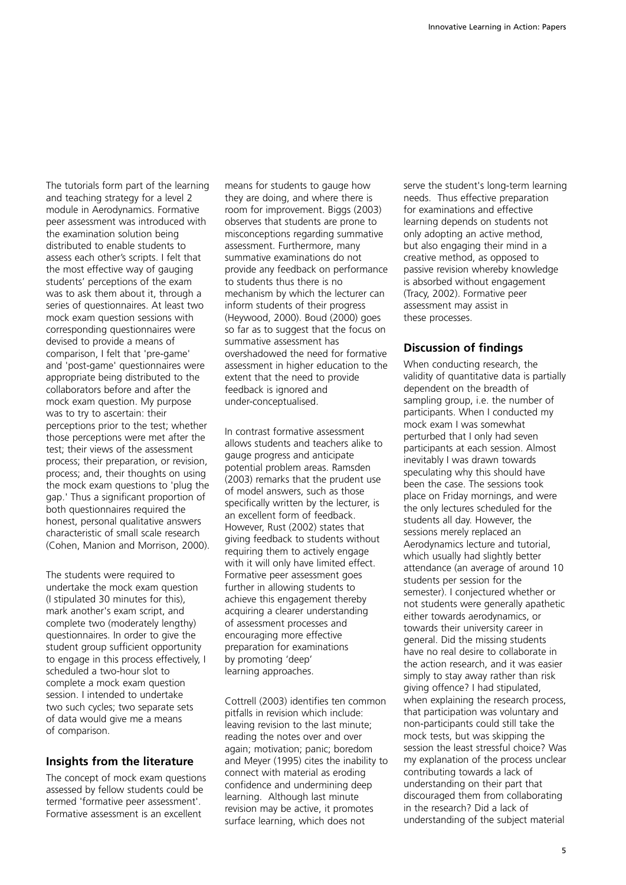The tutorials form part of the learning and teaching strategy for a level 2 module in Aerodynamics. Formative peer assessment was introduced with the examination solution being distributed to enable students to assess each other's scripts. I felt that the most effective way of gauging students' perceptions of the exam was to ask them about it, through a series of questionnaires. At least two mock exam question sessions with corresponding questionnaires were devised to provide a means of comparison, I felt that 'pre-game' and 'post-game' questionnaires were appropriate being distributed to the collaborators before and after the mock exam question. My purpose was to try to ascertain: their perceptions prior to the test; whether those perceptions were met after the test; their views of the assessment process; their preparation, or revision, process; and, their thoughts on using the mock exam questions to 'plug the gap.' Thus a significant proportion of both questionnaires required the honest, personal qualitative answers characteristic of small scale research (Cohen, Manion and Morrison, 2000).

The students were required to undertake the mock exam question (I stipulated 30 minutes for this), mark another's exam script, and complete two (moderately lengthy) questionnaires. In order to give the student group sufficient opportunity to engage in this process effectively, I scheduled a two-hour slot to complete a mock exam question session. I intended to undertake two such cycles; two separate sets of data would give me a means of comparison.

## Insights from the literature

The concept of mock exam questions assessed by fellow students could be termed 'formative peer assessment'. Formative assessment is an excellent means for students to gauge how they are doing, and where there is room for improvement. Biggs (2003) observes that students are prone to misconceptions regarding summative assessment. Furthermore, many summative examinations do not provide any feedback on performance to students thus there is no mechanism by which the lecturer can inform students of their progress (Heywood, 2000). Boud (2000) goes so far as to suggest that the focus on summative assessment has overshadowed the need for formative assessment in higher education to the extent that the need to provide feedback is ignored and under-conceptualised.

In contrast formative assessment allows students and teachers alike to gauge progress and anticipate potential problem areas. Ramsden (2003) remarks that the prudent use of model answers, such as those specifically written by the lecturer, is an excellent form of feedback. However, Rust (2002) states that giving feedback to students without requiring them to actively engage with it will only have limited effect. Formative peer assessment goes further in allowing students to achieve this engagement thereby acquiring a clearer understanding of assessment processes and encouraging more effective preparation for examinations by promoting 'deep' learning approaches.

Cottrell (2003) identifies ten common pitfalls in revision which include: leaving revision to the last minute; reading the notes over and over again; motivation; panic; boredom and Meyer (1995) cites the inability to connect with material as eroding confidence and undermining deep learning. Although last minute revision may be active, it promotes surface learning, which does not serve the student's long-term learning needs. Thus effective preparation for examinations and effective learning depends on students not only adopting an active method, but also engaging their mind in a creative method, as opposed to passive revision whereby knowledge is absorbed without engagement (Tracy, 2002). Formative peer assessment may assist in these processes.

## Discussion of findings

When conducting research, the validity of quantitative data is partially dependent on the breadth of sampling group, i.e. the number of participants. When I conducted my mock exam I was somewhat perturbed that I only had seven participants at each session. Almost inevitably I was drawn towards speculating why this should have been the case. The sessions took place on Friday mornings, and were the only lectures scheduled for the students all day. However, the sessions merely replaced an Aerodynamics lecture and tutorial, which usually had slightly better attendance (an average of around 10 students per session for the semester). I conjectured whether or not students were generally apathetic either towards aerodynamics, or towards their university career in general. Did the missing students have no real desire to collaborate in the action research, and it was easier simply to stay away rather than risk giving offence? I had stipulated, when explaining the research process, that participation was voluntary and non-participants could still take the mock tests, but was skipping the session the least stressful choice? Was my explanation of the process unclear contributing towards a lack of understanding on their part that discouraged them from collaborating in the research? Did a lack of understanding of the subject material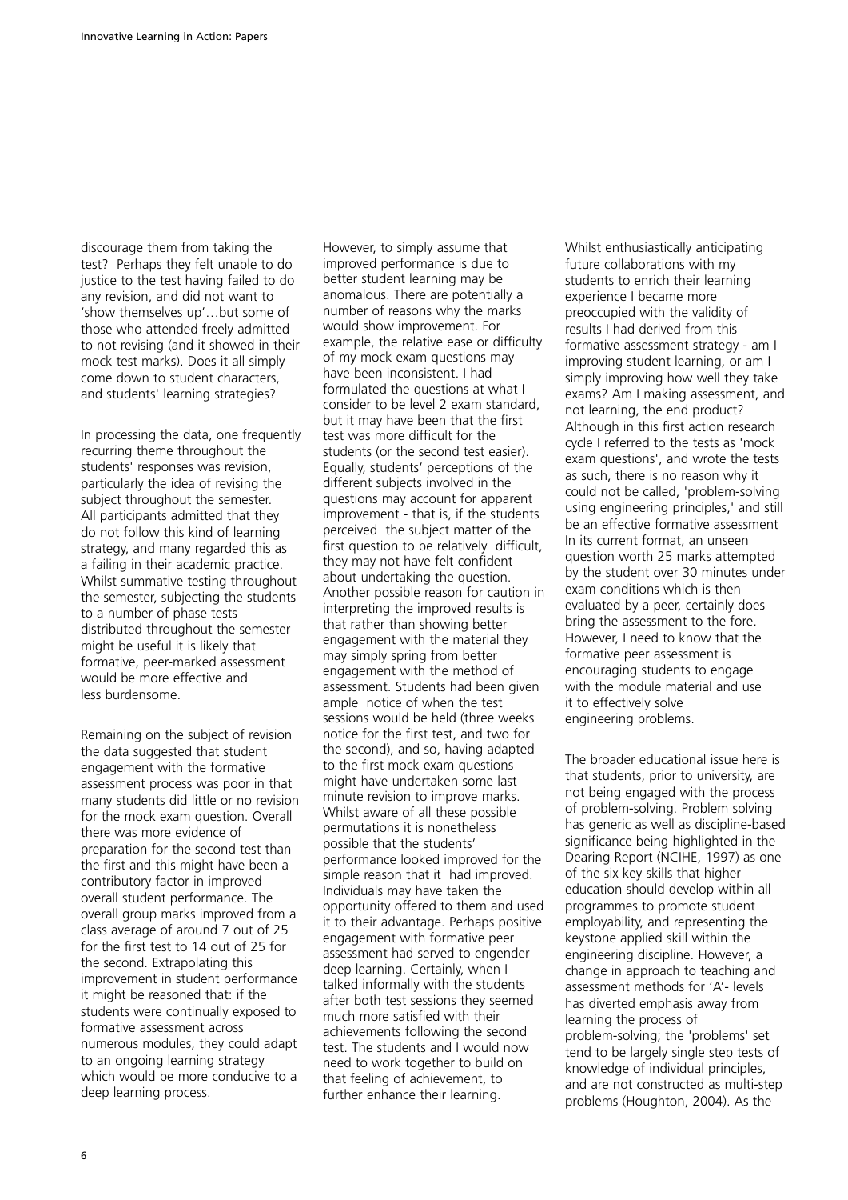discourage them from taking the test? Perhaps they felt unable to do justice to the test having failed to do any revision, and did not want to 'show themselves up'…but some of those who attended freely admitted to not revising (and it showed in their mock test marks). Does it all simply come down to student characters, and students' learning strategies?

In processing the data, one frequently recurring theme throughout the students' responses was revision, particularly the idea of revising the subject throughout the semester. All participants admitted that they do not follow this kind of learning strategy, and many regarded this as a failing in their academic practice. Whilst summative testing throughout the semester, subjecting the students to a number of phase tests distributed throughout the semester might be useful it is likely that formative, peer-marked assessment would be more effective and less burdensome.

Remaining on the subject of revision the data suggested that student engagement with the formative assessment process was poor in that many students did little or no revision for the mock exam question. Overall there was more evidence of preparation for the second test than the first and this might have been a contributory factor in improved overall student performance. The overall group marks improved from a class average of around 7 out of 25 for the first test to 14 out of 25 for the second. Extrapolating this improvement in student performance it might be reasoned that: if the students were continually exposed to formative assessment across numerous modules, they could adapt to an ongoing learning strategy which would be more conducive to a deep learning process.

However, to simply assume that improved performance is due to better student learning may be anomalous. There are potentially a number of reasons why the marks would show improvement. For example, the relative ease or difficulty of my mock exam questions may have been inconsistent. I had formulated the questions at what I consider to be level 2 exam standard, but it may have been that the first test was more difficult for the students (or the second test easier). Equally, students' perceptions of the different subjects involved in the questions may account for apparent improvement - that is, if the students perceived the subject matter of the first question to be relatively difficult, they may not have felt confident about undertaking the question. Another possible reason for caution in interpreting the improved results is that rather than showing better engagement with the material they may simply spring from better engagement with the method of assessment. Students had been given ample notice of when the test sessions would be held (three weeks notice for the first test, and two for the second), and so, having adapted to the first mock exam questions might have undertaken some last minute revision to improve marks. Whilst aware of all these possible permutations it is nonetheless possible that the students' performance looked improved for the simple reason that it had improved. Individuals may have taken the opportunity offered to them and used it to their advantage. Perhaps positive engagement with formative peer assessment had served to engender deep learning. Certainly, when I talked informally with the students after both test sessions they seemed much more satisfied with their achievements following the second test. The students and I would now need to work together to build on that feeling of achievement, to further enhance their learning.

Whilst enthusiastically anticipating future collaborations with my students to enrich their learning experience I became more preoccupied with the validity of results I had derived from this formative assessment strategy - am I improving student learning, or am I simply improving how well they take exams? Am I making assessment, and not learning, the end product? Although in this first action research cycle I referred to the tests as 'mock exam questions', and wrote the tests as such, there is no reason why it could not be called, 'problem-solving using engineering principles,' and still be an effective formative assessment In its current format, an unseen question worth 25 marks attempted by the student over 30 minutes under exam conditions which is then evaluated by a peer, certainly does bring the assessment to the fore. However, I need to know that the formative peer assessment is encouraging students to engage with the module material and use it to effectively solve engineering problems.

The broader educational issue here is that students, prior to university, are not being engaged with the process of problem-solving. Problem solving has generic as well as discipline-based significance being highlighted in the Dearing Report (NCIHE, 1997) as one of the six key skills that higher education should develop within all programmes to promote student employability, and representing the keystone applied skill within the engineering discipline. However, a change in approach to teaching and assessment methods for 'A'- levels has diverted emphasis away from learning the process of problem-solving; the 'problems' set tend to be largely single step tests of knowledge of individual principles, and are not constructed as multi-step problems (Houghton, 2004). As the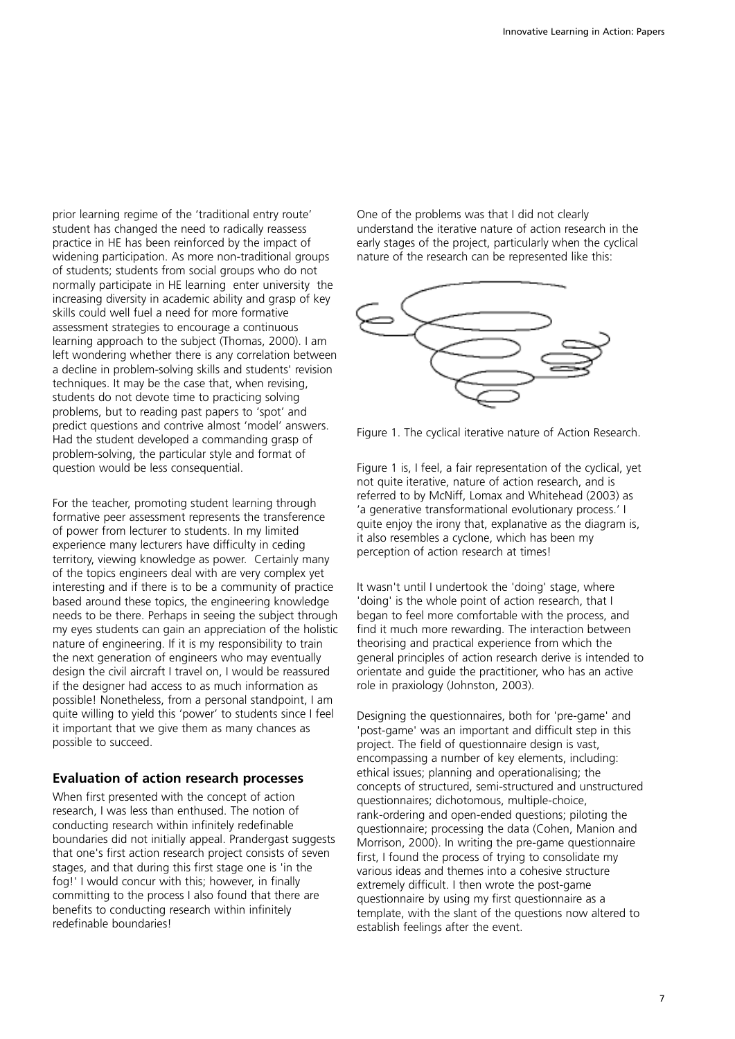prior learning regime of the 'traditional entry route' student has changed the need to radically reassess practice in HE has been reinforced by the impact of widening participation. As more non-traditional groups of students; students from social groups who do not normally participate in HE learning enter university the increasing diversity in academic ability and grasp of key skills could well fuel a need for more formative assessment strategies to encourage a continuous learning approach to the subject (Thomas, 2000). I am left wondering whether there is any correlation between a decline in problem-solving skills and students' revision techniques. It may be the case that, when revising, students do not devote time to practicing solving problems, but to reading past papers to 'spot' and predict questions and contrive almost 'model' answers. Had the student developed a commanding grasp of problem-solving, the particular style and format of question would be less consequential.

For the teacher, promoting student learning through formative peer assessment represents the transference of power from lecturer to students. In my limited experience many lecturers have difficulty in ceding territory, viewing knowledge as power. Certainly many of the topics engineers deal with are very complex yet interesting and if there is to be a community of practice based around these topics, the engineering knowledge needs to be there. Perhaps in seeing the subject through my eyes students can gain an appreciation of the holistic nature of engineering. If it is my responsibility to train the next generation of engineers who may eventually design the civil aircraft I travel on, I would be reassured if the designer had access to as much information as possible! Nonetheless, from a personal standpoint, I am quite willing to yield this 'power' to students since I feel it important that we give them as many chances as possible to succeed.

## Evaluation of action research processes

When first presented with the concept of action research, I was less than enthused. The notion of conducting research within infinitely redefinable boundaries did not initially appeal. Prandergast suggests that one's first action research project consists of seven stages, and that during this first stage one is 'in the fog!' I would concur with this; however, in finally committing to the process I also found that there are benefits to conducting research within infinitely redefinable boundaries!

One of the problems was that I did not clearly understand the iterative nature of action research in the early stages of the project, particularly when the cyclical nature of the research can be represented like this:

Figure 1. The cyclical iterative nature of Action Research.

Figure 1 is, I feel, a fair representation of the cyclical, yet not quite iterative, nature of action research, and is referred to by McNiff, Lomax and Whitehead (2003) as 'a generative transformational evolutionary process.' I quite enjoy the irony that, explanative as the diagram is, it also resembles a cyclone, which has been my perception of action research at times!

It wasn't until I undertook the 'doing' stage, where 'doing' is the whole point of action research, that I began to feel more comfortable with the process, and find it much more rewarding. The interaction between theorising and practical experience from which the general principles of action research derive is intended to orientate and guide the practitioner, who has an active role in praxiology (Johnston, 2003).

Designing the questionnaires, both for 'pre-game' and 'post-game' was an important and difficult step in this project. The field of questionnaire design is vast, encompassing a number of key elements, including: ethical issues; planning and operationalising; the concepts of structured, semi-structured and unstructured questionnaires; dichotomous, multiple-choice, rank-ordering and open-ended questions; piloting the questionnaire; processing the data (Cohen, Manion and Morrison, 2000). In writing the pre-game questionnaire first, I found the process of trying to consolidate my various ideas and themes into a cohesive structure extremely difficult. I then wrote the post-game questionnaire by using my first questionnaire as a template, with the slant of the questions now altered to establish feelings after the event.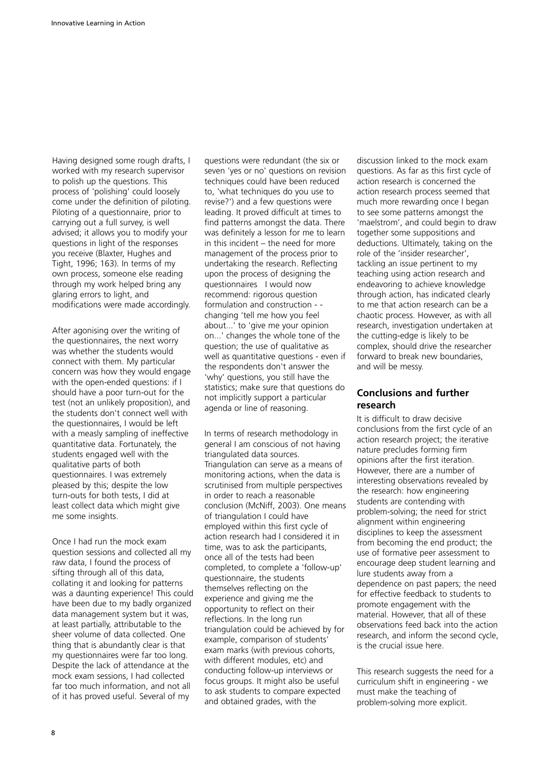Having designed some rough drafts, I worked with my research supervisor to polish up the questions. This process of 'polishing' could loosely come under the definition of piloting. Piloting of a questionnaire, prior to carrying out a full survey, is well advised; it allows you to modify your questions in light of the responses you receive (Blaxter, Hughes and Tight, 1996; 163). In terms of my own process, someone else reading through my work helped bring any glaring errors to light, and modifications were made accordingly.

After agonising over the writing of the questionnaires, the next worry was whether the students would connect with them. My particular concern was how they would engage with the open-ended questions: if I should have a poor turn-out for the test (not an unlikely proposition), and the students don't connect well with the questionnaires, I would be left with a measly sampling of ineffective quantitative data. Fortunately, the students engaged well with the qualitative parts of both questionnaires. I was extremely pleased by this; despite the low turn-outs for both tests, I did at least collect data which might give me some insights.

Once I had run the mock exam question sessions and collected all my raw data, I found the process of sifting through all of this data, collating it and looking for patterns was a daunting experience! This could have been due to my badly organized data management system but it was, at least partially, attributable to the sheer volume of data collected. One thing that is abundantly clear is that my questionnaires were far too long. Despite the lack of attendance at the mock exam sessions, I had collected far too much information, and not all of it has proved useful. Several of my questions were redundant (the six or seven 'yes or no' questions on revision techniques could have been reduced to, 'what techniques do you use to revise?') and a few questions were leading. It proved difficult at times to find patterns amongst the data. There was definitely a lesson for me to learn in this incident – the need for more management of the process prior to undertaking the research. Reflecting upon the process of designing the questionnaires I would now recommend: rigorous question formulation and construction - - changing 'tell me how you feel about...' to 'give me your opinion on...' changes the whole tone of the question; the use of qualitative as well as quantitative questions - even if the respondents don't answer the 'why' questions, you still have the statistics; make sure that questions do not implicitly support a particular agenda or line of reasoning.

In terms of research methodology in general I am conscious of not having triangulated data sources. Triangulation can serve as a means of monitoring actions, when the data is scrutinised from multiple perspectives in order to reach a reasonable conclusion (McNiff, 2003). One means of triangulation I could have employed within this first cycle of action research had I considered it in time, was to ask the participants, once all of the tests had been completed, to complete a 'follow-up' questionnaire, the students themselves reflecting on the experience and giving me the opportunity to reflect on their reflections. In the long run triangulation could be achieved by for example, comparison of students' exam marks (with previous cohorts, with different modules, etc) and conducting follow-up interviews or focus groups. It might also be useful to ask students to compare expected and obtained grades, with the discussion linked to the mock exam questions. As far as this first cycle of action research is concerned the action research process seemed that much more rewarding once I began to see some patterns amongst the 'maelstrom', and could begin to draw together some suppositions and deductions. Ultimately, taking on the role of the 'insider researcher', tackling an issue pertinent to my teaching using action research and endeavoring to achieve knowledge through action, has indicated clearly to me that action research can be a chaotic process. However, as with all research, investigation undertaken at the cutting-edge is likely to be complex, should drive the researcher forward to break new boundaries, and will be messy.

## Conclusions and further research

It is difficult to draw decisive conclusions from the first cycle of an action research project; the iterative nature precludes forming firm opinions after the first iteration. However, there are a number of interesting observations revealed by the research: how engineering students are contending with problem-solving; the need for strict alignment within engineering disciplines to keep the assessment from becoming the end product; the use of formative peer assessment to encourage deep student learning and lure students away from a dependence on past papers; the need for effective feedback to students to promote engagement with the material. However, that all of these observations feed back into the action research, and inform the second cycle, is the crucial issue here.

This research suggests the need for a curriculum shift in engineering - we must make the teaching of problem-solving more explicit.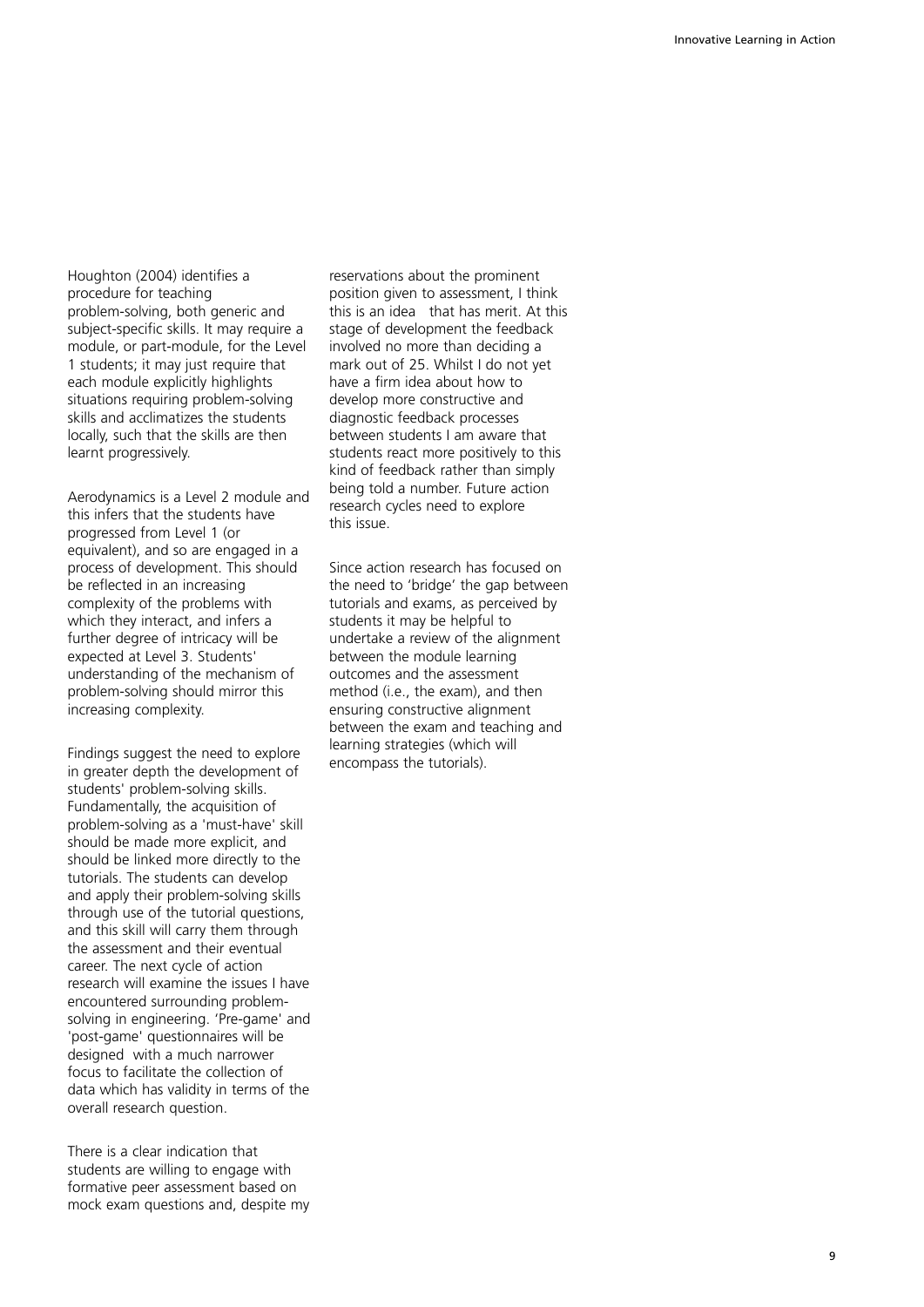Houghton (2004) identifies a procedure for teaching problem-solving, both generic and subject-specific skills. It may require a module, or part-module, for the Level 1 students; it may just require that each module explicitly highlights situations requiring problem-solving skills and acclimatizes the students locally, such that the skills are then learnt progressively.

Aerodynamics is a Level 2 module and this infers that the students have progressed from Level 1 (or equivalent), and so are engaged in a process of development. This should be reflected in an increasing complexity of the problems with which they interact, and infers a further degree of intricacy will be expected at Level 3. Students' understanding of the mechanism of problem-solving should mirror this increasing complexity.

Findings suggest the need to explore in greater depth the development of students' problem-solving skills. Fundamentally, the acquisition of problem-solving as a 'must-have' skill should be made more explicit, and should be linked more directly to the tutorials. The students can develop and apply their problem-solving skills through use of the tutorial questions, and this skill will carry them through the assessment and their eventual career. The next cycle of action research will examine the issues I have encountered surrounding problem-solving in engineering. 'Pre-game' and 'post-game' questionnaires will be designed with a much narrower focus to facilitate the collection of data which has validity in terms of the overall research question.

There is a clear indication that students are willing to engage with formative peer assessment based on mock exam questions and, despite my reservations about the prominent position given to assessment, I think this is an idea that has merit. At this stage of development the feedback involved no more than deciding a mark out of 25. Whilst I do not yet have a firm idea about how to develop more constructive and diagnostic feedback processes between students I am aware that students react more positively to this kind of feedback rather than simply being told a number. Future action research cycles need to explore this issue.

Since action research has focused on the need to 'bridge' the gap between tutorials and exams, as perceived by students it may be helpful to undertake a review of the alignment between the module learning outcomes and the assessment method (i.e., the exam), and then ensuring constructive alignment between the exam and teaching and learning strategies (which will encompass the tutorials).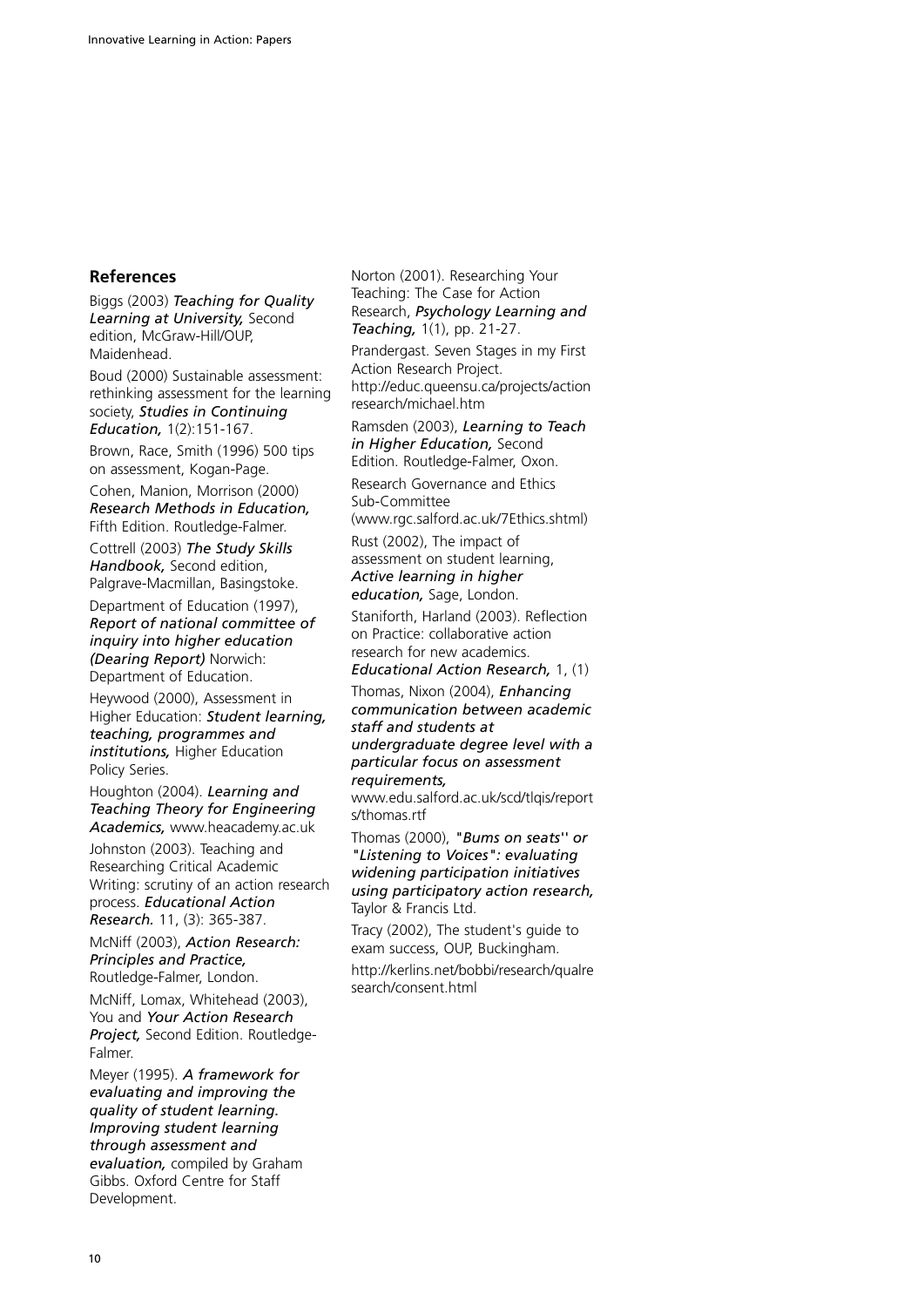## References

Biggs (2003) ***Teaching for Quality Learning at University,*** Second edition, McGraw-Hill/OUP, Maidenhead.

Boud (2000) Sustainable assessment: rethinking assessment for the learning society, ***Studies in Continuing Education,*** 1(2):151-167.

Brown, Race, Smith (1996) 500 tips on assessment, Kogan-Page.

Cohen, Manion, Morrison (2000) ***Research Methods in Education,*** Fifth Edition. Routledge-Falmer.

Cottrell (2003) ***The Study Skills Handbook,*** Second edition, Palgrave-Macmillan, Basingstoke.

Department of Education (1997), ***Report of national committee of inquiry into higher education (Dearing Report)*** Norwich: Department of Education.

Heywood (2000), Assessment in Higher Education: ***Student learning, teaching, programmes and institutions,*** Higher Education Policy Series.

Houghton (2004). ***Learning and Teaching Theory for Engineering Academics,*** www.heacademy.ac.uk

Johnston (2003). Teaching and Researching Critical Academic Writing: scrutiny of an action research process. ***Educational Action Research.*** 11, (3): 365-387.

McNiff (2003), ***Action Research: Principles and Practice,*** Routledge-Falmer, London.

McNiff, Lomax, Whitehead (2003), You and ***Your Action Research Project,*** Second Edition. Routledge-Falmer.

Meyer (1995). ***A framework for evaluating and improving the quality of student learning. Improving student learning through assessment and evaluation,*** compiled by Graham Gibbs. Oxford Centre for Staff Development.

Norton (2001). Researching Your Teaching: The Case for Action Research, ***Psychology Learning and Teaching,*** 1(1), pp. 21-27.

Prandergast. Seven Stages in my First Action Research Project. http://educ.queensu.ca/projects/actionresearch/michael.htm

Ramsden (2003), ***Learning to Teach in Higher Education,*** Second Edition. Routledge-Falmer, Oxon.

Research Governance and Ethics Sub-Committee (www.rgc.salford.ac.uk/7Ethics.shtml)

Rust (2002), The impact of assessment on student learning, ***Active learning in higher education,*** Sage, London.

Staniforth, Harland (2003). Reflection on Practice: collaborative action research for new academics. ***Educational Action Research,*** 1, (1)

Thomas, Nixon (2004), ***Enhancing communication between academic staff and students at undergraduate degree level with a particular focus on assessment requirements,*** www.edu.salford.ac.uk/scd/tlqis/reports/thomas.rtf

Thomas (2000), ***"Bums on seats" or "Listening to Voices": evaluating widening participation initiatives using participatory action research,*** Taylor & Francis Ltd.

Tracy (2002), The student's guide to exam success, OUP, Buckingham.

http://kerlins.net/bobbi/research/qualresearch/consent.html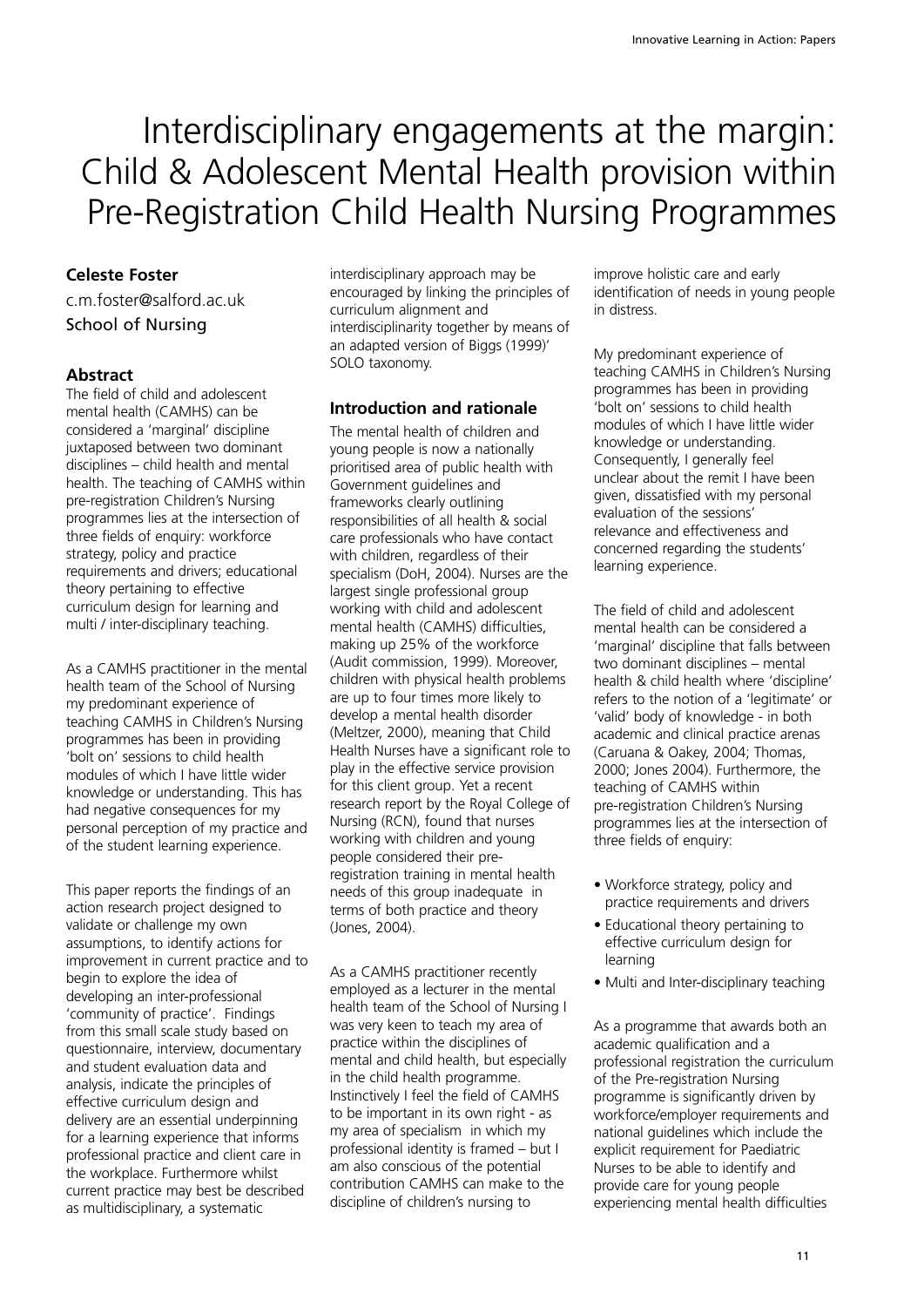# Interdisciplinary engagements at the margin: Child & Adolescent Mental Health provision within Pre-Registration Child Health Nursing Programmes

**Celeste Foster**

c.m.foster@salford.ac.uk

School of Nursing

### Abstract

The field of child and adolescent mental health (CAMHS) can be considered a 'marginal' discipline juxtaposed between two dominant disciplines – child health and mental health. The teaching of CAMHS within pre-registration Children's Nursing programmes lies at the intersection of three fields of enquiry: workforce strategy, policy and practice requirements and drivers; educational theory pertaining to effective curriculum design for learning and multi / inter-disciplinary teaching.

As a CAMHS practitioner in the mental health team of the School of Nursing my predominant experience of teaching CAMHS in Children's Nursing programmes has been in providing 'bolt on' sessions to child health modules of which I have little wider knowledge or understanding. This has had negative consequences for my personal perception of my practice and of the student learning experience.

This paper reports the findings of an action research project designed to validate or challenge my own assumptions, to identify actions for improvement in current practice and to begin to explore the idea of developing an inter-professional 'community of practice'. Findings from this small scale study based on questionnaire, interview, documentary and student evaluation data and analysis, indicate the principles of effective curriculum design and delivery are an essential underpinning for a learning experience that informs professional practice and client care in the workplace. Furthermore whilst current practice may best be described as multidisciplinary, a systematic interdisciplinary approach may be encouraged by linking the principles of curriculum alignment and interdisciplinarity together by means of an adapted version of Biggs (1999)' SOLO taxonomy.

### Introduction and rationale

The mental health of children and young people is now a nationally prioritised area of public health with Government guidelines and frameworks clearly outlining responsibilities of all health & social care professionals who have contact with children, regardless of their specialism (DoH, 2004). Nurses are the largest single professional group working with child and adolescent mental health (CAMHS) difficulties, making up 25% of the workforce (Audit commission, 1999). Moreover, children with physical health problems are up to four times more likely to develop a mental health disorder (Meltzer, 2000), meaning that Child Health Nurses have a significant role to play in the effective service provision for this client group. Yet a recent research report by the Royal College of Nursing (RCN), found that nurses working with children and young people considered their pre-registration training in mental health needs of this group inadequate in terms of both practice and theory (Jones, 2004).

As a CAMHS practitioner recently employed as a lecturer in the mental health team of the School of Nursing I was very keen to teach my area of practice within the disciplines of mental and child health, but especially in the child health programme. Instinctively I feel the field of CAMHS to be important in its own right - as my area of specialism in which my professional identity is framed – but I am also conscious of the potential contribution CAMHS can make to the discipline of children's nursing to improve holistic care and early identification of needs in young people in distress.

My predominant experience of teaching CAMHS in Children's Nursing programmes has been in providing 'bolt on' sessions to child health modules of which I have little wider knowledge or understanding. Consequently, I generally feel unclear about the remit I have been given, dissatisfied with my personal evaluation of the sessions' relevance and effectiveness and concerned regarding the students' learning experience.

The field of child and adolescent mental health can be considered a 'marginal' discipline that falls between two dominant disciplines – mental health & child health where 'discipline' refers to the notion of a 'legitimate' or 'valid' body of knowledge - in both academic and clinical practice arenas (Caruana & Oakey, 2004; Thomas, 2000; Jones 2004). Furthermore, the teaching of CAMHS within pre-registration Children's Nursing programmes lies at the intersection of three fields of enquiry:

- Workforce strategy, policy and practice requirements and drivers
- Educational theory pertaining to effective curriculum design for learning
- Multi and Inter-disciplinary teaching

As a programme that awards both an academic qualification and a professional registration the curriculum of the Pre-registration Nursing programme is significantly driven by workforce/employer requirements and national guidelines which include the explicit requirement for Paediatric Nurses to be able to identify and provide care for young people experiencing mental health difficulties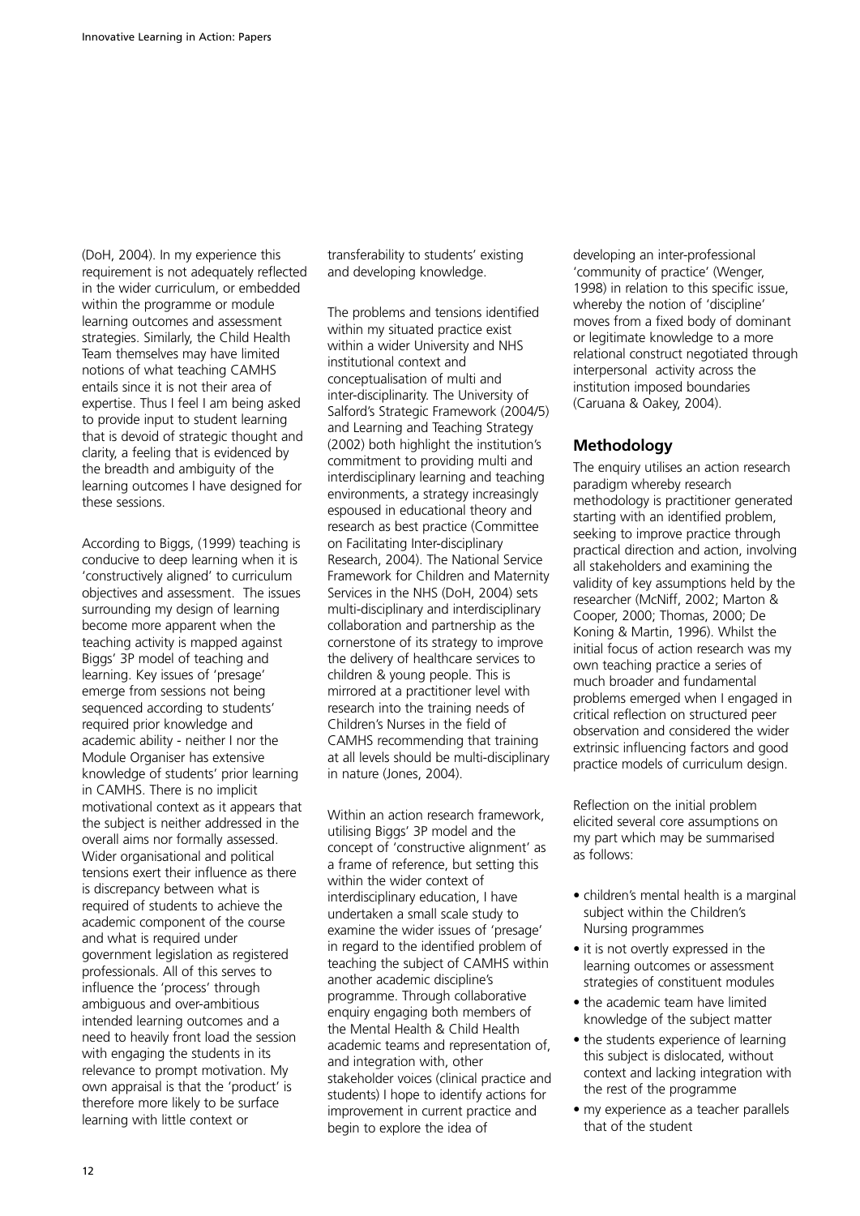(DoH, 2004). In my experience this requirement is not adequately reflected in the wider curriculum, or embedded within the programme or module learning outcomes and assessment strategies. Similarly, the Child Health Team themselves may have limited notions of what teaching CAMHS entails since it is not their area of expertise. Thus I feel I am being asked to provide input to student learning that is devoid of strategic thought and clarity, a feeling that is evidenced by the breadth and ambiguity of the learning outcomes I have designed for these sessions.

According to Biggs, (1999) teaching is conducive to deep learning when it is 'constructively aligned' to curriculum objectives and assessment. The issues surrounding my design of learning become more apparent when the teaching activity is mapped against Biggs' 3P model of teaching and learning. Key issues of 'presage' emerge from sessions not being sequenced according to students' required prior knowledge and academic ability - neither I nor the Module Organiser has extensive knowledge of students' prior learning in CAMHS. There is no implicit motivational context as it appears that the subject is neither addressed in the overall aims nor formally assessed. Wider organisational and political tensions exert their influence as there is discrepancy between what is required of students to achieve the academic component of the course and what is required under government legislation as registered professionals. All of this serves to influence the 'process' through ambiguous and over-ambitious intended learning outcomes and a need to heavily front load the session with engaging the students in its relevance to prompt motivation. My own appraisal is that the 'product' is therefore more likely to be surface learning with little context or transferability to students' existing and developing knowledge.

The problems and tensions identified within my situated practice exist within a wider University and NHS institutional context and conceptualisation of multi and inter-disciplinarity. The University of Salford's Strategic Framework (2004/5) and Learning and Teaching Strategy (2002) both highlight the institution's commitment to providing multi and interdisciplinary learning and teaching environments, a strategy increasingly espoused in educational theory and research as best practice (Committee on Facilitating Inter-disciplinary Research, 2004). The National Service Framework for Children and Maternity Services in the NHS (DoH, 2004) sets multi-disciplinary and interdisciplinary collaboration and partnership as the cornerstone of its strategy to improve the delivery of healthcare services to children & young people. This is mirrored at a practitioner level with research into the training needs of Children's Nurses in the field of CAMHS recommending that training at all levels should be multi-disciplinary in nature (Jones, 2004).

Within an action research framework, utilising Biggs' 3P model and the concept of 'constructive alignment' as a frame of reference, but setting this within the wider context of interdisciplinary education, I have undertaken a small scale study to examine the wider issues of 'presage' in regard to the identified problem of teaching the subject of CAMHS within another academic discipline's programme. Through collaborative enquiry engaging both members of the Mental Health & Child Health academic teams and representation of, and integration with, other stakeholder voices (clinical practice and students) I hope to identify actions for improvement in current practice and begin to explore the idea of developing an inter-professional 'community of practice' (Wenger, 1998) in relation to this specific issue, whereby the notion of 'discipline' moves from a fixed body of dominant or legitimate knowledge to a more relational construct negotiated through interpersonal activity across the institution imposed boundaries (Caruana & Oakey, 2004).

## Methodology

The enquiry utilises an action research paradigm whereby research methodology is practitioner generated starting with an identified problem, seeking to improve practice through practical direction and action, involving all stakeholders and examining the validity of key assumptions held by the researcher (McNiff, 2002; Marton & Cooper, 2000; Thomas, 2000; De Koning & Martin, 1996). Whilst the initial focus of action research was my own teaching practice a series of much broader and fundamental problems emerged when I engaged in critical reflection on structured peer observation and considered the wider extrinsic influencing factors and good practice models of curriculum design.

Reflection on the initial problem elicited several core assumptions on my part which may be summarised as follows:

- children's mental health is a marginal subject within the Children's Nursing programmes
- it is not overtly expressed in the learning outcomes or assessment strategies of constituent modules
- the academic team have limited knowledge of the subject matter
- the students experience of learning this subject is dislocated, without context and lacking integration with the rest of the programme
- my experience as a teacher parallels that of the student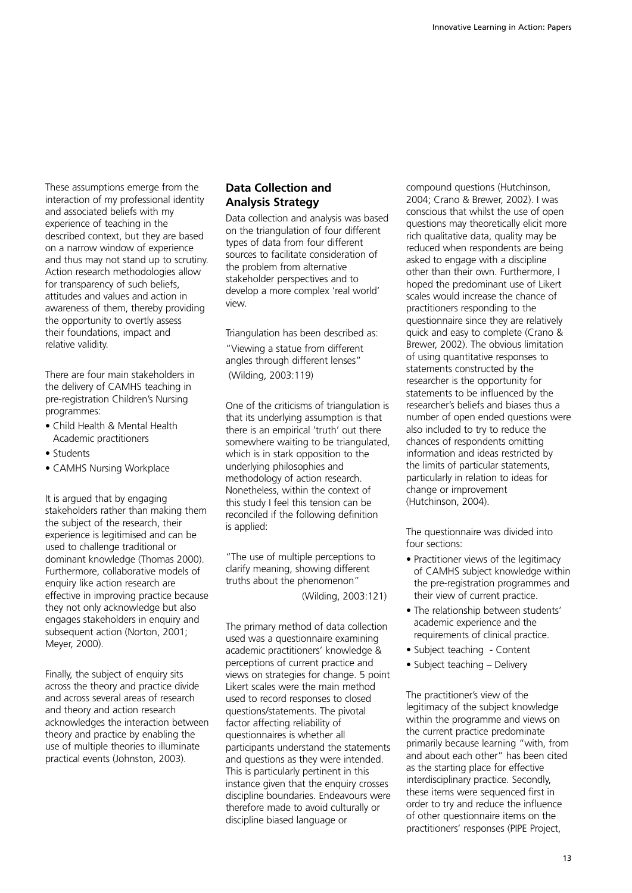These assumptions emerge from the interaction of my professional identity and associated beliefs with my experience of teaching in the described context, but they are based on a narrow window of experience and thus may not stand up to scrutiny. Action research methodologies allow for transparency of such beliefs, attitudes and values and action in awareness of them, thereby providing the opportunity to overtly assess their foundations, impact and relative validity.

There are four main stakeholders in the delivery of CAMHS teaching in pre-registration Children's Nursing programmes:

- Child Health & Mental Health Academic practitioners
- Students
- CAMHS Nursing Workplace

It is argued that by engaging stakeholders rather than making them the subject of the research, their experience is legitimised and can be used to challenge traditional or dominant knowledge (Thomas 2000). Furthermore, collaborative models of enquiry like action research are effective in improving practice because they not only acknowledge but also engages stakeholders in enquiry and subsequent action (Norton, 2001; Meyer, 2000).

Finally, the subject of enquiry sits across the theory and practice divide and across several areas of research and theory and action research acknowledges the interaction between theory and practice by enabling the use of multiple theories to illuminate practical events (Johnston, 2003).

## Data Collection and Analysis Strategy

Data collection and analysis was based on the triangulation of four different types of data from four different sources to facilitate consideration of the problem from alternative stakeholder perspectives and to develop a more complex 'real world' view.

Triangulation has been described as:

"Viewing a statue from different angles through different lenses"
(Wilding, 2003:119)

One of the criticisms of triangulation is that its underlying assumption is that there is an empirical 'truth' out there somewhere waiting to be triangulated, which is in stark opposition to the underlying philosophies and methodology of action research. Nonetheless, within the context of this study I feel this tension can be reconciled if the following definition is applied:

"The use of multiple perceptions to clarify meaning, showing different truths about the phenomenon"
(Wilding, 2003:121)

The primary method of data collection used was a questionnaire examining academic practitioners' knowledge & perceptions of current practice and views on strategies for change. 5 point Likert scales were the main method used to record responses to closed questions/statements. The pivotal factor affecting reliability of questionnaires is whether all participants understand the statements and questions as they were intended. This is particularly pertinent in this instance given that the enquiry crosses discipline boundaries. Endeavours were therefore made to avoid culturally or discipline biased language or compound questions (Hutchinson, 2004; Crano & Brewer, 2002). I was conscious that whilst the use of open questions may theoretically elicit more rich qualitative data, quality may be reduced when respondents are being asked to engage with a discipline other than their own. Furthermore, I hoped the predominant use of Likert scales would increase the chance of practitioners responding to the questionnaire since they are relatively quick and easy to complete (Crano & Brewer, 2002). The obvious limitation of using quantitative responses to statements constructed by the researcher is the opportunity for statements to be influenced by the researcher's beliefs and biases thus a number of open ended questions were also included to try to reduce the chances of respondents omitting information and ideas restricted by the limits of particular statements, particularly in relation to ideas for change or improvement (Hutchinson, 2004).

The questionnaire was divided into four sections:

- Practitioner views of the legitimacy of CAMHS subject knowledge within the pre-registration programmes and their view of current practice.
- The relationship between students' academic experience and the requirements of clinical practice.
- Subject teaching - Content
- Subject teaching – Delivery

The practitioner's view of the legitimacy of the subject knowledge within the programme and views on the current practice predominate primarily because learning "with, from and about each other" has been cited as the starting place for effective interdisciplinary practice. Secondly, these items were sequenced first in order to try and reduce the influence of other questionnaire items on the practitioners' responses (PIPE Project,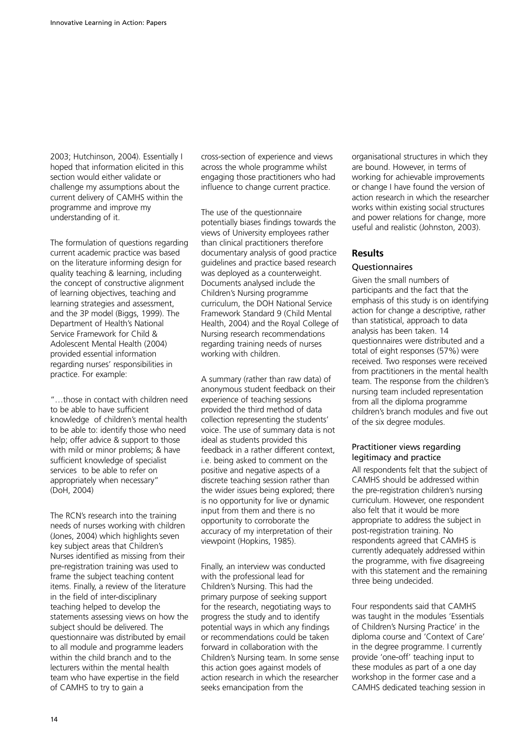2003; Hutchinson, 2004). Essentially I hoped that information elicited in this section would either validate or challenge my assumptions about the current delivery of CAMHS within the programme and improve my understanding of it.

The formulation of questions regarding current academic practice was based on the literature informing design for quality teaching & learning, including the concept of constructive alignment of learning objectives, teaching and learning strategies and assessment, and the 3P model (Biggs, 1999). The Department of Health's National Service Framework for Child & Adolescent Mental Health (2004) provided essential information regarding nurses' responsibilities in practice. For example:

"…those in contact with children need to be able to have sufficient knowledge of children's mental health to be able to: identify those who need help; offer advice & support to those with mild or minor problems; & have sufficient knowledge of specialist services to be able to refer on appropriately when necessary" (DoH, 2004)

The RCN's research into the training needs of nurses working with children (Jones, 2004) which highlights seven key subject areas that Children's Nurses identified as missing from their pre-registration training was used to frame the subject teaching content items. Finally, a review of the literature in the field of inter-disciplinary teaching helped to develop the statements assessing views on how the subject should be delivered. The questionnaire was distributed by email to all module and programme leaders within the child branch and to the lecturers within the mental health team who have expertise in the field of CAMHS to try to gain a cross-section of experience and views across the whole programme whilst engaging those practitioners who had influence to change current practice.

The use of the questionnaire potentially biases findings towards the views of University employees rather than clinical practitioners therefore documentary analysis of good practice guidelines and practice based research was deployed as a counterweight. Documents analysed include the Children's Nursing programme curriculum, the DOH National Service Framework Standard 9 (Child Mental Health, 2004) and the Royal College of Nursing research recommendations regarding training needs of nurses working with children.

A summary (rather than raw data) of anonymous student feedback on their experience of teaching sessions provided the third method of data collection representing the students' voice. The use of summary data is not ideal as students provided this feedback in a rather different context, i.e. being asked to comment on the positive and negative aspects of a discrete teaching session rather than the wider issues being explored; there is no opportunity for live or dynamic input from them and there is no opportunity to corroborate the accuracy of my interpretation of their viewpoint (Hopkins, 1985).

Finally, an interview was conducted with the professional lead for Children's Nursing. This had the primary purpose of seeking support for the research, negotiating ways to progress the study and to identify potential ways in which any findings or recommendations could be taken forward in collaboration with the Children's Nursing team. In some sense this action goes against models of action research in which the researcher seeks emancipation from the organisational structures in which they are bound. However, in terms of working for achievable improvements or change I have found the version of action research in which the researcher works within existing social structures and power relations for change, more useful and realistic (Johnston, 2003).

## Results

### Questionnaires

Given the small numbers of participants and the fact that the emphasis of this study is on identifying action for change a descriptive, rather than statistical, approach to data analysis has been taken. 14 questionnaires were distributed and a total of eight responses (57%) were received. Two responses were received from practitioners in the mental health team. The response from the children's nursing team included representation from all the diploma programme children's branch modules and five out of the six degree modules.

### Practitioner views regarding legitimacy and practice

All respondents felt that the subject of CAMHS should be addressed within the pre-registration children's nursing curriculum. However, one respondent also felt that it would be more appropriate to address the subject in post-registration training. No respondents agreed that CAMHS is currently adequately addressed within the programme, with five disagreeing with this statement and the remaining three being undecided.

Four respondents said that CAMHS was taught in the modules 'Essentials of Children's Nursing Practice' in the diploma course and 'Context of Care' in the degree programme. I currently provide 'one-off' teaching input to these modules as part of a one day workshop in the former case and a CAMHS dedicated teaching session in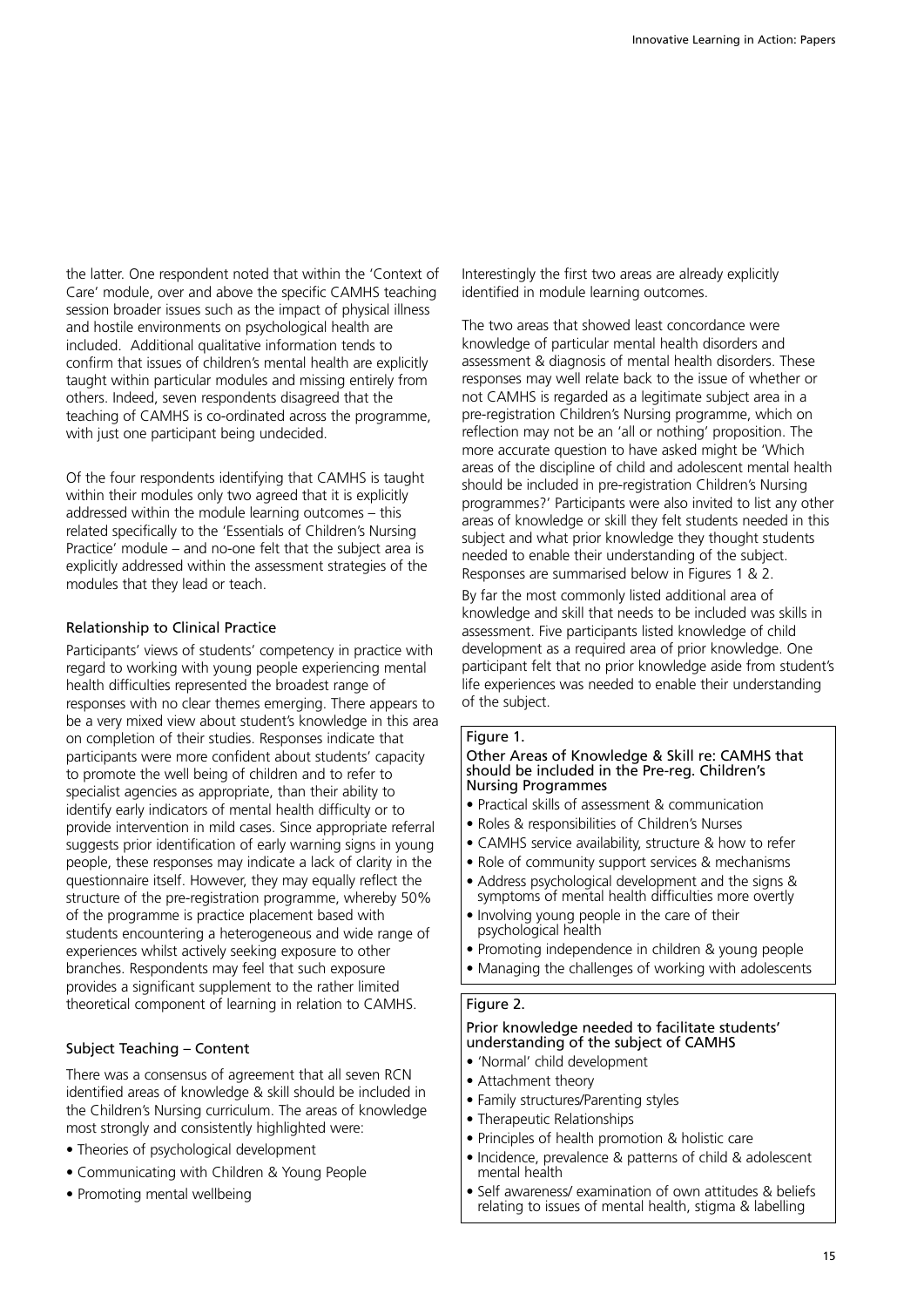the latter. One respondent noted that within the 'Context of Care' module, over and above the specific CAMHS teaching session broader issues such as the impact of physical illness and hostile environments on psychological health are included. Additional qualitative information tends to confirm that issues of children's mental health are explicitly taught within particular modules and missing entirely from others. Indeed, seven respondents disagreed that the teaching of CAMHS is co-ordinated across the programme, with just one participant being undecided.

Of the four respondents identifying that CAMHS is taught within their modules only two agreed that it is explicitly addressed within the module learning outcomes – this related specifically to the 'Essentials of Children's Nursing Practice' module – and no-one felt that the subject area is explicitly addressed within the assessment strategies of the modules that they lead or teach.

### Relationship to Clinical Practice

Participants' views of students' competency in practice with regard to working with young people experiencing mental health difficulties represented the broadest range of responses with no clear themes emerging. There appears to be a very mixed view about student's knowledge in this area on completion of their studies. Responses indicate that participants were more confident about students' capacity to promote the well being of children and to refer to specialist agencies as appropriate, than their ability to identify early indicators of mental health difficulty or to provide intervention in mild cases. Since appropriate referral suggests prior identification of early warning signs in young people, these responses may indicate a lack of clarity in the questionnaire itself. However, they may equally reflect the structure of the pre-registration programme, whereby 50% of the programme is practice placement based with students encountering a heterogeneous and wide range of experiences whilst actively seeking exposure to other branches. Respondents may feel that such exposure provides a significant supplement to the rather limited theoretical component of learning in relation to CAMHS.

### Subject Teaching – Content

There was a consensus of agreement that all seven RCN identified areas of knowledge & skill should be included in the Children's Nursing curriculum. The areas of knowledge most strongly and consistently highlighted were:

- Theories of psychological development
- Communicating with Children & Young People
- Promoting mental wellbeing

Interestingly the first two areas are already explicitly identified in module learning outcomes.

The two areas that showed least concordance were knowledge of particular mental health disorders and assessment & diagnosis of mental health disorders. These responses may well relate back to the issue of whether or not CAMHS is regarded as a legitimate subject area in a pre-registration Children's Nursing programme, which on reflection may not be an 'all or nothing' proposition. The more accurate question to have asked might be 'Which areas of the discipline of child and adolescent mental health should be included in pre-registration Children's Nursing programmes?' Participants were also invited to list any other areas of knowledge or skill they felt students needed in this subject and what prior knowledge they thought students needed to enable their understanding of the subject. Responses are summarised below in Figures 1 & 2.

By far the most commonly listed additional area of knowledge and skill that needs to be included was skills in assessment. Five participants listed knowledge of child development as a required area of prior knowledge. One participant felt that no prior knowledge aside from student's life experiences was needed to enable their understanding of the subject.

**Figure 1.**

**Other Areas of Knowledge & Skill re: CAMHS that should be included in the Pre-reg. Children's Nursing Programmes**

- Practical skills of assessment & communication
- Roles & responsibilities of Children's Nurses
- CAMHS service availability, structure & how to refer
- Role of community support services & mechanisms
- Address psychological development and the signs & symptoms of mental health difficulties more overtly
- Involving young people in the care of their psychological health
- Promoting independence in children & young people
- Managing the challenges of working with adolescents

**Figure 2.**

**Prior knowledge needed to facilitate students' understanding of the subject of CAMHS**

- 'Normal' child development
- Attachment theory
- Family structures/Parenting styles
- Therapeutic Relationships
- Principles of health promotion & holistic care
- Incidence, prevalence & patterns of child & adolescent mental health
- Self awareness/ examination of own attitudes & beliefs relating to issues of mental health, stigma & labelling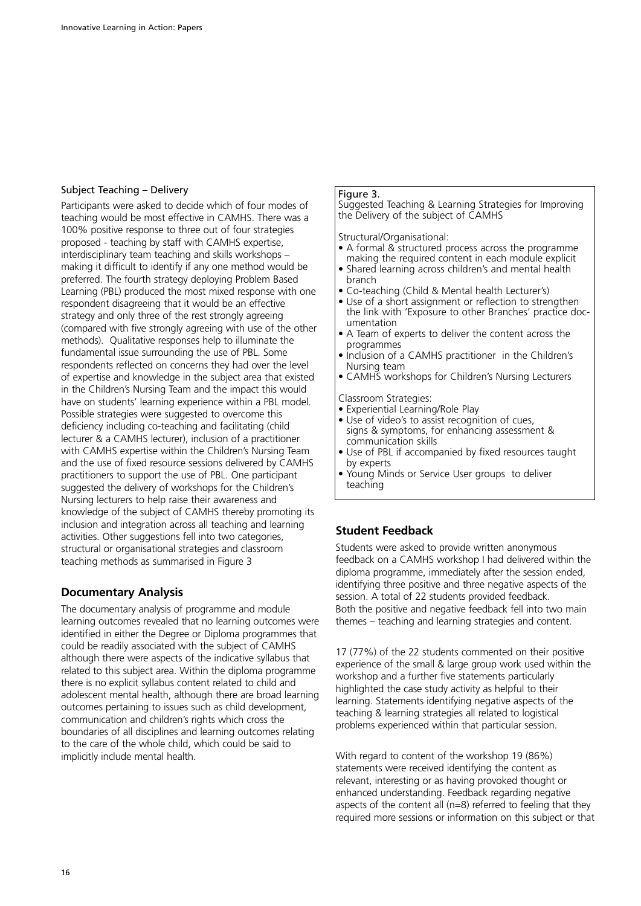### Subject Teaching – Delivery

Participants were asked to decide which of four modes of teaching would be most effective in CAMHS. There was a 100% positive response to three out of four strategies proposed - teaching by staff with CAMHS expertise, interdisciplinary team teaching and skills workshops – making it difficult to identify if any one method would be preferred. The fourth strategy deploying Problem Based Learning (PBL) produced the most mixed response with one respondent disagreeing that it would be an effective strategy and only three of the rest strongly agreeing (compared with five strongly agreeing with use of the other methods). Qualitative responses help to illuminate the fundamental issue surrounding the use of PBL. Some respondents reflected on concerns they had over the level of expertise and knowledge in the subject area that existed in the Children's Nursing Team and the impact this would have on students' learning experience within a PBL model. Possible strategies were suggested to overcome this deficiency including co-teaching and facilitating (child lecturer & a CAMHS lecturer), inclusion of a practitioner with CAMHS expertise within the Children's Nursing Team and the use of fixed resource sessions delivered by CAMHS practitioners to support the use of PBL. One participant suggested the delivery of workshops for the Children's Nursing lecturers to help raise their awareness and knowledge of the subject of CAMHS thereby promoting its inclusion and integration across all teaching and learning activities. Other suggestions fell into two categories, structural or organisational strategies and classroom teaching methods as summarised in Figure 3

Figure 3.
Suggested Teaching & Learning Strategies for Improving the Delivery of the subject of CAMHS

Structural/Organisational:

- A formal & structured process across the programme making the required content in each module explicit
- Shared learning across children's and mental health branch
- Co-teaching (Child & Mental health Lecturer's)
- Use of a short assignment or reflection to strengthen the link with 'Exposure to other Branches' practice documentation
- A Team of experts to deliver the content across the programmes
- Inclusion of a CAMHS practitioner in the Children's Nursing team
- CAMHS workshops for Children's Nursing Lecturers

Classroom Strategies:

- Experiential Learning/Role Play
- Use of video's to assist recognition of cues, signs & symptoms, for enhancing assessment & communication skills
- Use of PBL if accompanied by fixed resources taught by experts
- Young Minds or Service User groups to deliver teaching

## Documentary Analysis

The documentary analysis of programme and module learning outcomes revealed that no learning outcomes were identified in either the Degree or Diploma programmes that could be readily associated with the subject of CAMHS although there were aspects of the indicative syllabus that related to this subject area. Within the diploma programme there is no explicit syllabus content related to child and adolescent mental health, although there are broad learning outcomes pertaining to issues such as child development, communication and children's rights which cross the boundaries of all disciplines and learning outcomes relating to the care of the whole child, which could be said to implicitly include mental health.

## Student Feedback

Students were asked to provide written anonymous feedback on a CAMHS workshop I had delivered within the diploma programme, immediately after the session ended, identifying three positive and three negative aspects of the session. A total of 22 students provided feedback. Both the positive and negative feedback fell into two main themes – teaching and learning strategies and content.

17 (77%) of the 22 students commented on their positive experience of the small & large group work used within the workshop and a further five statements particularly highlighted the case study activity as helpful to their learning. Statements identifying negative aspects of the teaching & learning strategies all related to logistical problems experienced within that particular session.

With regard to content of the workshop 19 (86%) statements were received identifying the content as relevant, interesting or as having provoked thought or enhanced understanding. Feedback regarding negative aspects of the content all (n=8) referred to feeling that they required more sessions or information on this subject or that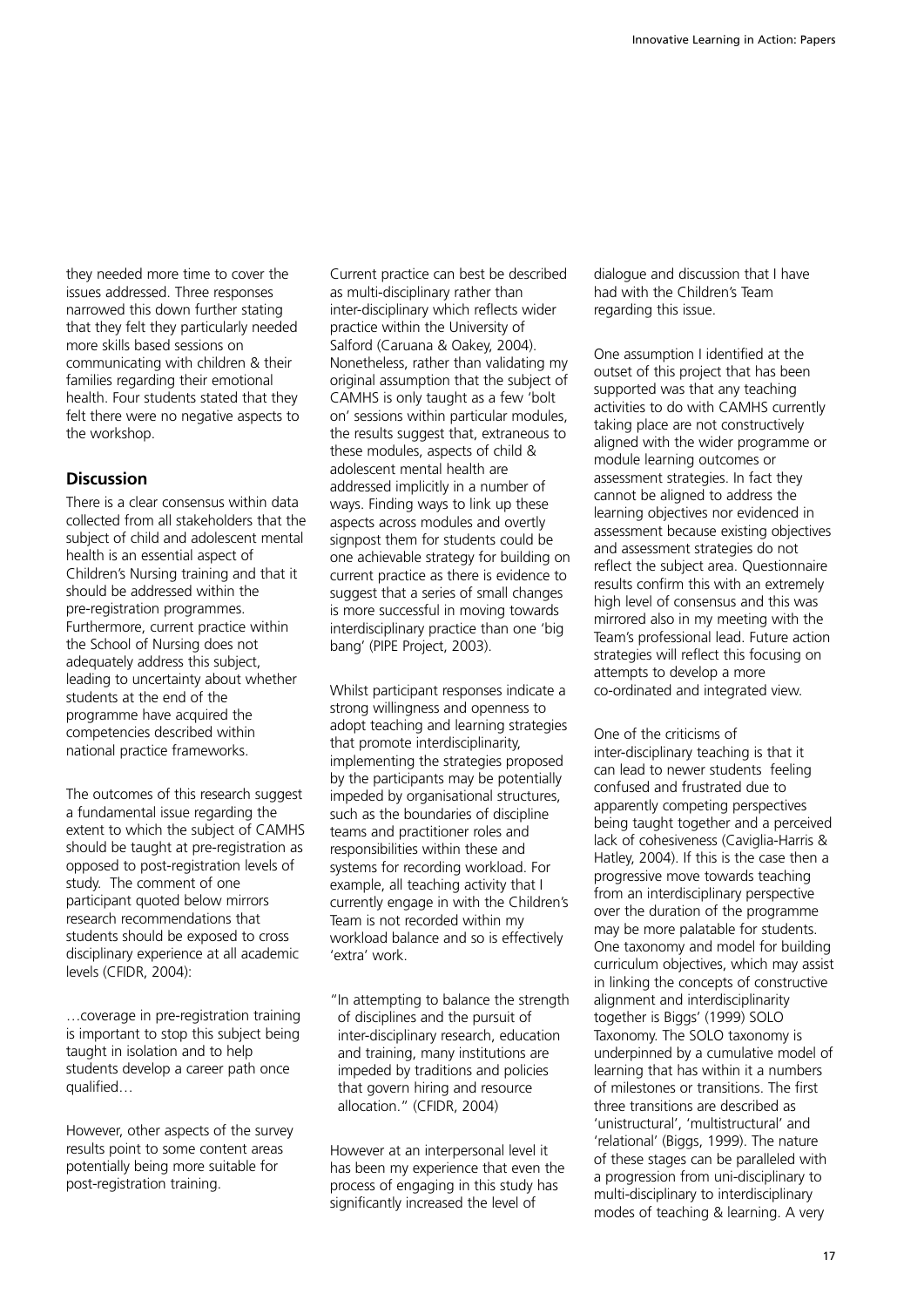they needed more time to cover the issues addressed. Three responses narrowed this down further stating that they felt they particularly needed more skills based sessions on communicating with children & their families regarding their emotional health. Four students stated that they felt there were no negative aspects to the workshop.

## Discussion

There is a clear consensus within data collected from all stakeholders that the subject of child and adolescent mental health is an essential aspect of Children's Nursing training and that it should be addressed within the pre-registration programmes. Furthermore, current practice within the School of Nursing does not adequately address this subject, leading to uncertainty about whether students at the end of the programme have acquired the competencies described within national practice frameworks.

The outcomes of this research suggest a fundamental issue regarding the extent to which the subject of CAMHS should be taught at pre-registration as opposed to post-registration levels of study. The comment of one participant quoted below mirrors research recommendations that students should be exposed to cross disciplinary experience at all academic levels (CFIDR, 2004):

…coverage in pre-registration training is important to stop this subject being taught in isolation and to help students develop a career path once qualified…

However, other aspects of the survey results point to some content areas potentially being more suitable for post-registration training.

Current practice can best be described as multi-disciplinary rather than inter-disciplinary which reflects wider practice within the University of Salford (Caruana & Oakey, 2004). Nonetheless, rather than validating my original assumption that the subject of CAMHS is only taught as a few 'bolt on' sessions within particular modules, the results suggest that, extraneous to these modules, aspects of child & adolescent mental health are addressed implicitly in a number of ways. Finding ways to link up these aspects across modules and overtly signpost them for students could be one achievable strategy for building on current practice as there is evidence to suggest that a series of small changes is more successful in moving towards interdisciplinary practice than one 'big bang' (PIPE Project, 2003).

Whilst participant responses indicate a strong willingness and openness to adopt teaching and learning strategies that promote interdisciplinarity, implementing the strategies proposed by the participants may be potentially impeded by organisational structures, such as the boundaries of discipline teams and practitioner roles and responsibilities within these and systems for recording workload. For example, all teaching activity that I currently engage in with the Children's Team is not recorded within my workload balance and so is effectively 'extra' work.

"In attempting to balance the strength of disciplines and the pursuit of inter-disciplinary research, education and training, many institutions are impeded by traditions and policies that govern hiring and resource allocation." (CFIDR, 2004)

However at an interpersonal level it has been my experience that even the process of engaging in this study has significantly increased the level of dialogue and discussion that I have had with the Children's Team regarding this issue.

One assumption I identified at the outset of this project that has been supported was that any teaching activities to do with CAMHS currently taking place are not constructively aligned with the wider programme or module learning outcomes or assessment strategies. In fact they cannot be aligned to address the learning objectives nor evidenced in assessment because existing objectives and assessment strategies do not reflect the subject area. Questionnaire results confirm this with an extremely high level of consensus and this was mirrored also in my meeting with the Team's professional lead. Future action strategies will reflect this focusing on attempts to develop a more co-ordinated and integrated view.

One of the criticisms of inter-disciplinary teaching is that it can lead to newer students feeling confused and frustrated due to apparently competing perspectives being taught together and a perceived lack of cohesiveness (Caviglia-Harris & Hatley, 2004). If this is the case then a progressive move towards teaching from an interdisciplinary perspective over the duration of the programme may be more palatable for students. One taxonomy and model for building curriculum objectives, which may assist in linking the concepts of constructive alignment and interdisciplinarity together is Biggs' (1999) SOLO Taxonomy. The SOLO taxonomy is underpinned by a cumulative model of learning that has within it a numbers of milestones or transitions. The first three transitions are described as 'unistructural', 'multistructural' and 'relational' (Biggs, 1999). The nature of these stages can be paralleled with a progression from uni-disciplinary to multi-disciplinary to interdisciplinary modes of teaching & learning. A very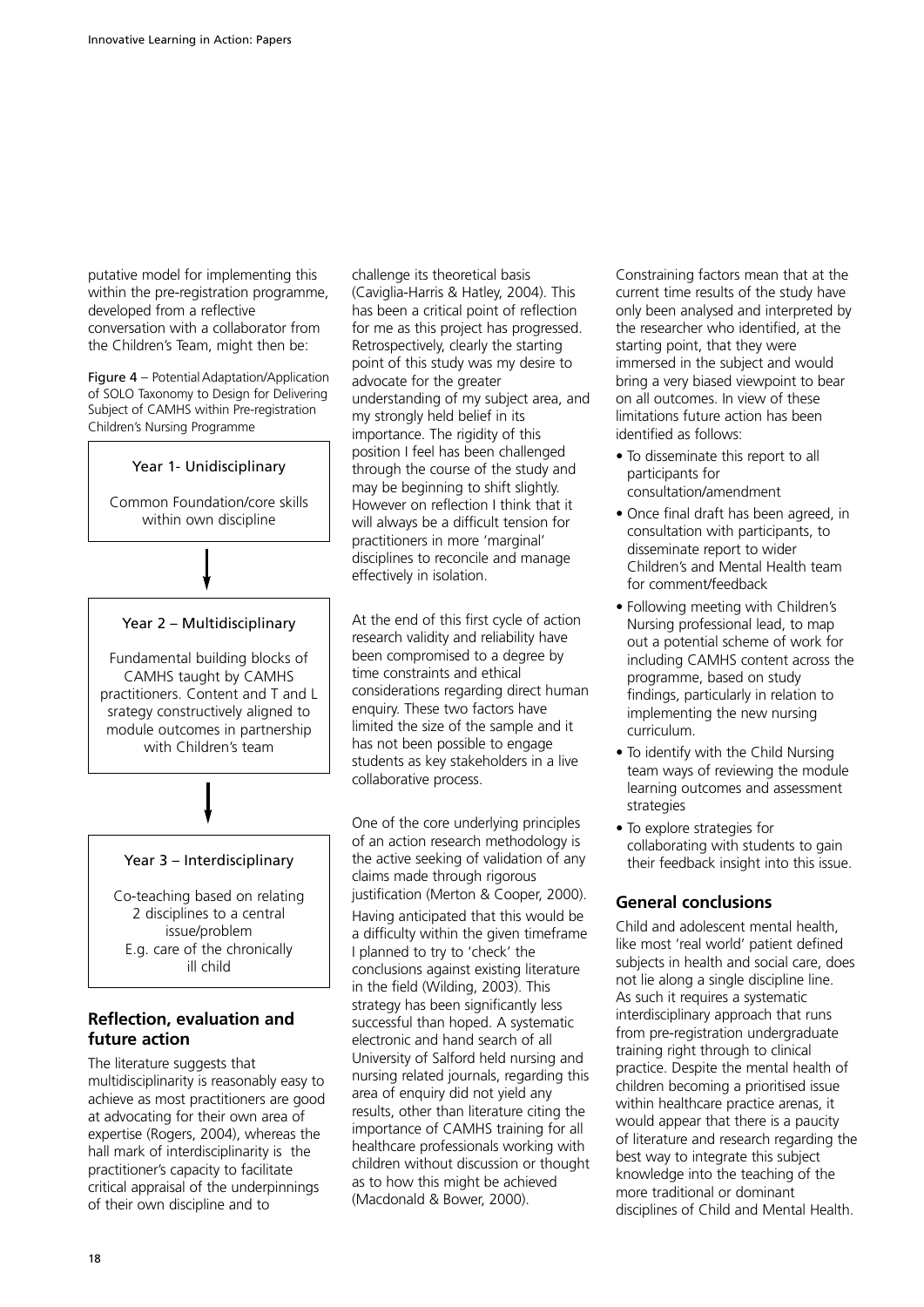putative model for implementing this within the pre-registration programme, developed from a reflective conversation with a collaborator from the Children's Team, might then be:

**Figure 4** – Potential Adaptation/Application of SOLO Taxonomy to Design for Delivering Subject of CAMHS within Pre-registration Children's Nursing Programme

**Year 1- Unidisciplinary**

Common Foundation/core skills within own discipline

↓

**Year 2 – Multidisciplinary**

Fundamental building blocks of CAMHS taught by CAMHS practitioners. Content and T and L srategy constructively aligned to module outcomes in partnership with Children's team

↓

**Year 3 – Interdisciplinary**

Co-teaching based on relating 2 disciplines to a central issue/problem E.g. care of the chronically ill child

## Reflection, evaluation and future action

The literature suggests that multidisciplinarity is reasonably easy to achieve as most practitioners are good at advocating for their own area of expertise (Rogers, 2004), whereas the hall mark of interdisciplinarity is the practitioner's capacity to facilitate critical appraisal of the underpinnings of their own discipline and to challenge its theoretical basis (Caviglia-Harris & Hatley, 2004). This has been a critical point of reflection for me as this project has progressed. Retrospectively, clearly the starting point of this study was my desire to advocate for the greater understanding of my subject area, and my strongly held belief in its importance. The rigidity of this position I feel has been challenged through the course of the study and may be beginning to shift slightly. However on reflection I think that it will always be a difficult tension for practitioners in more 'marginal' disciplines to reconcile and manage effectively in isolation.

At the end of this first cycle of action research validity and reliability have been compromised to a degree by time constraints and ethical considerations regarding direct human enquiry. These two factors have limited the size of the sample and it has not been possible to engage students as key stakeholders in a live collaborative process.

One of the core underlying principles of an action research methodology is the active seeking of validation of any claims made through rigorous justification (Merton & Cooper, 2000). Having anticipated that this would be a difficulty within the given timeframe I planned to try to 'check' the conclusions against existing literature in the field (Wilding, 2003). This strategy has been significantly less successful than hoped. A systematic electronic and hand search of all University of Salford held nursing and nursing related journals, regarding this area of enquiry did not yield any results, other than literature citing the importance of CAMHS training for all healthcare professionals working with children without discussion or thought as to how this might be achieved (Macdonald & Bower, 2000).

Constraining factors mean that at the current time results of the study have only been analysed and interpreted by the researcher who identified, at the starting point, that they were immersed in the subject and would bring a very biased viewpoint to bear on all outcomes. In view of these limitations future action has been identified as follows:

- To disseminate this report to all participants for consultation/amendment
- Once final draft has been agreed, in consultation with participants, to disseminate report to wider Children's and Mental Health team for comment/feedback
- Following meeting with Children's Nursing professional lead, to map out a potential scheme of work for including CAMHS content across the programme, based on study findings, particularly in relation to implementing the new nursing curriculum.
- To identify with the Child Nursing team ways of reviewing the module learning outcomes and assessment strategies
- To explore strategies for collaborating with students to gain their feedback insight into this issue.

## General conclusions

Child and adolescent mental health, like most 'real world' patient defined subjects in health and social care, does not lie along a single discipline line. As such it requires a systematic interdisciplinary approach that runs from pre-registration undergraduate training right through to clinical practice. Despite the mental health of children becoming a prioritised issue within healthcare practice arenas, it would appear that there is a paucity of literature and research regarding the best way to integrate this subject knowledge into the teaching of the more traditional or dominant disciplines of Child and Mental Health.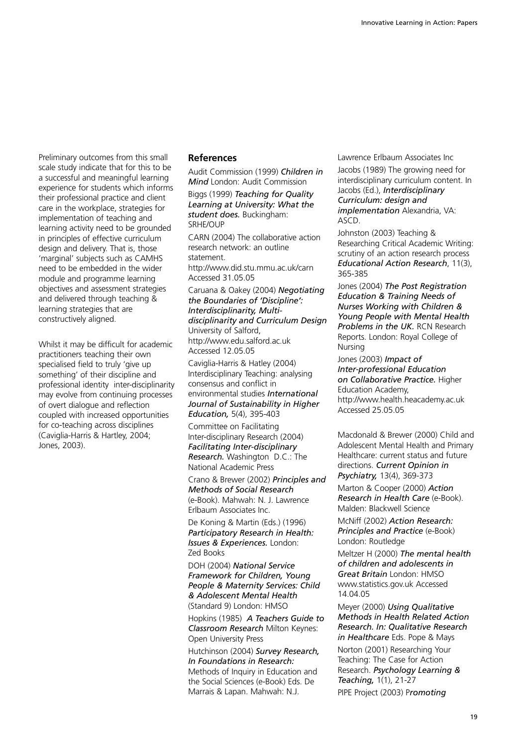Preliminary outcomes from this small scale study indicate that for this to be a successful and meaningful learning experience for students which informs their professional practice and client care in the workplace, strategies for implementation of teaching and learning activity need to be grounded in principles of effective curriculum design and delivery. That is, those 'marginal' subjects such as CAMHS need to be embedded in the wider module and programme learning objectives and assessment strategies and delivered through teaching & learning strategies that are constructively aligned.

Whilst it may be difficult for academic practitioners teaching their own specialised field to truly 'give up something' of their discipline and professional identity inter-disciplinarity may evolve from continuing processes of overt dialogue and reflection coupled with increased opportunities for co-teaching across disciplines (Caviglia-Harris & Hartley, 2004; Jones, 2003).

## References

Audit Commission (1999) ***Children in Mind*** London: Audit Commission

Biggs (1999) ***Teaching for Quality Learning at University: What the student does.*** Buckingham: SRHE/OUP

CARN (2004) The collaborative action research network: an outline statement. http://www.did.stu.mmu.ac.uk/carn Accessed 31.05.05

Caruana & Oakey (2004) ***Negotiating the Boundaries of 'Discipline': Interdisciplinarity, Multi-disciplinarity and Curriculum Design*** University of Salford, http://www.edu.salford.ac.uk Accessed 12.05.05

Caviglia-Harris & Hatley (2004) Interdisciplinary Teaching: analysing consensus and conflict in environmental studies ***International Journal of Sustainability in Higher Education,*** 5(4), 395-403

Committee on Facilitating Inter-disciplinary Research (2004) ***Facilitating Inter-disciplinary Research.*** Washington D.C.: The National Academic Press

Crano & Brewer (2002) ***Principles and Methods of Social Research*** (e-Book). Mahwah: N. J. Lawrence Erlbaum Associates Inc.

De Koning & Martin (Eds.) (1996) ***Participatory Research in Health: Issues & Experiences.*** London: Zed Books

DOH (2004) ***National Service Framework for Children, Young People & Maternity Services: Child & Adolescent Mental Health*** (Standard 9) London: HMSO

Hopkins (1985) ***A Teachers Guide to Classroom Research*** Milton Keynes: Open University Press

Hutchinson (2004) ***Survey Research, In Foundations in Research:*** Methods of Inquiry in Education and the Social Sciences (e-Book) Eds. De Marrais & Lapan. Mahwah: N.J. Lawrence Erlbaum Associates Inc

Jacobs (1989) The growing need for interdisciplinary curriculum content. In Jacobs (Ed.), ***Interdisciplinary Curriculum: design and implementation*** Alexandria, VA: ASCD.

Johnston (2003) Teaching & Researching Critical Academic Writing: scrutiny of an action research process ***Educational Action Research***, 11(3), 365-385

Jones (2004) ***The Post Registration Education & Training Needs of Nurses Working with Children & Young People with Mental Health Problems in the UK.*** RCN Research Reports. London: Royal College of Nursing

Jones (2003) ***Impact of Inter-professional Education on Collaborative Practice.*** Higher Education Academy, http://www.health.heacademy.ac.uk Accessed 25.05.05

Macdonald & Brewer (2000) Child and Adolescent Mental Health and Primary Healthcare: current status and future directions. ***Current Opinion in Psychiatry,*** 13(4), 369-373

Marton & Cooper (2000) ***Action Research in Health Care*** (e-Book). Malden: Blackwell Science

McNiff (2002) ***Action Research: Principles and Practice*** (e-Book) London: Routledge

Meltzer H (2000) ***The mental health of children and adolescents in Great Britain*** London: HMSO www.statistics.gov.uk Accessed 14.04.05

Meyer (2000) ***Using Qualitative Methods in Health Related Action Research. In: Qualitative Research in Healthcare*** Eds. Pope & Mays

Norton (2001) Researching Your Teaching: The Case for Action Research. ***Psychology Learning & Teaching,*** 1(1), 21-27

PIPE Project (2003) P***romoting***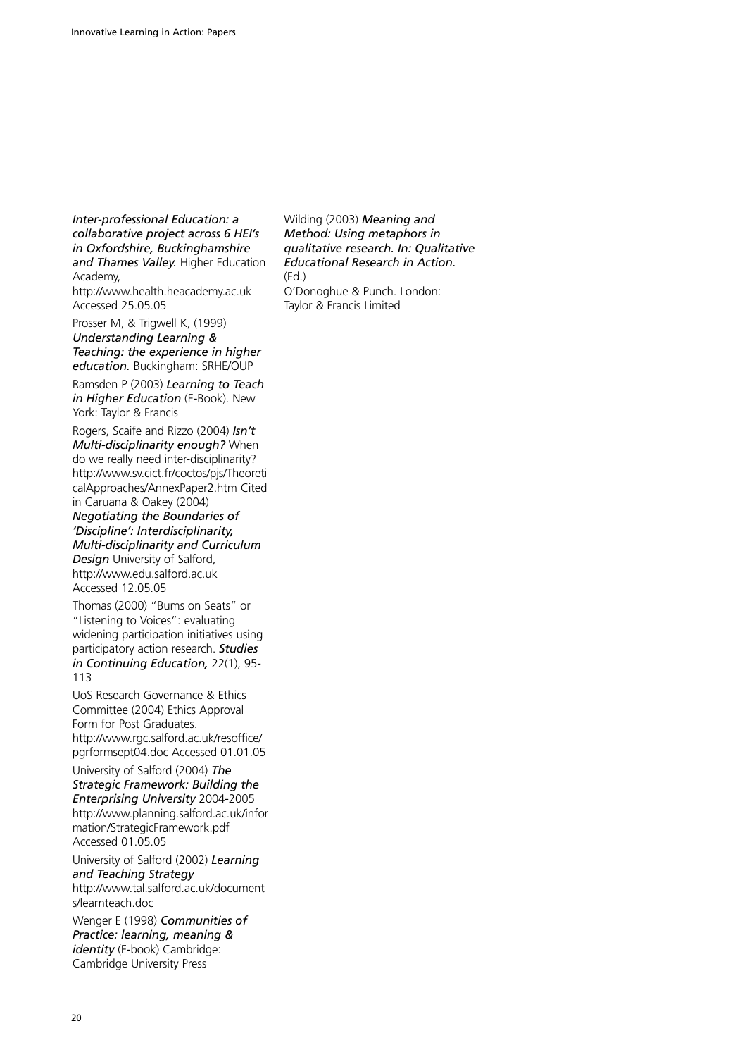*Inter-professional Education: a collaborative project across 6 HEI's in Oxfordshire, Buckinghamshire and Thames Valley.* Higher Education Academy, http://www.health.heacademy.ac.uk Accessed 25.05.05

Prosser M, & Trigwell K, (1999) ***Understanding Learning & Teaching: the experience in higher education.*** Buckingham: SRHE/OUP

Ramsden P (2003) ***Learning to Teach in Higher Education*** (E-Book). New York: Taylor & Francis

Rogers, Scaife and Rizzo (2004) ***Isn't Multi-disciplinarity enough?*** When do we really need inter-disciplinarity? http://www.sv.cict.fr/coctos/pjs/TheoreticalApproaches/AnnexPaper2.htm Cited in Caruana & Oakey (2004) ***Negotiating the Boundaries of 'Discipline': Interdisciplinarity, Multi-disciplinarity and Curriculum Design*** University of Salford, http://www.edu.salford.ac.uk Accessed 12.05.05

Thomas (2000) "Bums on Seats" or "Listening to Voices": evaluating widening participation initiatives using participatory action research. ***Studies in Continuing Education,*** 22(1), 95-113

UoS Research Governance & Ethics Committee (2004) Ethics Approval Form for Post Graduates. http://www.rgc.salford.ac.uk/resoffice/pgrformsept04.doc Accessed 01.01.05

University of Salford (2004) ***The Strategic Framework: Building the Enterprising University*** 2004-2005 http://www.planning.salford.ac.uk/information/StrategicFramework.pdf Accessed 01.05.05

University of Salford (2002) ***Learning and Teaching Strategy*** http://www.tal.salford.ac.uk/documents/learnteach.doc

Wenger E (1998) ***Communities of Practice: learning, meaning & identity*** (E-book) Cambridge: Cambridge University Press

Wilding (2003) ***Meaning and Method: Using metaphors in qualitative research. In: Qualitative Educational Research in Action.*** (Ed.) O'Donoghue & Punch. London: Taylor & Francis Limited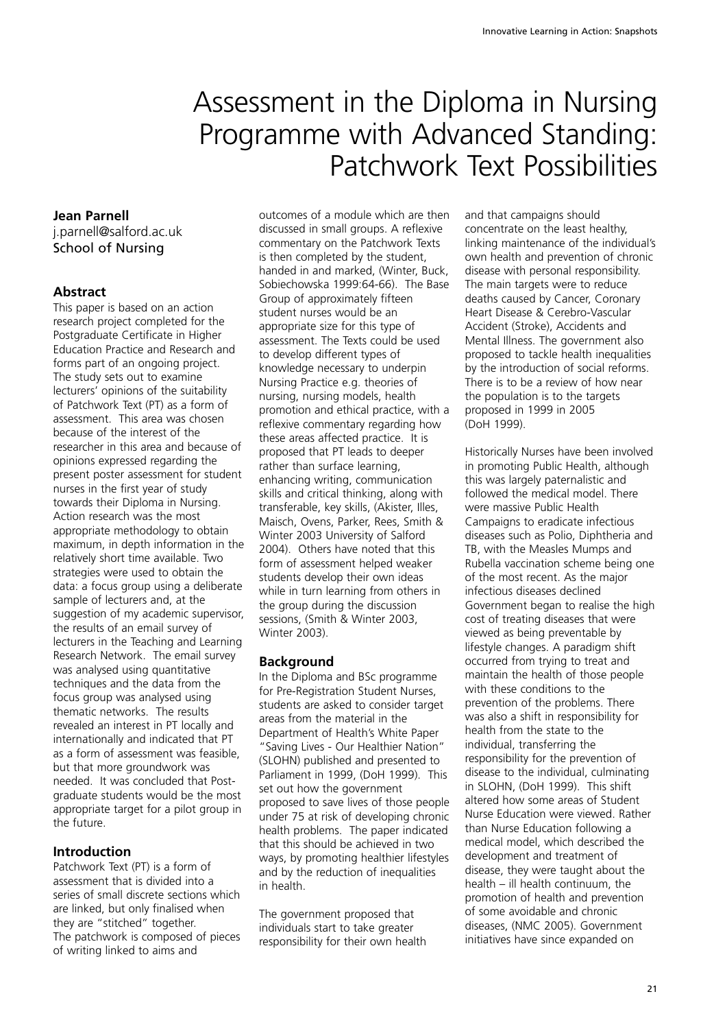# Assessment in the Diploma in Nursing Programme with Advanced Standing: Patchwork Text Possibilities

**Jean Parnell**
j.parnell@salford.ac.uk
School of Nursing

## Abstract

This paper is based on an action research project completed for the Postgraduate Certificate in Higher Education Practice and Research and forms part of an ongoing project. The study sets out to examine lecturers' opinions of the suitability of Patchwork Text (PT) as a form of assessment. This area was chosen because of the interest of the researcher in this area and because of opinions expressed regarding the present poster assessment for student nurses in the first year of study towards their Diploma in Nursing. Action research was the most appropriate methodology to obtain maximum, in depth information in the relatively short time available. Two strategies were used to obtain the data: a focus group using a deliberate sample of lecturers and, at the suggestion of my academic supervisor, the results of an email survey of lecturers in the Teaching and Learning Research Network. The email survey was analysed using quantitative techniques and the data from the focus group was analysed using thematic networks. The results revealed an interest in PT locally and internationally and indicated that PT as a form of assessment was feasible, but that more groundwork was needed. It was concluded that Post-graduate students would be the most appropriate target for a pilot group in the future.

## Introduction

Patchwork Text (PT) is a form of assessment that is divided into a series of small discrete sections which are linked, but only finalised when they are "stitched" together. The patchwork is composed of pieces of writing linked to aims and outcomes of a module which are then discussed in small groups. A reflexive commentary on the Patchwork Texts is then completed by the student, handed in and marked, (Winter, Buck, Sobiechowska 1999:64-66). The Base Group of approximately fifteen student nurses would be an appropriate size for this type of assessment. The Texts could be used to develop different types of knowledge necessary to underpin Nursing Practice e.g. theories of nursing, nursing models, health promotion and ethical practice, with a reflexive commentary regarding how these areas affected practice. It is proposed that PT leads to deeper rather than surface learning, enhancing writing, communication skills and critical thinking, along with transferable, key skills, (Akister, Illes, Maisch, Ovens, Parker, Rees, Smith & Winter 2003 University of Salford 2004). Others have noted that this form of assessment helped weaker students develop their own ideas while in turn learning from others in the group during the discussion sessions, (Smith & Winter 2003, Winter 2003).

## Background

In the Diploma and BSc programme for Pre-Registration Student Nurses, students are asked to consider target areas from the material in the Department of Health's White Paper "Saving Lives - Our Healthier Nation" (SLOHN) published and presented to Parliament in 1999, (DoH 1999). This set out how the government proposed to save lives of those people under 75 at risk of developing chronic health problems. The paper indicated that this should be achieved in two ways, by promoting healthier lifestyles and by the reduction of inequalities in health.

The government proposed that individuals start to take greater responsibility for their own health and that campaigns should concentrate on the least healthy, linking maintenance of the individual's own health and prevention of chronic disease with personal responsibility. The main targets were to reduce deaths caused by Cancer, Coronary Heart Disease & Cerebro-Vascular Accident (Stroke), Accidents and Mental Illness. The government also proposed to tackle health inequalities by the introduction of social reforms. There is to be a review of how near the population is to the targets proposed in 1999 in 2005 (DoH 1999).

Historically Nurses have been involved in promoting Public Health, although this was largely paternalistic and followed the medical model. There were massive Public Health Campaigns to eradicate infectious diseases such as Polio, Diphtheria and TB, with the Measles Mumps and Rubella vaccination scheme being one of the most recent. As the major infectious diseases declined Government began to realise the high cost of treating diseases that were viewed as being preventable by lifestyle changes. A paradigm shift occurred from trying to treat and maintain the health of those people with these conditions to the prevention of the problems. There was also a shift in responsibility for health from the state to the individual, transferring the responsibility for the prevention of disease to the individual, culminating in SLOHN, (DoH 1999). This shift altered how some areas of Student Nurse Education were viewed. Rather than Nurse Education following a medical model, which described the development and treatment of disease, they were taught about the health – ill health continuum, the promotion of health and prevention of some avoidable and chronic diseases, (NMC 2005). Government initiatives have since expanded on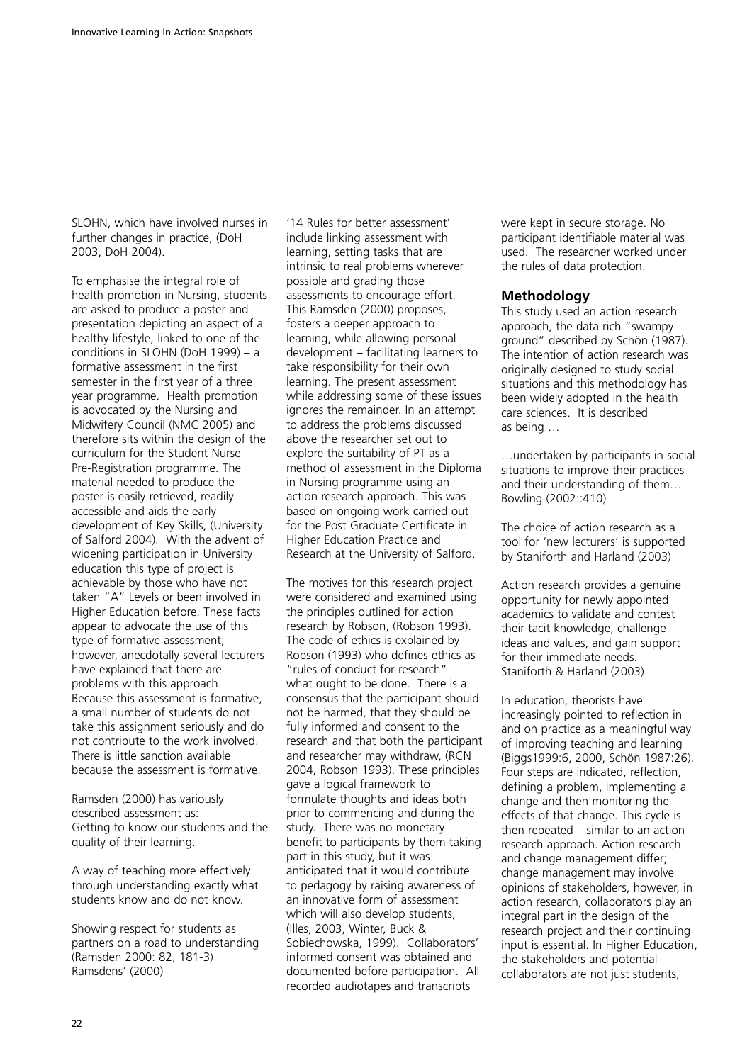SLOHN, which have involved nurses in further changes in practice, (DoH 2003, DoH 2004).

To emphasise the integral role of health promotion in Nursing, students are asked to produce a poster and presentation depicting an aspect of a healthy lifestyle, linked to one of the conditions in SLOHN (DoH 1999) – a formative assessment in the first semester in the first year of a three year programme. Health promotion is advocated by the Nursing and Midwifery Council (NMC 2005) and therefore sits within the design of the curriculum for the Student Nurse Pre-Registration programme. The material needed to produce the poster is easily retrieved, readily accessible and aids the early development of Key Skills, (University of Salford 2004). With the advent of widening participation in University education this type of project is achievable by those who have not taken "A" Levels or been involved in Higher Education before. These facts appear to advocate the use of this type of formative assessment; however, anecdotally several lecturers have explained that there are problems with this approach. Because this assessment is formative, a small number of students do not take this assignment seriously and do not contribute to the work involved. There is little sanction available because the assessment is formative.

Ramsden (2000) has variously described assessment as:
Getting to know our students and the quality of their learning.

A way of teaching more effectively through understanding exactly what students know and do not know.

Showing respect for students as partners on a road to understanding (Ramsden 2000: 82, 181-3)
Ramsdens' (2000)

'14 Rules for better assessment' include linking assessment with learning, setting tasks that are intrinsic to real problems wherever possible and grading those assessments to encourage effort. This Ramsden (2000) proposes, fosters a deeper approach to learning, while allowing personal development – facilitating learners to take responsibility for their own learning. The present assessment while addressing some of these issues ignores the remainder. In an attempt to address the problems discussed above the researcher set out to explore the suitability of PT as a method of assessment in the Diploma in Nursing programme using an action research approach. This was based on ongoing work carried out for the Post Graduate Certificate in Higher Education Practice and Research at the University of Salford.

The motives for this research project were considered and examined using the principles outlined for action research by Robson, (Robson 1993). The code of ethics is explained by Robson (1993) who defines ethics as "rules of conduct for research" – what ought to be done. There is a consensus that the participant should not be harmed, that they should be fully informed and consent to the research and that both the participant and researcher may withdraw, (RCN 2004, Robson 1993). These principles gave a logical framework to formulate thoughts and ideas both prior to commencing and during the study. There was no monetary benefit to participants by them taking part in this study, but it was anticipated that it would contribute to pedagogy by raising awareness of an innovative form of assessment which will also develop students, (Illes, 2003, Winter, Buck & Sobiechowska, 1999). Collaborators' informed consent was obtained and documented before participation. All recorded audiotapes and transcripts were kept in secure storage. No participant identifiable material was used. The researcher worked under the rules of data protection.

## Methodology

This study used an action research approach, the data rich "swampy ground" described by Schön (1987). The intention of action research was originally designed to study social situations and this methodology has been widely adopted in the health care sciences. It is described as being …

…undertaken by participants in social situations to improve their practices and their understanding of them… Bowling (2002::410)

The choice of action research as a tool for 'new lecturers' is supported by Staniforth and Harland (2003)

Action research provides a genuine opportunity for newly appointed academics to validate and contest their tacit knowledge, challenge ideas and values, and gain support for their immediate needs.
Staniforth & Harland (2003)

In education, theorists have increasingly pointed to reflection in and on practice as a meaningful way of improving teaching and learning (Biggs1999:6, 2000, Schön 1987:26). Four steps are indicated, reflection, defining a problem, implementing a change and then monitoring the effects of that change. This cycle is then repeated – similar to an action research approach. Action research and change management differ; change management may involve opinions of stakeholders, however, in action research, collaborators play an integral part in the design of the research project and their continuing input is essential. In Higher Education, the stakeholders and potential collaborators are not just students,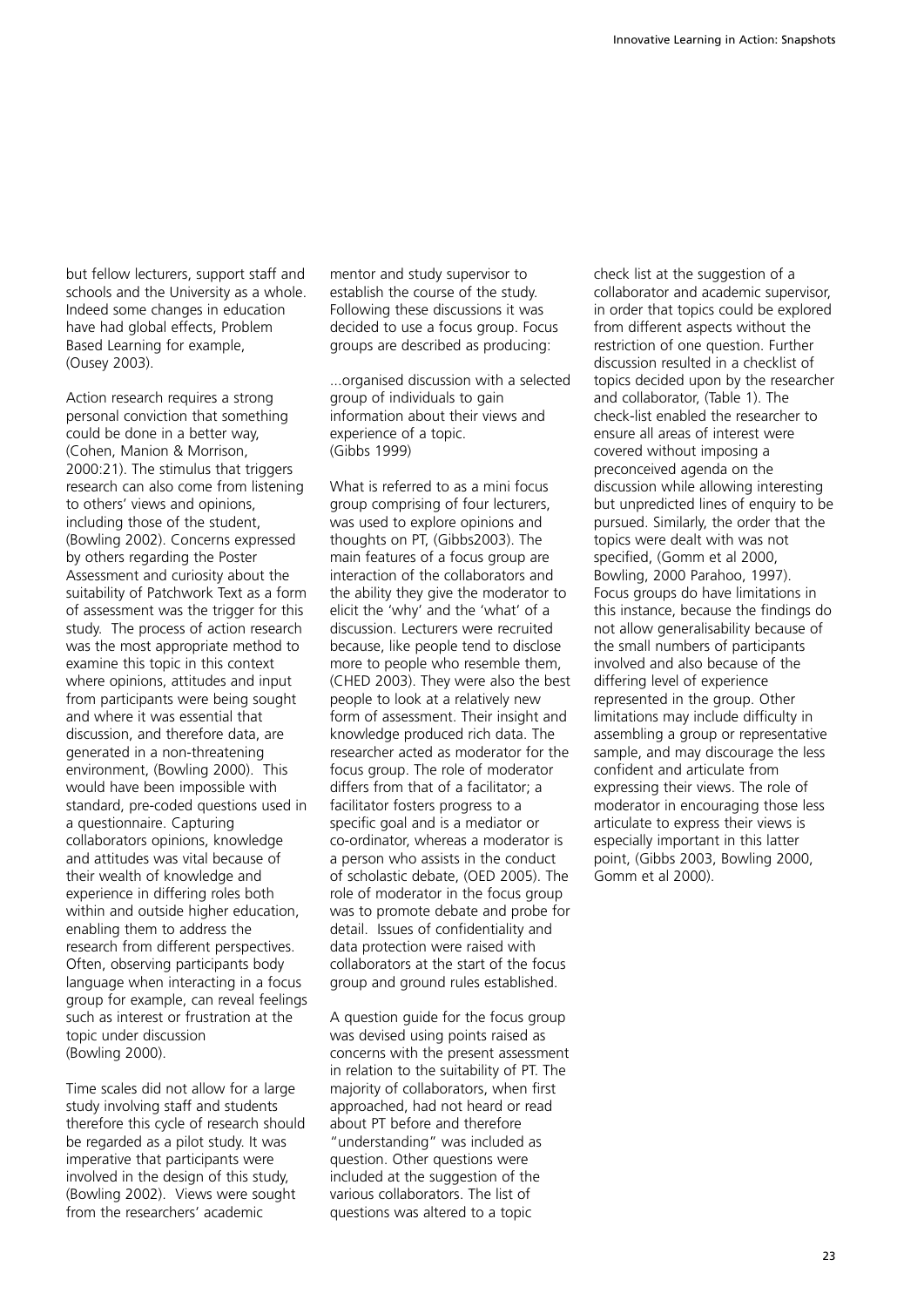but fellow lecturers, support staff and schools and the University as a whole. Indeed some changes in education have had global effects, Problem Based Learning for example, (Ousey 2003).

Action research requires a strong personal conviction that something could be done in a better way, (Cohen, Manion & Morrison, 2000:21). The stimulus that triggers research can also come from listening to others' views and opinions, including those of the student, (Bowling 2002). Concerns expressed by others regarding the Poster Assessment and curiosity about the suitability of Patchwork Text as a form of assessment was the trigger for this study. The process of action research was the most appropriate method to examine this topic in this context where opinions, attitudes and input from participants were being sought and where it was essential that discussion, and therefore data, are generated in a non-threatening environment, (Bowling 2000). This would have been impossible with standard, pre-coded questions used in a questionnaire. Capturing collaborators opinions, knowledge and attitudes was vital because of their wealth of knowledge and experience in differing roles both within and outside higher education, enabling them to address the research from different perspectives. Often, observing participants body language when interacting in a focus group for example, can reveal feelings such as interest or frustration at the topic under discussion (Bowling 2000).

Time scales did not allow for a large study involving staff and students therefore this cycle of research should be regarded as a pilot study. It was imperative that participants were involved in the design of this study, (Bowling 2002). Views were sought from the researchers' academic mentor and study supervisor to establish the course of the study. Following these discussions it was decided to use a focus group. Focus groups are described as producing:

> ...organised discussion with a selected group of individuals to gain information about their views and experience of a topic. (Gibbs 1999)

What is referred to as a mini focus group comprising of four lecturers, was used to explore opinions and thoughts on PT, (Gibbs2003). The main features of a focus group are interaction of the collaborators and the ability they give the moderator to elicit the 'why' and the 'what' of a discussion. Lecturers were recruited because, like people tend to disclose more to people who resemble them, (CHED 2003). They were also the best people to look at a relatively new form of assessment. Their insight and knowledge produced rich data. The researcher acted as moderator for the focus group. The role of moderator differs from that of a facilitator; a facilitator fosters progress to a specific goal and is a mediator or co-ordinator, whereas a moderator is a person who assists in the conduct of scholastic debate, (OED 2005). The role of moderator in the focus group was to promote debate and probe for detail. Issues of confidentiality and data protection were raised with collaborators at the start of the focus group and ground rules established.

A question guide for the focus group was devised using points raised as concerns with the present assessment in relation to the suitability of PT. The majority of collaborators, when first approached, had not heard or read about PT before and therefore "understanding" was included as question. Other questions were included at the suggestion of the various collaborators. The list of questions was altered to a topic check list at the suggestion of a collaborator and academic supervisor, in order that topics could be explored from different aspects without the restriction of one question. Further discussion resulted in a checklist of topics decided upon by the researcher and collaborator, (Table 1). The check-list enabled the researcher to ensure all areas of interest were covered without imposing a preconceived agenda on the discussion while allowing interesting but unpredicted lines of enquiry to be pursued. Similarly, the order that the topics were dealt with was not specified, (Gomm et al 2000, Bowling, 2000 Parahoo, 1997). Focus groups do have limitations in this instance, because the findings do not allow generalisability because of the small numbers of participants involved and also because of the differing level of experience represented in the group. Other limitations may include difficulty in assembling a group or representative sample, and may discourage the less confident and articulate from expressing their views. The role of moderator in encouraging those less articulate to express their views is especially important in this latter point, (Gibbs 2003, Bowling 2000, Gomm et al 2000).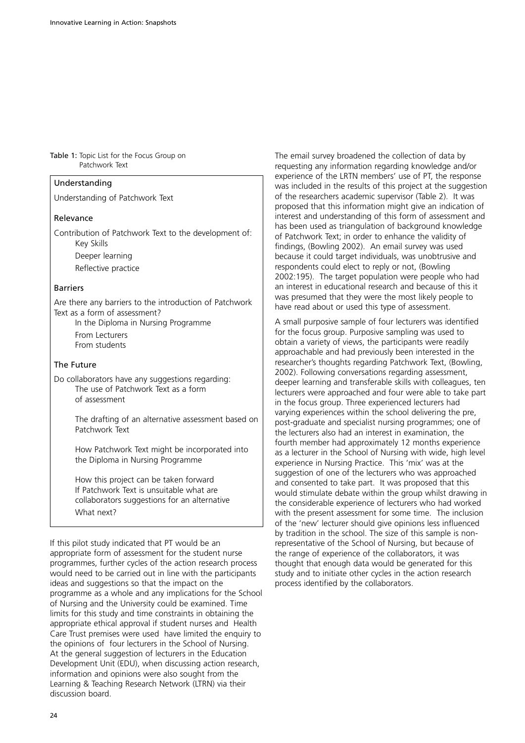Table 1: Topic List for the Focus Group on Patchwork Text

**Understanding**

Understanding of Patchwork Text

**Relevance**

Contribution of Patchwork Text to the development of:

- Key Skills
- Deeper learning
- Reflective practice

**Barriers**

Are there any barriers to the introduction of Patchwork Text as a form of assessment?

- In the Diploma in Nursing Programme
- From Lecturers
- From students

**The Future**

Do collaborators have any suggestions regarding:

- The use of Patchwork Text as a form of assessment
- The drafting of an alternative assessment based on Patchwork Text
- How Patchwork Text might be incorporated into the Diploma in Nursing Programme
- How this project can be taken forward
- If Patchwork Text is unsuitable what are collaborators suggestions for an alternative
- What next?

If this pilot study indicated that PT would be an appropriate form of assessment for the student nurse programmes, further cycles of the action research process would need to be carried out in line with the participants ideas and suggestions so that the impact on the programme as a whole and any implications for the School of Nursing and the University could be examined. Time limits for this study and time constraints in obtaining the appropriate ethical approval if student nurses and Health Care Trust premises were used have limited the enquiry to the opinions of four lecturers in the School of Nursing. At the general suggestion of lecturers in the Education Development Unit (EDU), when discussing action research, information and opinions were also sought from the Learning & Teaching Research Network (LTRN) via their discussion board.

The email survey broadened the collection of data by requesting any information regarding knowledge and/or experience of the LRTN members' use of PT, the response was included in the results of this project at the suggestion of the researchers academic supervisor (Table 2). It was proposed that this information might give an indication of interest and understanding of this form of assessment and has been used as triangulation of background knowledge of Patchwork Text; in order to enhance the validity of findings, (Bowling 2002). An email survey was used because it could target individuals, was unobtrusive and respondents could elect to reply or not, (Bowling 2002:195). The target population were people who had an interest in educational research and because of this it was presumed that they were the most likely people to have read about or used this type of assessment.

A small purposive sample of four lecturers was identified for the focus group. Purposive sampling was used to obtain a variety of views, the participants were readily approachable and had previously been interested in the researcher's thoughts regarding Patchwork Text, (Bowling, 2002). Following conversations regarding assessment, deeper learning and transferable skills with colleagues, ten lecturers were approached and four were able to take part in the focus group. Three experienced lecturers had varying experiences within the school delivering the pre, post-graduate and specialist nursing programmes; one of the lecturers also had an interest in examination, the fourth member had approximately 12 months experience as a lecturer in the School of Nursing with wide, high level experience in Nursing Practice. This 'mix' was at the suggestion of one of the lecturers who was approached and consented to take part. It was proposed that this would stimulate debate within the group whilst drawing in the considerable experience of lecturers who had worked with the present assessment for some time. The inclusion of the 'new' lecturer should give opinions less influenced by tradition in the school. The size of this sample is non-representative of the School of Nursing, but because of the range of experience of the collaborators, it was thought that enough data would be generated for this study and to initiate other cycles in the action research process identified by the collaborators.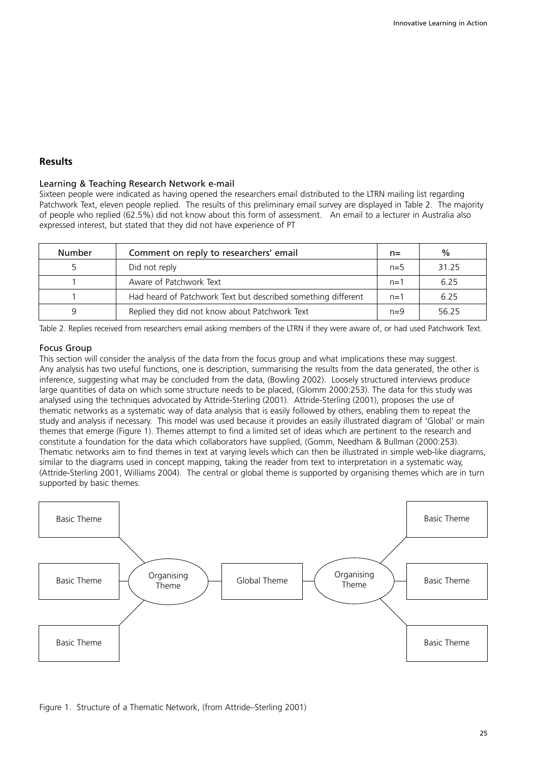## Results

### Learning & Teaching Research Network e-mail

Sixteen people were indicated as having opened the researchers email distributed to the LTRN mailing list regarding Patchwork Text, eleven people replied. The results of this preliminary email survey are displayed in Table 2. The majority of people who replied (62.5%) did not know about this form of assessment. An email to a lecturer in Australia also expressed interest, but stated that they did not have experience of PT

| Number | Comment on reply to researchers' email | n= | % |
|---|---|---|---|
| 5 | Did not reply | n=5 | 31.25 |
| 1 | Aware of Patchwork Text | n=1 | 6.25 |
| 1 | Had heard of Patchwork Text but described something different | n=1 | 6.25 |
| 9 | Replied they did not know about Patchwork Text | n=9 | 56.25 |

Table 2. Replies received from researchers email asking members of the LTRN if they were aware of, or had used Patchwork Text.

### Focus Group

This section will consider the analysis of the data from the focus group and what implications these may suggest. Any analysis has two useful functions, one is description, summarising the results from the data generated, the other is inference, suggesting what may be concluded from the data, (Bowling 2002). Loosely structured interviews produce large quantities of data on which some structure needs to be placed, (Glomm 2000:253). The data for this study was analysed using the techniques advocated by Attride-Sterling (2001). Attride-Sterling (2001), proposes the use of thematic networks as a systematic way of data analysis that is easily followed by others, enabling them to repeat the study and analysis if necessary. This model was used because it provides an easily illustrated diagram of 'Global' or main themes that emerge (Figure 1). Themes attempt to find a limited set of ideas which are pertinent to the research and constitute a foundation for the data which collaborators have supplied, (Gomm, Needham & Bullman (2000:253). Thematic networks aim to find themes in text at varying levels which can then be illustrated in simple web-like diagrams, similar to the diagrams used in concept mapping, taking the reader from text to interpretation in a systematic way, (Attride-Sterling 2001, Williams 2004). The central or global theme is supported by organising themes which are in turn supported by basic themes.

Basic Theme | Basic Theme | Basic Theme — Organising Theme — Global Theme — Organising Theme — Basic Theme | Basic Theme | Basic Theme

Figure 1. Structure of a Thematic Network, (from Attride–Sterling 2001)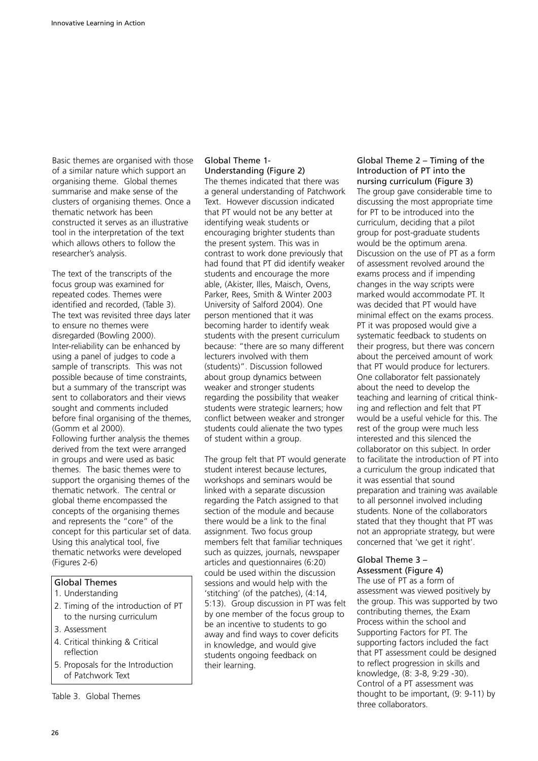Basic themes are organised with those of a similar nature which support an organising theme. Global themes summarise and make sense of the clusters of organising themes. Once a thematic network has been constructed it serves as an illustrative tool in the interpretation of the text which allows others to follow the researcher's analysis.

The text of the transcripts of the focus group was examined for repeated codes. Themes were identified and recorded, (Table 3). The text was revisited three days later to ensure no themes were disregarded (Bowling 2000). Inter-reliability can be enhanced by using a panel of judges to code a sample of transcripts. This was not possible because of time constraints, but a summary of the transcript was sent to collaborators and their views sought and comments included before final organising of the themes, (Gomm et al 2000).

Following further analysis the themes derived from the text were arranged in groups and were used as basic themes. The basic themes were to support the organising themes of the thematic network. The central or global theme encompassed the concepts of the organising themes and represents the "core" of the concept for this particular set of data. Using this analytical tool, five thematic networks were developed (Figures 2-6)

| Global Themes |
| --- |
| 1. Understanding |
| 2. Timing of the introduction of PT to the nursing curriculum |
| 3. Assessment |
| 4. Critical thinking & Critical reflection |
| 5. Proposals for the Introduction of Patchwork Text |

Table 3. Global Themes

### Global Theme 1- Understanding (Figure 2)

The themes indicated that there was a general understanding of Patchwork Text. However discussion indicated that PT would not be any better at identifying weak students or encouraging brighter students than the present system. This was in contrast to work done previously that had found that PT did identify weaker students and encourage the more able, (Akister, Illes, Maisch, Ovens, Parker, Rees, Smith & Winter 2003 University of Salford 2004). One person mentioned that it was becoming harder to identify weak students with the present curriculum because: "there are so many different lecturers involved with them (students)". Discussion followed about group dynamics between weaker and stronger students regarding the possibility that weaker students were strategic learners; how conflict between weaker and stronger students could alienate the two types of student within a group.

The group felt that PT would generate student interest because lectures, workshops and seminars would be linked with a separate discussion regarding the Patch assigned to that section of the module and because there would be a link to the final assignment. Two focus group members felt that familiar techniques such as quizzes, journals, newspaper articles and questionnaires (6:20) could be used within the discussion sessions and would help with the 'stitching' (of the patches), (4:14, 5:13). Group discussion in PT was felt by one member of the focus group to be an incentive to students to go away and find ways to cover deficits in knowledge, and would give students ongoing feedback on their learning.

### Global Theme 2 – Timing of the Introduction of PT into the nursing curriculum (Figure 3)

The group gave considerable time to discussing the most appropriate time for PT to be introduced into the curriculum, deciding that a pilot group for post-graduate students would be the optimum arena. Discussion on the use of PT as a form of assessment revolved around the exams process and if impending changes in the way scripts were marked would accommodate PT. It was decided that PT would have minimal effect on the exams process. PT it was proposed would give a systematic feedback to students on their progress, but there was concern about the perceived amount of work that PT would produce for lecturers. One collaborator felt passionately about the need to develop the teaching and learning of critical thinking and reflection and felt that PT would be a useful vehicle for this. The rest of the group were much less interested and this silenced the collaborator on this subject. In order to facilitate the introduction of PT into a curriculum the group indicated that it was essential that sound preparation and training was available to all personnel involved including students. None of the collaborators stated that they thought that PT was not an appropriate strategy, but were concerned that 'we get it right'.

### Global Theme 3 – Assessment (Figure 4)

The use of PT as a form of assessment was viewed positively by the group. This was supported by two contributing themes, the Exam Process within the school and Supporting Factors for PT. The supporting factors included the fact that PT assessment could be designed to reflect progression in skills and knowledge, (8: 3-8, 9:29 -30). Control of a PT assessment was thought to be important, (9: 9-11) by three collaborators.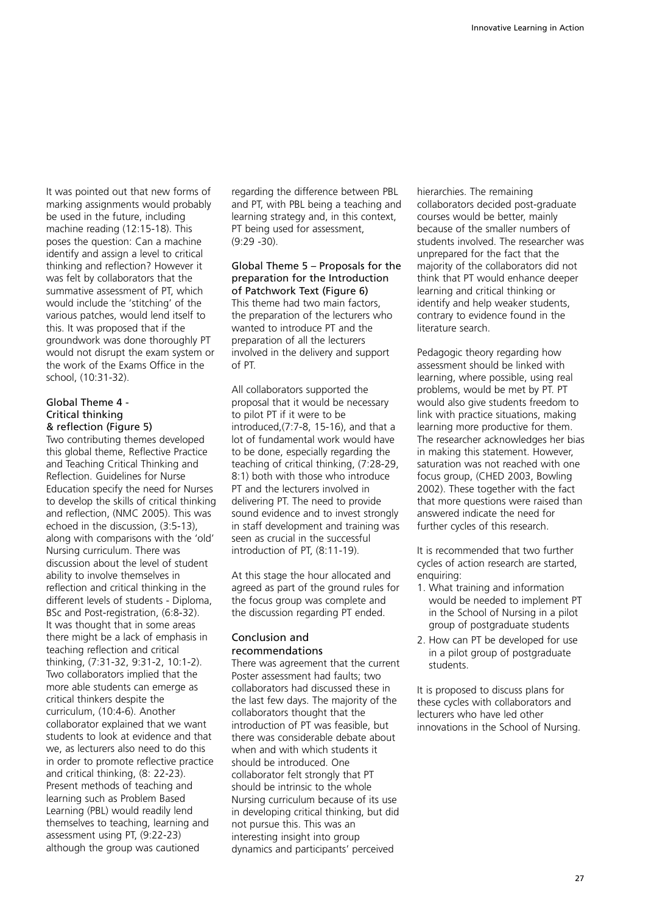It was pointed out that new forms of marking assignments would probably be used in the future, including machine reading (12:15-18). This poses the question: Can a machine identify and assign a level to critical thinking and reflection? However it was felt by collaborators that the summative assessment of PT, which would include the 'stitching' of the various patches, would lend itself to this. It was proposed that if the groundwork was done thoroughly PT would not disrupt the exam system or the work of the Exams Office in the school, (10:31-32).

#### Global Theme 4 - Critical thinking & reflection (Figure 5)

Two contributing themes developed this global theme, Reflective Practice and Teaching Critical Thinking and Reflection. Guidelines for Nurse Education specify the need for Nurses to develop the skills of critical thinking and reflection, (NMC 2005). This was echoed in the discussion, (3:5-13), along with comparisons with the 'old' Nursing curriculum. There was discussion about the level of student ability to involve themselves in reflection and critical thinking in the different levels of students - Diploma, BSc and Post-registration, (6:8-32). It was thought that in some areas there might be a lack of emphasis in teaching reflection and critical thinking, (7:31-32, 9:31-2, 10:1-2). Two collaborators implied that the more able students can emerge as critical thinkers despite the curriculum, (10:4-6). Another collaborator explained that we want students to look at evidence and that we, as lecturers also need to do this in order to promote reflective practice and critical thinking, (8: 22-23). Present methods of teaching and learning such as Problem Based Learning (PBL) would readily lend themselves to teaching, learning and assessment using PT, (9:22-23) although the group was cautioned regarding the difference between PBL and PT, with PBL being a teaching and learning strategy and, in this context, PT being used for assessment, (9:29 -30).

#### Global Theme 5 – Proposals for the preparation for the Introduction of Patchwork Text (Figure 6)

This theme had two main factors, the preparation of the lecturers who wanted to introduce PT and the preparation of all the lecturers involved in the delivery and support of PT.

All collaborators supported the proposal that it would be necessary to pilot PT if it were to be introduced,(7:7-8, 15-16), and that a lot of fundamental work would have to be done, especially regarding the teaching of critical thinking, (7:28-29, 8:1) both with those who introduce PT and the lecturers involved in delivering PT. The need to provide sound evidence and to invest strongly in staff development and training was seen as crucial in the successful introduction of PT, (8:11-19).

At this stage the hour allocated and agreed as part of the ground rules for the focus group was complete and the discussion regarding PT ended.

### Conclusion and recommendations

There was agreement that the current Poster assessment had faults; two collaborators had discussed these in the last few days. The majority of the collaborators thought that the introduction of PT was feasible, but there was considerable debate about when and with which students it should be introduced. One collaborator felt strongly that PT should be intrinsic to the whole Nursing curriculum because of its use in developing critical thinking, but did not pursue this. This was an interesting insight into group dynamics and participants' perceived hierarchies. The remaining collaborators decided post-graduate courses would be better, mainly because of the smaller numbers of students involved. The researcher was unprepared for the fact that the majority of the collaborators did not think that PT would enhance deeper learning and critical thinking or identify and help weaker students, contrary to evidence found in the literature search.

Pedagogic theory regarding how assessment should be linked with learning, where possible, using real problems, would be met by PT. PT would also give students freedom to link with practice situations, making learning more productive for them. The researcher acknowledges her bias in making this statement. However, saturation was not reached with one focus group, (CHED 2003, Bowling 2002). These together with the fact that more questions were raised than answered indicate the need for further cycles of this research.

It is recommended that two further cycles of action research are started, enquiring:

1. What training and information would be needed to implement PT in the School of Nursing in a pilot group of postgraduate students
2. How can PT be developed for use in a pilot group of postgraduate students.

It is proposed to discuss plans for these cycles with collaborators and lecturers who have led other innovations in the School of Nursing.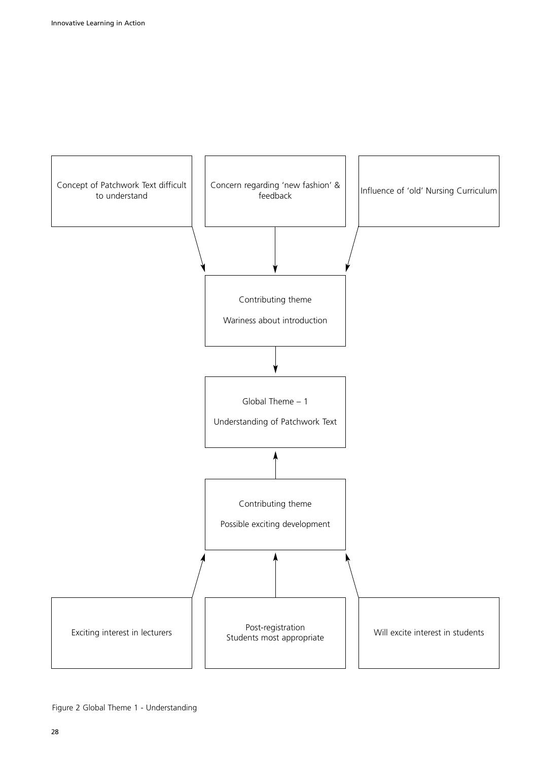Concept of Patchwork Text difficult to understand

Concern regarding 'new fashion' & feedback

Influence of 'old' Nursing Curriculum

Contributing theme

Wariness about introduction

Global Theme – 1

Understanding of Patchwork Text

Contributing theme

Possible exciting development

Exciting interest in lecturers

Post-registration Students most appropriate

Will excite interest in students

Figure 2 Global Theme 1 - Understanding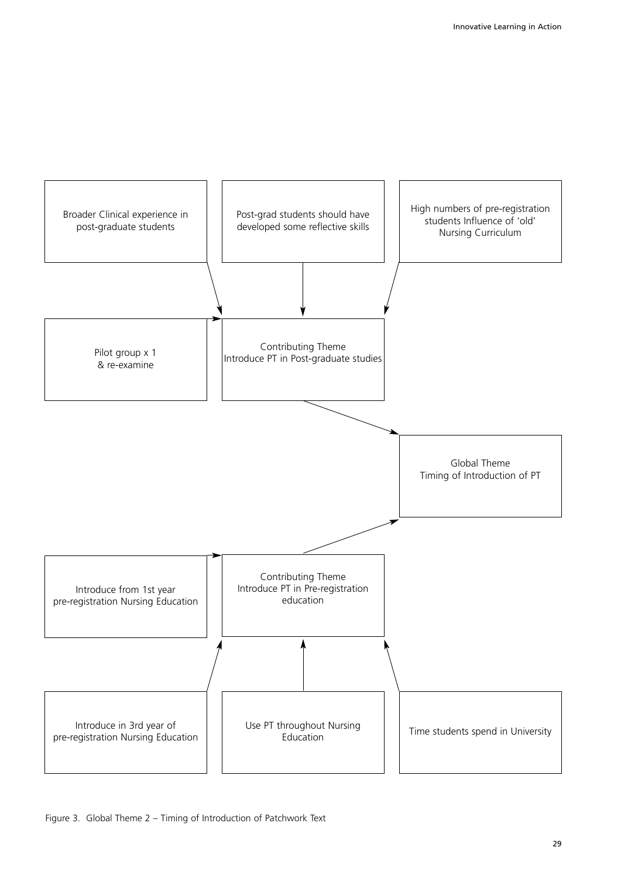Broader Clinical experience in post-graduate students

Post-grad students should have developed some reflective skills

High numbers of pre-registration students Influence of 'old' Nursing Curriculum

Pilot group x 1 & re-examine

Contributing Theme
Introduce PT in Post-graduate studies

Global Theme
Timing of Introduction of PT

Introduce from 1st year pre-registration Nursing Education

Contributing Theme
Introduce PT in Pre-registration education

Introduce in 3rd year of pre-registration Nursing Education

Use PT throughout Nursing Education

Time students spend in University

Figure 3. Global Theme 2 – Timing of Introduction of Patchwork Text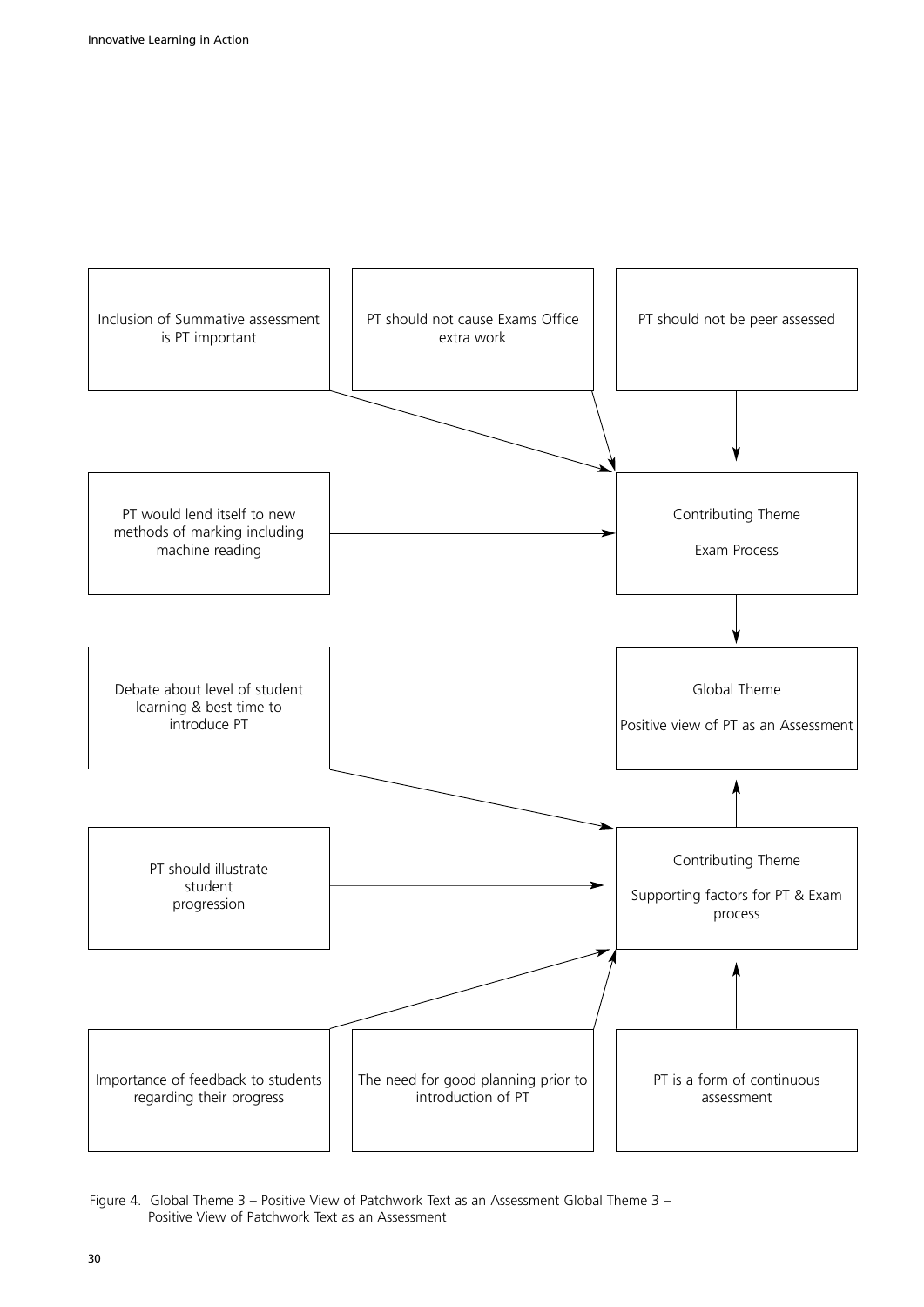Inclusion of Summative assessment is PT important

PT should not cause Exams Office extra work

PT should not be peer assessed

PT would lend itself to new methods of marking including machine reading

Contributing Theme

Exam Process

Debate about level of student learning & best time to introduce PT

Global Theme

Positive view of PT as an Assessment

PT should illustrate student progression

Contributing Theme

Supporting factors for PT & Exam process

Importance of feedback to students regarding their progress

The need for good planning prior to introduction of PT

PT is a form of continuous assessment

Figure 4. Global Theme 3 – Positive View of Patchwork Text as an Assessment Global Theme 3 – Positive View of Patchwork Text as an Assessment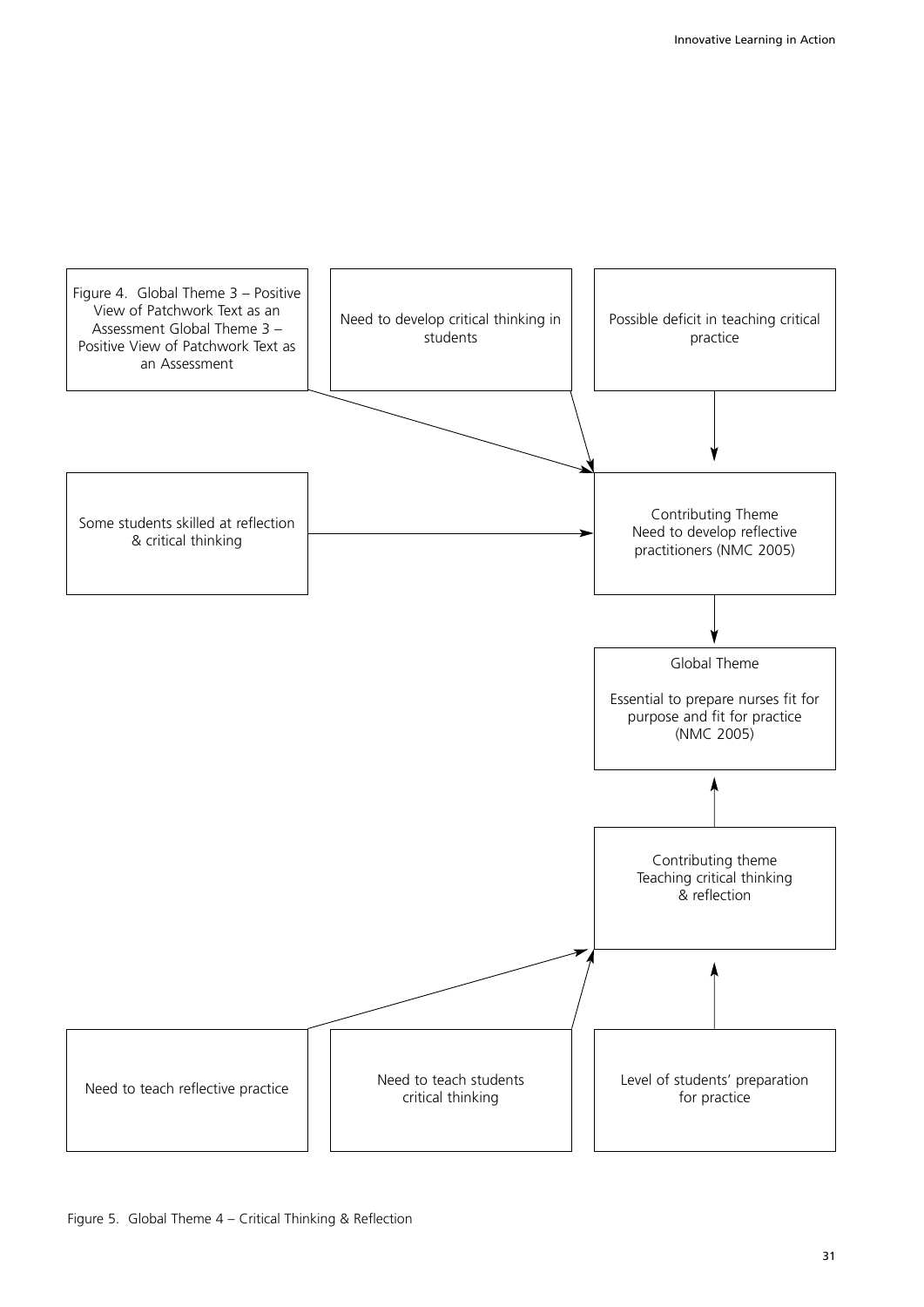Figure 4. Global Theme 3 – Positive View of Patchwork Text as an Assessment Global Theme 3 – Positive View of Patchwork Text as an Assessment

Need to develop critical thinking in students

Possible deficit in teaching critical practice

Some students skilled at reflection & critical thinking

Contributing Theme
Need to develop reflective practitioners (NMC 2005)

Global Theme

Essential to prepare nurses fit for purpose and fit for practice (NMC 2005)

Contributing theme
Teaching critical thinking & reflection

Need to teach reflective practice

Need to teach students critical thinking

Level of students' preparation for practice

Figure 5. Global Theme 4 – Critical Thinking & Reflection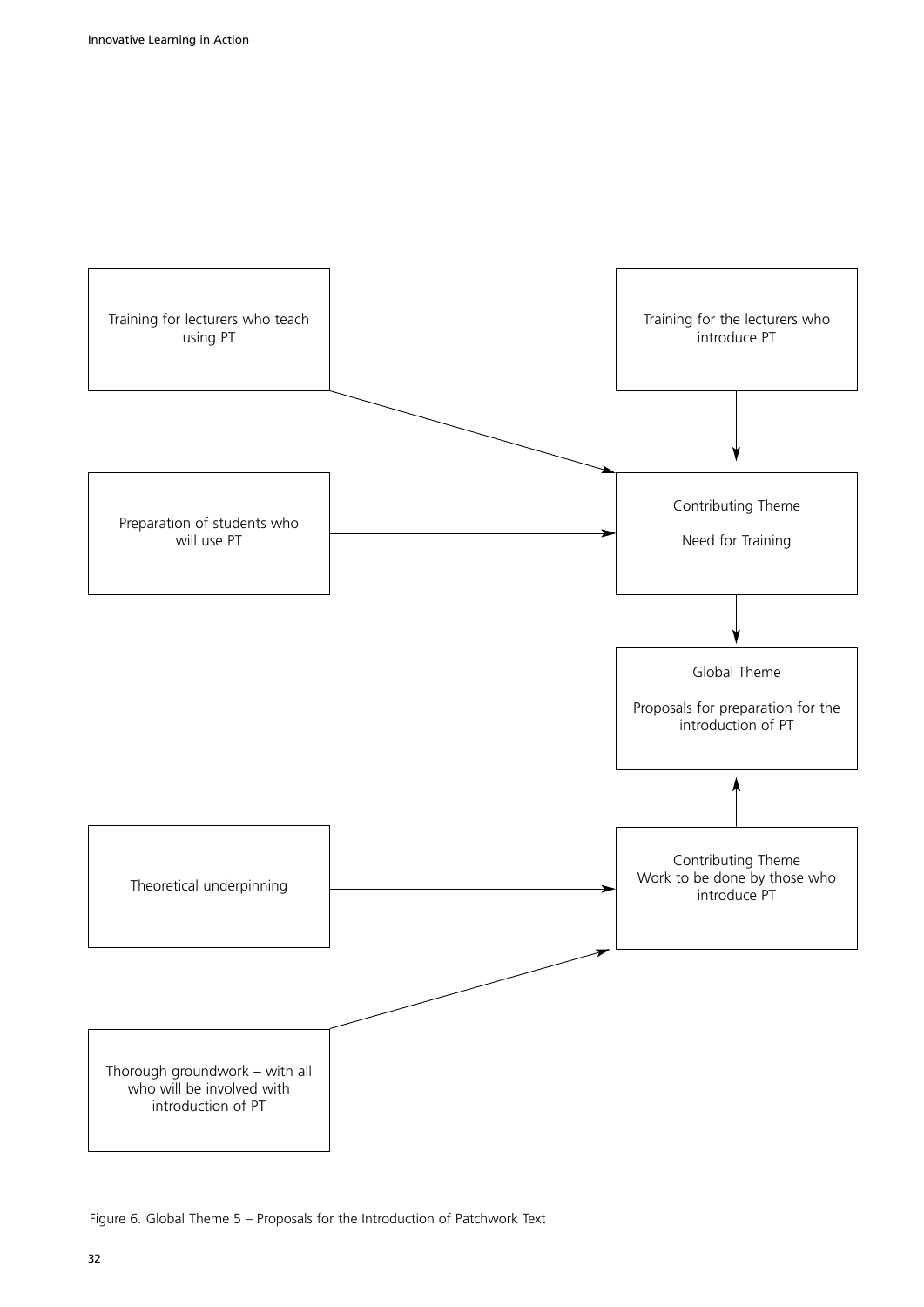Training for lecturers who teach using PT

Training for the lecturers who introduce PT

Preparation of students who will use PT

Contributing Theme

Need for Training

Global Theme

Proposals for preparation for the introduction of PT

Theoretical underpinning

Contributing Theme
Work to be done by those who introduce PT

Thorough groundwork – with all who will be involved with introduction of PT

Figure 6. Global Theme 5 – Proposals for the Introduction of Patchwork Text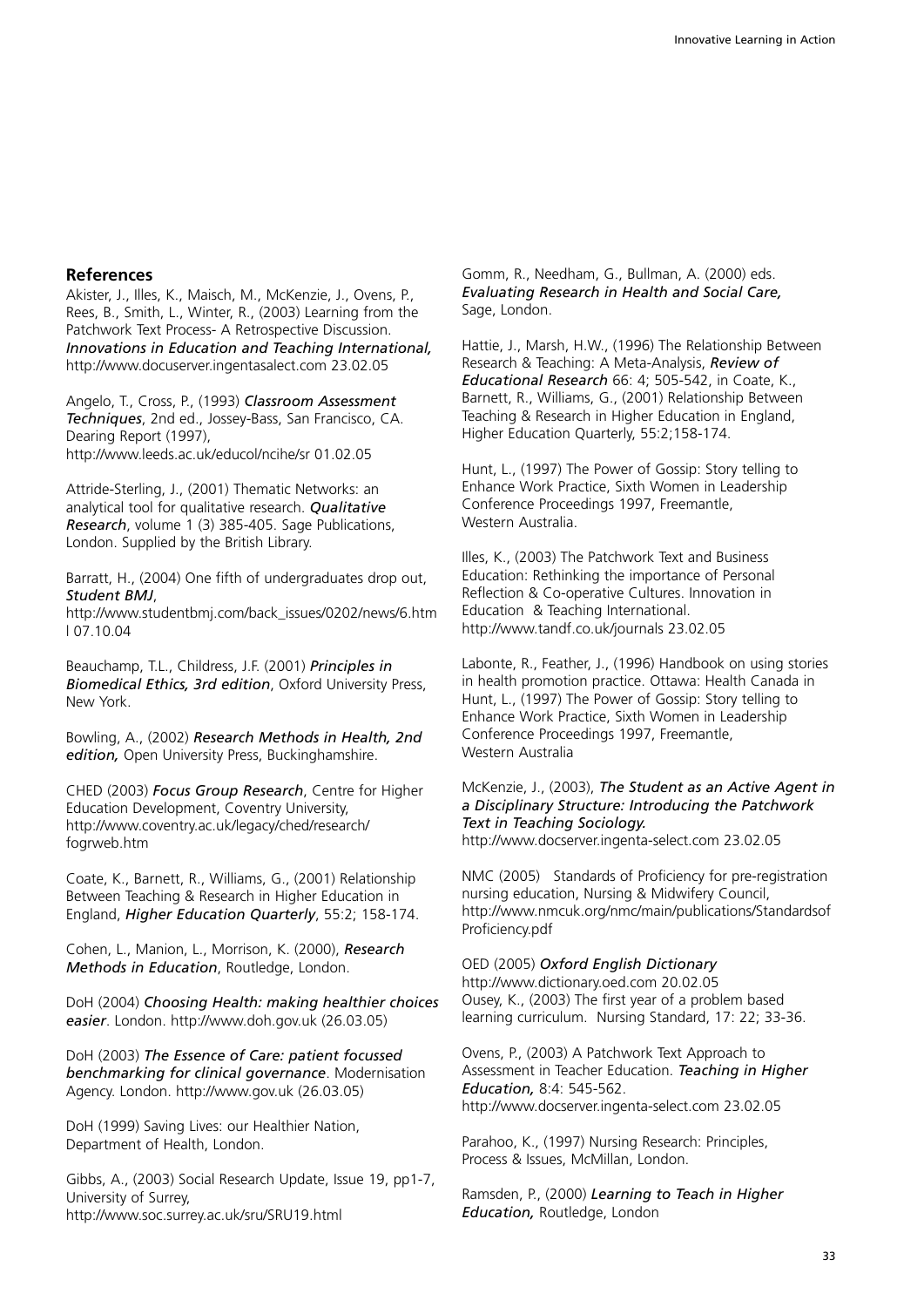## References

Akister, J., Illes, K., Maisch, M., McKenzie, J., Ovens, P., Rees, B., Smith, L., Winter, R., (2003) Learning from the Patchwork Text Process- A Retrospective Discussion. ***Innovations in Education and Teaching International,*** http://www.docuserver.ingentasalect.com 23.02.05

Angelo, T., Cross, P., (1993) ***Classroom Assessment Techniques***, 2nd ed., Jossey-Bass, San Francisco, CA. Dearing Report (1997), http://www.leeds.ac.uk/educol/ncihe/sr 01.02.05

Attride-Sterling, J., (2001) Thematic Networks: an analytical tool for qualitative research. ***Qualitative Research***, volume 1 (3) 385-405. Sage Publications, London. Supplied by the British Library.

Barratt, H., (2004) One fifth of undergraduates drop out, ***Student BMJ***, http://www.studentbmj.com/back_issues/0202/news/6.html 07.10.04

Beauchamp, T.L., Childress, J.F. (2001) ***Principles in Biomedical Ethics, 3rd edition***, Oxford University Press, New York.

Bowling, A., (2002) ***Research Methods in Health, 2nd edition,*** Open University Press, Buckinghamshire.

CHED (2003) ***Focus Group Research***, Centre for Higher Education Development, Coventry University, http://www.coventry.ac.uk/legacy/ched/research/fogrweb.htm

Coate, K., Barnett, R., Williams, G., (2001) Relationship Between Teaching & Research in Higher Education in England, ***Higher Education Quarterly***, 55:2; 158-174.

Cohen, L., Manion, L., Morrison, K. (2000), ***Research Methods in Education***, Routledge, London.

DoH (2004) ***Choosing Health: making healthier choices easier***. London. http://www.doh.gov.uk (26.03.05)

DoH (2003) ***The Essence of Care: patient focussed benchmarking for clinical governance***. Modernisation Agency. London. http://www.gov.uk (26.03.05)

DoH (1999) Saving Lives: our Healthier Nation, Department of Health, London.

Gibbs, A., (2003) Social Research Update, Issue 19, pp1-7, University of Surrey, http://www.soc.surrey.ac.uk/sru/SRU19.html

Gomm, R., Needham, G., Bullman, A. (2000) eds. ***Evaluating Research in Health and Social Care,*** Sage, London.

Hattie, J., Marsh, H.W., (1996) The Relationship Between Research & Teaching: A Meta-Analysis, ***Review of Educational Research*** 66: 4; 505-542, in Coate, K., Barnett, R., Williams, G., (2001) Relationship Between Teaching & Research in Higher Education in England, Higher Education Quarterly, 55:2;158-174.

Hunt, L., (1997) The Power of Gossip: Story telling to Enhance Work Practice, Sixth Women in Leadership Conference Proceedings 1997, Freemantle, Western Australia.

Illes, K., (2003) The Patchwork Text and Business Education: Rethinking the importance of Personal Reflection & Co-operative Cultures. Innovation in Education & Teaching International. http://www.tandf.co.uk/journals 23.02.05

Labonte, R., Feather, J., (1996) Handbook on using stories in health promotion practice. Ottawa: Health Canada in Hunt, L., (1997) The Power of Gossip: Story telling to Enhance Work Practice, Sixth Women in Leadership Conference Proceedings 1997, Freemantle, Western Australia

McKenzie, J., (2003), ***The Student as an Active Agent in a Disciplinary Structure: Introducing the Patchwork Text in Teaching Sociology.*** http://www.docserver.ingenta-select.com 23.02.05

NMC (2005) Standards of Proficiency for pre-registration nursing education, Nursing & Midwifery Council, http://www.nmcuk.org/nmc/main/publications/StandardsofProficiency.pdf

OED (2005) ***Oxford English Dictionary*** http://www.dictionary.oed.com 20.02.05
Ousey, K., (2003) The first year of a problem based learning curriculum. Nursing Standard, 17: 22; 33-36.

Ovens, P., (2003) A Patchwork Text Approach to Assessment in Teacher Education. ***Teaching in Higher Education,*** 8:4: 545-562. http://www.docserver.ingenta-select.com 23.02.05

Parahoo, K., (1997) Nursing Research: Principles, Process & Issues, McMillan, London.

Ramsden, P., (2000) ***Learning to Teach in Higher Education,*** Routledge, London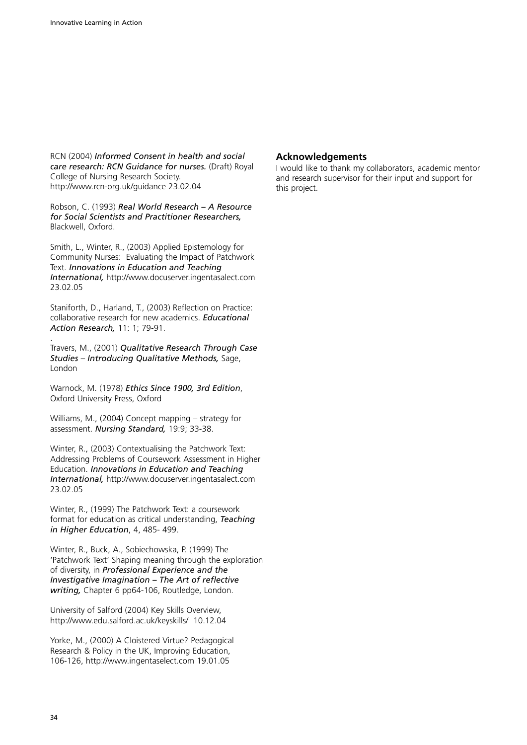RCN (2004) ***Informed Consent in health and social care research: RCN Guidance for nurses.*** (Draft) Royal College of Nursing Research Society. http://www.rcn-org.uk/guidance 23.02.04

Robson, C. (1993) ***Real World Research – A Resource for Social Scientists and Practitioner Researchers,*** Blackwell, Oxford.

Smith, L., Winter, R., (2003) Applied Epistemology for Community Nurses: Evaluating the Impact of Patchwork Text. ***Innovations in Education and Teaching International,*** http://www.docuserver.ingentasalect.com 23.02.05

Staniforth, D., Harland, T., (2003) Reflection on Practice: collaborative research for new academics. ***Educational Action Research,*** 11: 1; 79-91.

.
Travers, M., (2001) ***Qualitative Research Through Case Studies – Introducing Qualitative Methods,*** Sage, London

Warnock, M. (1978) ***Ethics Since 1900, 3rd Edition***, Oxford University Press, Oxford

Williams, M., (2004) Concept mapping – strategy for assessment. ***Nursing Standard,*** 19:9; 33-38.

Winter, R., (2003) Contextualising the Patchwork Text: Addressing Problems of Coursework Assessment in Higher Education. ***Innovations in Education and Teaching International,*** http://www.docuserver.ingentasalect.com 23.02.05

Winter, R., (1999) The Patchwork Text: a coursework format for education as critical understanding, ***Teaching in Higher Education***, 4, 485- 499.

Winter, R., Buck, A., Sobiechowska, P. (1999) The 'Patchwork Text' Shaping meaning through the exploration of diversity, in ***Professional Experience and the Investigative Imagination – The Art of reflective writing,*** Chapter 6 pp64-106, Routledge, London.

University of Salford (2004) Key Skills Overview, http://www.edu.salford.ac.uk/keyskills/ 10.12.04

Yorke, M., (2000) A Cloistered Virtue? Pedagogical Research & Policy in the UK, Improving Education, 106-126, http://www.ingentaselect.com 19.01.05

## Acknowledgements

I would like to thank my collaborators, academic mentor and research supervisor for their input and support for this project.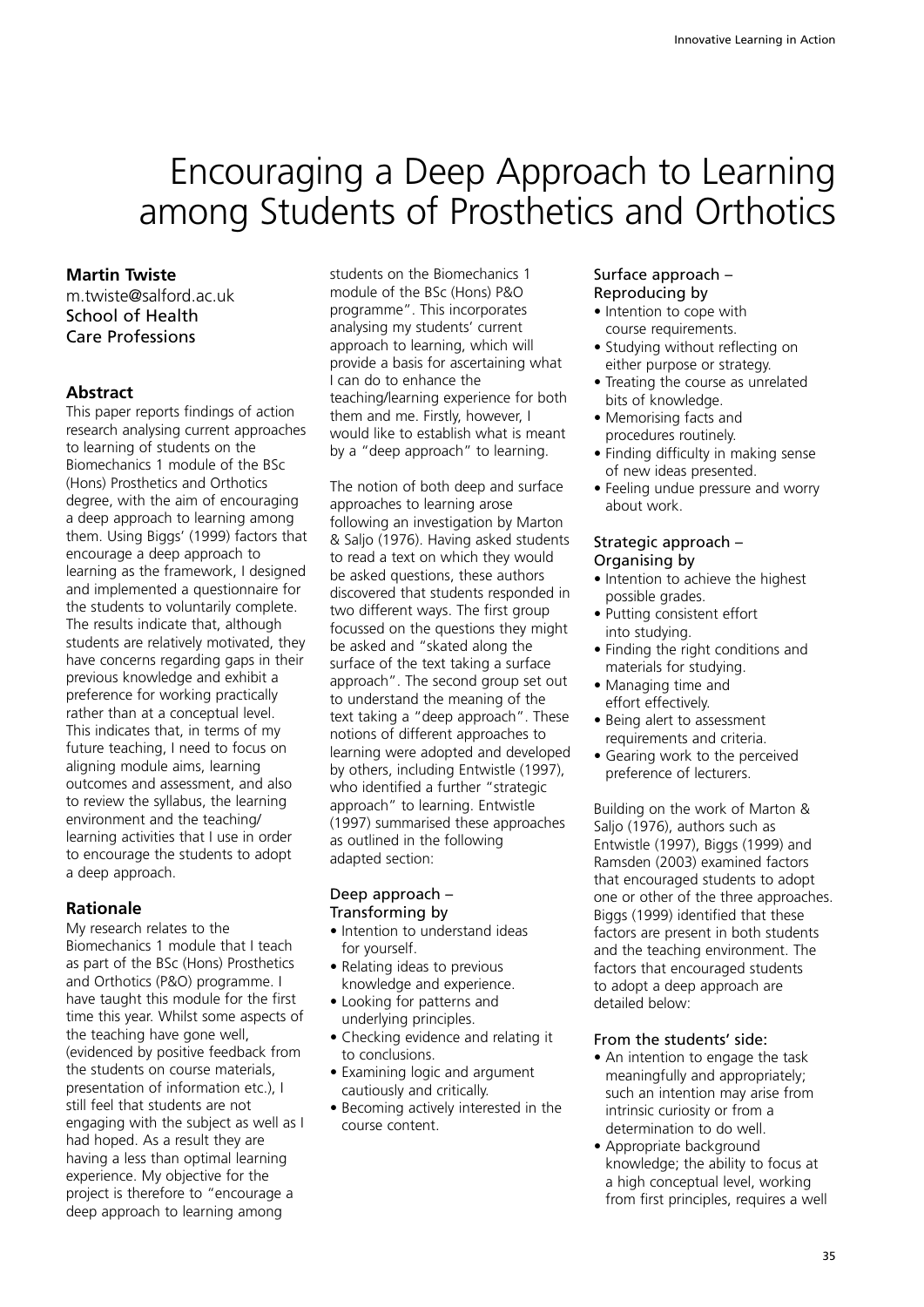# Encouraging a Deep Approach to Learning among Students of Prosthetics and Orthotics

**Martin Twiste**
m.twiste@salford.ac.uk
School of Health Care Professions

## Abstract

This paper reports findings of action research analysing current approaches to learning of students on the Biomechanics 1 module of the BSc (Hons) Prosthetics and Orthotics degree, with the aim of encouraging a deep approach to learning among them. Using Biggs' (1999) factors that encourage a deep approach to learning as the framework, I designed and implemented a questionnaire for the students to voluntarily complete. The results indicate that, although students are relatively motivated, they have concerns regarding gaps in their previous knowledge and exhibit a preference for working practically rather than at a conceptual level. This indicates that, in terms of my future teaching, I need to focus on aligning module aims, learning outcomes and assessment, and also to review the syllabus, the learning environment and the teaching/ learning activities that I use in order to encourage the students to adopt a deep approach.

## Rationale

My research relates to the Biomechanics 1 module that I teach as part of the BSc (Hons) Prosthetics and Orthotics (P&O) programme. I have taught this module for the first time this year. Whilst some aspects of the teaching have gone well, (evidenced by positive feedback from the students on course materials, presentation of information etc.), I still feel that students are not engaging with the subject as well as I had hoped. As a result they are having a less than optimal learning experience. My objective for the project is therefore to "encourage a deep approach to learning among students on the Biomechanics 1 module of the BSc (Hons) P&O programme". This incorporates analysing my students' current approach to learning, which will provide a basis for ascertaining what I can do to enhance the teaching/learning experience for both them and me. Firstly, however, I would like to establish what is meant by a "deep approach" to learning.

The notion of both deep and surface approaches to learning arose following an investigation by Marton & Saljo (1976). Having asked students to read a text on which they would be asked questions, these authors discovered that students responded in two different ways. The first group focussed on the questions they might be asked and "skated along the surface of the text taking a surface approach". The second group set out to understand the meaning of the text taking a "deep approach". These notions of different approaches to learning were adopted and developed by others, including Entwistle (1997), who identified a further "strategic approach" to learning. Entwistle (1997) summarised these approaches as outlined in the following adapted section:

### Deep approach – Transforming by

- Intention to understand ideas for yourself.
- Relating ideas to previous knowledge and experience.
- Looking for patterns and underlying principles.
- Checking evidence and relating it to conclusions.
- Examining logic and argument cautiously and critically.
- Becoming actively interested in the course content.

### Surface approach – Reproducing by

- Intention to cope with course requirements.
- Studying without reflecting on either purpose or strategy.
- Treating the course as unrelated bits of knowledge.
- Memorising facts and procedures routinely.
- Finding difficulty in making sense of new ideas presented.
- Feeling undue pressure and worry about work.

### Strategic approach – Organising by

- Intention to achieve the highest possible grades.
- Putting consistent effort into studying.
- Finding the right conditions and materials for studying.
- Managing time and effort effectively.
- Being alert to assessment requirements and criteria.
- Gearing work to the perceived preference of lecturers.

Building on the work of Marton & Saljo (1976), authors such as Entwistle (1997), Biggs (1999) and Ramsden (2003) examined factors that encouraged students to adopt one or other of the three approaches. Biggs (1999) identified that these factors are present in both students and the teaching environment. The factors that encouraged students to adopt a deep approach are detailed below:

### From the students' side:

- An intention to engage the task meaningfully and appropriately; such an intention may arise from intrinsic curiosity or from a determination to do well.
- Appropriate background knowledge; the ability to focus at a high conceptual level, working from first principles, requires a well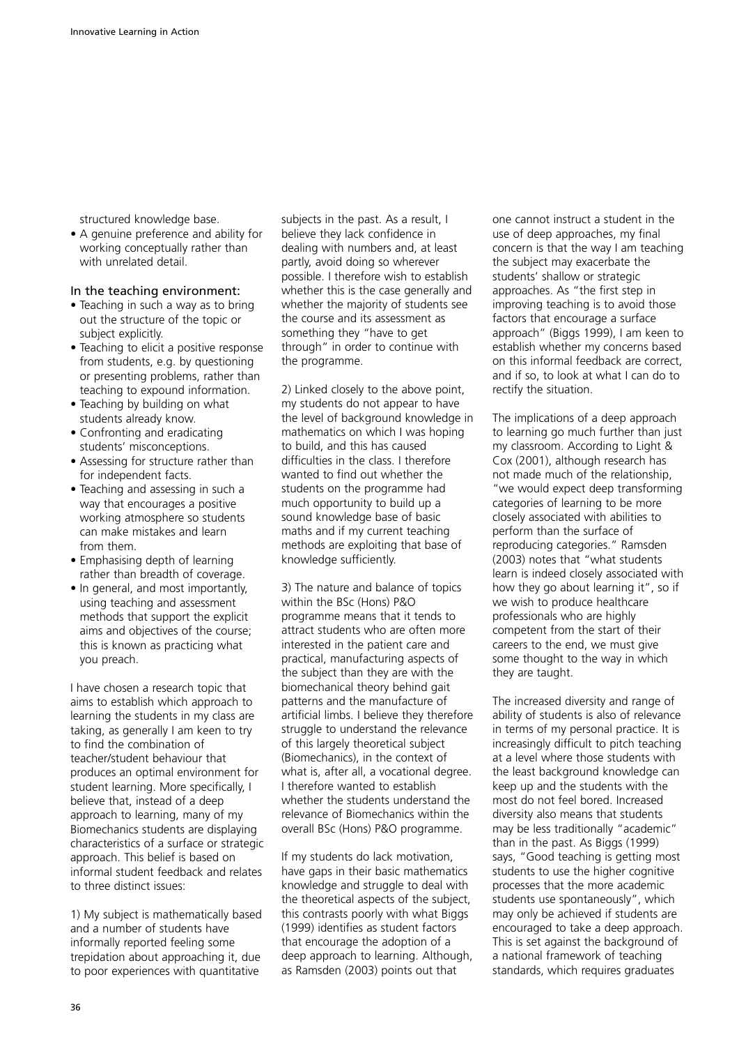structured knowledge base.

- A genuine preference and ability for working conceptually rather than with unrelated detail.

### In the teaching environment:

- Teaching in such a way as to bring out the structure of the topic or subject explicitly.
- Teaching to elicit a positive response from students, e.g. by questioning or presenting problems, rather than teaching to expound information.
- Teaching by building on what students already know.
- Confronting and eradicating students' misconceptions.
- Assessing for structure rather than for independent facts.
- Teaching and assessing in such a way that encourages a positive working atmosphere so students can make mistakes and learn from them.
- Emphasising depth of learning rather than breadth of coverage.
- In general, and most importantly, using teaching and assessment methods that support the explicit aims and objectives of the course; this is known as practicing what you preach.

I have chosen a research topic that aims to establish which approach to learning the students in my class are taking, as generally I am keen to try to find the combination of teacher/student behaviour that produces an optimal environment for student learning. More specifically, I believe that, instead of a deep approach to learning, many of my Biomechanics students are displaying characteristics of a surface or strategic approach. This belief is based on informal student feedback and relates to three distinct issues:

1) My subject is mathematically based and a number of students have informally reported feeling some trepidation about approaching it, due to poor experiences with quantitative subjects in the past. As a result, I believe they lack confidence in dealing with numbers and, at least partly, avoid doing so wherever possible. I therefore wish to establish whether this is the case generally and whether the majority of students see the course and its assessment as something they "have to get through" in order to continue with the programme.

2) Linked closely to the above point, my students do not appear to have the level of background knowledge in mathematics on which I was hoping to build, and this has caused difficulties in the class. I therefore wanted to find out whether the students on the programme had much opportunity to build up a sound knowledge base of basic maths and if my current teaching methods are exploiting that base of knowledge sufficiently.

3) The nature and balance of topics within the BSc (Hons) P&O programme means that it tends to attract students who are often more interested in the patient care and practical, manufacturing aspects of the subject than they are with the biomechanical theory behind gait patterns and the manufacture of artificial limbs. I believe they therefore struggle to understand the relevance of this largely theoretical subject (Biomechanics), in the context of what is, after all, a vocational degree. I therefore wanted to establish whether the students understand the relevance of Biomechanics within the overall BSc (Hons) P&O programme.

If my students do lack motivation, have gaps in their basic mathematics knowledge and struggle to deal with the theoretical aspects of the subject, this contrasts poorly with what Biggs (1999) identifies as student factors that encourage the adoption of a deep approach to learning. Although, as Ramsden (2003) points out that one cannot instruct a student in the use of deep approaches, my final concern is that the way I am teaching the subject may exacerbate the students' shallow or strategic approaches. As "the first step in improving teaching is to avoid those factors that encourage a surface approach" (Biggs 1999), I am keen to establish whether my concerns based on this informal feedback are correct, and if so, to look at what I can do to rectify the situation.

The implications of a deep approach to learning go much further than just my classroom. According to Light & Cox (2001), although research has not made much of the relationship, "we would expect deep transforming categories of learning to be more closely associated with abilities to perform than the surface of reproducing categories." Ramsden (2003) notes that "what students learn is indeed closely associated with how they go about learning it", so if we wish to produce healthcare professionals who are highly competent from the start of their careers to the end, we must give some thought to the way in which they are taught.

The increased diversity and range of ability of students is also of relevance in terms of my personal practice. It is increasingly difficult to pitch teaching at a level where those students with the least background knowledge can keep up and the students with the most do not feel bored. Increased diversity also means that students may be less traditionally "academic" than in the past. As Biggs (1999) says, "Good teaching is getting most students to use the higher cognitive processes that the more academic students use spontaneously", which may only be achieved if students are encouraged to take a deep approach. This is set against the background of a national framework of teaching standards, which requires graduates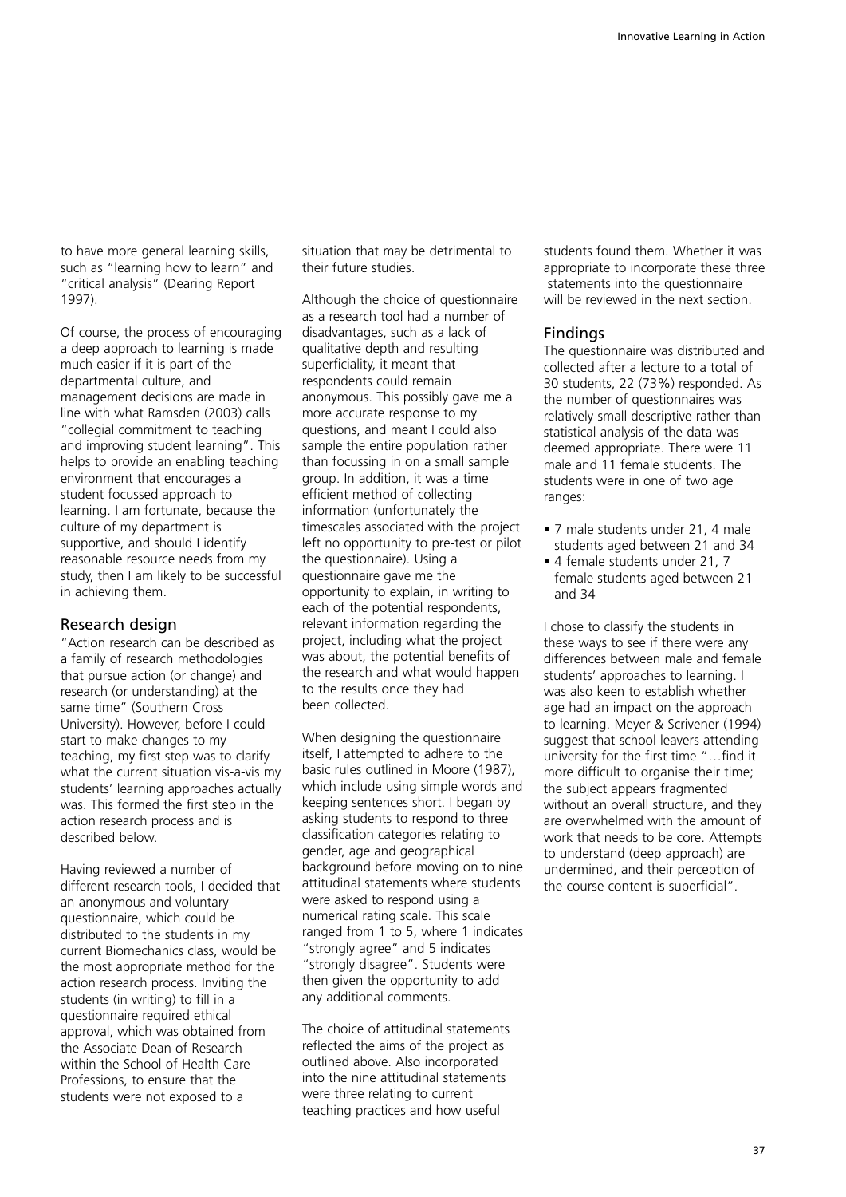to have more general learning skills, such as "learning how to learn" and "critical analysis" (Dearing Report 1997).

Of course, the process of encouraging a deep approach to learning is made much easier if it is part of the departmental culture, and management decisions are made in line with what Ramsden (2003) calls "collegial commitment to teaching and improving student learning". This helps to provide an enabling teaching environment that encourages a student focussed approach to learning. I am fortunate, because the culture of my department is supportive, and should I identify reasonable resource needs from my study, then I am likely to be successful in achieving them.

## Research design

"Action research can be described as a family of research methodologies that pursue action (or change) and research (or understanding) at the same time" (Southern Cross University). However, before I could start to make changes to my teaching, my first step was to clarify what the current situation vis-a-vis my students' learning approaches actually was. This formed the first step in the action research process and is described below.

Having reviewed a number of different research tools, I decided that an anonymous and voluntary questionnaire, which could be distributed to the students in my current Biomechanics class, would be the most appropriate method for the action research process. Inviting the students (in writing) to fill in a questionnaire required ethical approval, which was obtained from the Associate Dean of Research within the School of Health Care Professions, to ensure that the students were not exposed to a situation that may be detrimental to their future studies.

Although the choice of questionnaire as a research tool had a number of disadvantages, such as a lack of qualitative depth and resulting superficiality, it meant that respondents could remain anonymous. This possibly gave me a more accurate response to my questions, and meant I could also sample the entire population rather than focussing in on a small sample group. In addition, it was a time efficient method of collecting information (unfortunately the timescales associated with the project left no opportunity to pre-test or pilot the questionnaire). Using a questionnaire gave me the opportunity to explain, in writing to each of the potential respondents, relevant information regarding the project, including what the project was about, the potential benefits of the research and what would happen to the results once they had been collected.

When designing the questionnaire itself, I attempted to adhere to the basic rules outlined in Moore (1987), which include using simple words and keeping sentences short. I began by asking students to respond to three classification categories relating to gender, age and geographical background before moving on to nine attitudinal statements where students were asked to respond using a numerical rating scale. This scale ranged from 1 to 5, where 1 indicates "strongly agree" and 5 indicates "strongly disagree". Students were then given the opportunity to add any additional comments.

The choice of attitudinal statements reflected the aims of the project as outlined above. Also incorporated into the nine attitudinal statements were three relating to current teaching practices and how useful students found them. Whether it was appropriate to incorporate these three statements into the questionnaire will be reviewed in the next section.

## Findings

The questionnaire was distributed and collected after a lecture to a total of 30 students, 22 (73%) responded. As the number of questionnaires was relatively small descriptive rather than statistical analysis of the data was deemed appropriate. There were 11 male and 11 female students. The students were in one of two age ranges:

- 7 male students under 21, 4 male students aged between 21 and 34
- 4 female students under 21, 7 female students aged between 21 and 34

I chose to classify the students in these ways to see if there were any differences between male and female students' approaches to learning. I was also keen to establish whether age had an impact on the approach to learning. Meyer & Scrivener (1994) suggest that school leavers attending university for the first time "…find it more difficult to organise their time; the subject appears fragmented without an overall structure, and they are overwhelmed with the amount of work that needs to be core. Attempts to understand (deep approach) are undermined, and their perception of the course content is superficial".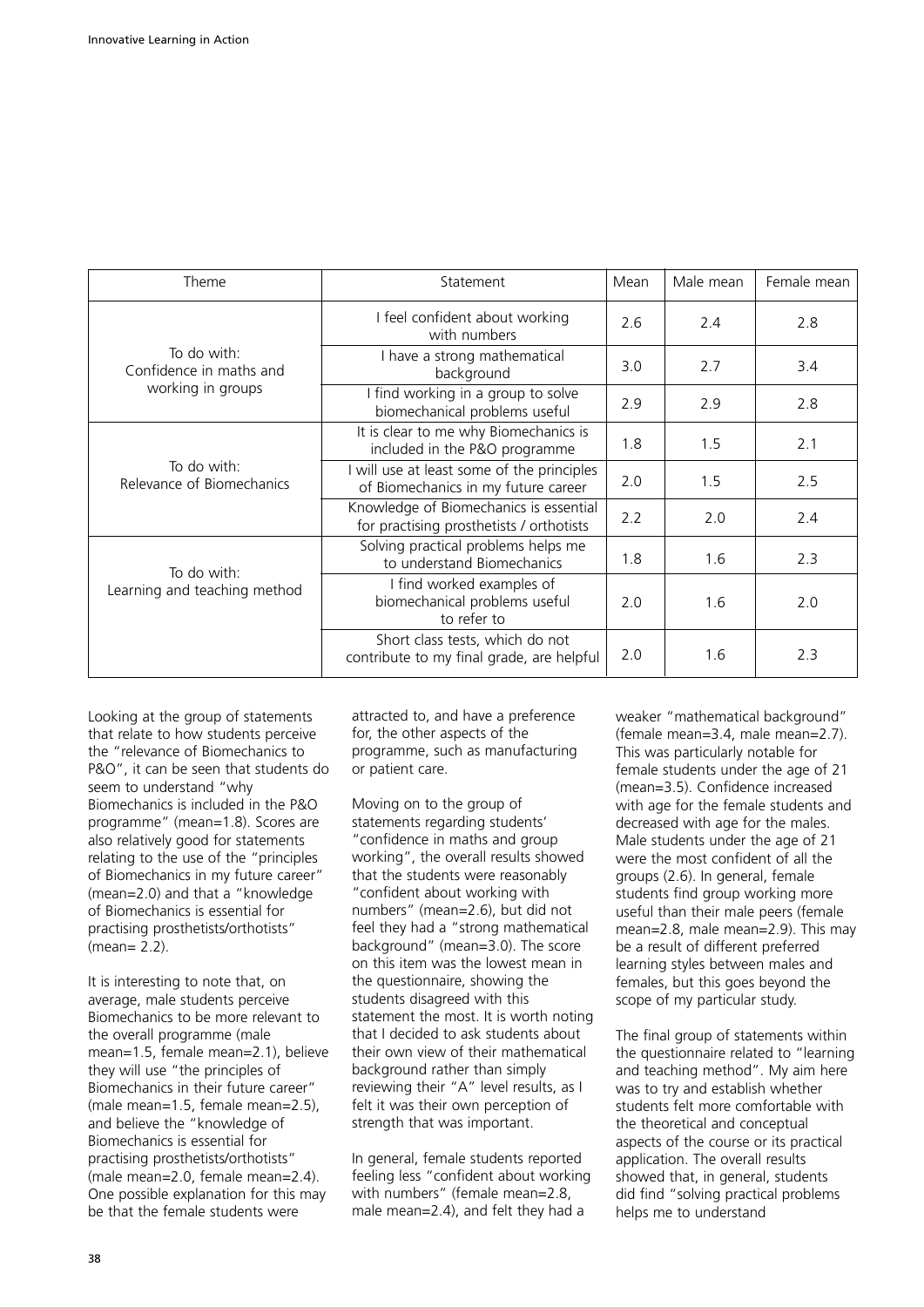| Theme | Statement | Mean | Male mean | Female mean |
|---|---|---|---|---|
| To do with: Confidence in maths and working in groups | I feel confident about working with numbers | 2.6 | 2.4 | 2.8 |
| | I have a strong mathematical background | 3.0 | 2.7 | 3.4 |
| | I find working in a group to solve biomechanical problems useful | 2.9 | 2.9 | 2.8 |
| To do with: Relevance of Biomechanics | It is clear to me why Biomechanics is included in the P&O programme | 1.8 | 1.5 | 2.1 |
| | I will use at least some of the principles of Biomechanics in my future career | 2.0 | 1.5 | 2.5 |
| | Knowledge of Biomechanics is essential for practising prosthetists / orthotists | 2.2 | 2.0 | 2.4 |
| To do with: Learning and teaching method | Solving practical problems helps me to understand Biomechanics | 1.8 | 1.6 | 2.3 |
| | I find worked examples of biomechanical problems useful to refer to | 2.0 | 1.6 | 2.0 |
| | Short class tests, which do not contribute to my final grade, are helpful | 2.0 | 1.6 | 2.3 |

Looking at the group of statements that relate to how students perceive the "relevance of Biomechanics to P&O", it can be seen that students do seem to understand "why Biomechanics is included in the P&O programme" (mean=1.8). Scores are also relatively good for statements relating to the use of the "principles of Biomechanics in my future career" (mean=2.0) and that a "knowledge of Biomechanics is essential for practising prosthetists/orthotists" (mean= 2.2).

It is interesting to note that, on average, male students perceive Biomechanics to be more relevant to the overall programme (male mean=1.5, female mean=2.1), believe they will use "the principles of Biomechanics in their future career" (male mean=1.5, female mean=2.5), and believe the "knowledge of Biomechanics is essential for practising prosthetists/orthotists" (male mean=2.0, female mean=2.4). One possible explanation for this may be that the female students were attracted to, and have a preference for, the other aspects of the programme, such as manufacturing or patient care.

Moving on to the group of statements regarding students' "confidence in maths and group working", the overall results showed that the students were reasonably "confident about working with numbers" (mean=2.6), but did not feel they had a "strong mathematical background" (mean=3.0). The score on this item was the lowest mean in the questionnaire, showing the students disagreed with this statement the most. It is worth noting that I decided to ask students about their own view of their mathematical background rather than simply reviewing their "A" level results, as I felt it was their own perception of strength that was important.

In general, female students reported feeling less "confident about working with numbers" (female mean=2.8, male mean=2.4), and felt they had a weaker "mathematical background" (female mean=3.4, male mean=2.7). This was particularly notable for female students under the age of 21 (mean=3.5). Confidence increased with age for the female students and decreased with age for the males. Male students under the age of 21 were the most confident of all the groups (2.6). In general, female students find group working more useful than their male peers (female mean=2.8, male mean=2.9). This may be a result of different preferred learning styles between males and females, but this goes beyond the scope of my particular study.

The final group of statements within the questionnaire related to "learning and teaching method". My aim here was to try and establish whether students felt more comfortable with the theoretical and conceptual aspects of the course or its practical application. The overall results showed that, in general, students did find "solving practical problems helps me to understand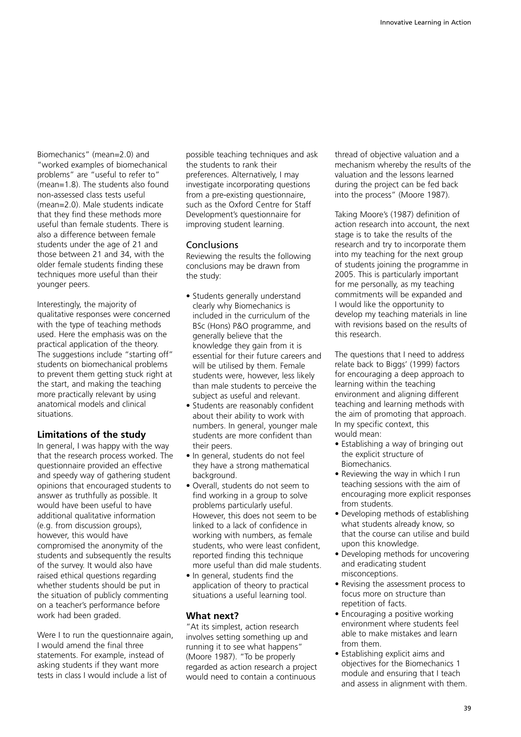Biomechanics" (mean=2.0) and "worked examples of biomechanical problems" are "useful to refer to" (mean=1.8). The students also found non-assessed class tests useful (mean=2.0). Male students indicate that they find these methods more useful than female students. There is also a difference between female students under the age of 21 and those between 21 and 34, with the older female students finding these techniques more useful than their younger peers.

Interestingly, the majority of qualitative responses were concerned with the type of teaching methods used. Here the emphasis was on the practical application of the theory. The suggestions include "starting off" students on biomechanical problems to prevent them getting stuck right at the start, and making the teaching more practically relevant by using anatomical models and clinical situations.

## Limitations of the study

In general, I was happy with the way that the research process worked. The questionnaire provided an effective and speedy way of gathering student opinions that encouraged students to answer as truthfully as possible. It would have been useful to have additional qualitative information (e.g. from discussion groups), however, this would have compromised the anonymity of the students and subsequently the results of the survey. It would also have raised ethical questions regarding whether students should be put in the situation of publicly commenting on a teacher's performance before work had been graded.

Were I to run the questionnaire again, I would amend the final three statements. For example, instead of asking students if they want more tests in class I would include a list of possible teaching techniques and ask the students to rank their preferences. Alternatively, I may investigate incorporating questions from a pre-existing questionnaire, such as the Oxford Centre for Staff Development's questionnaire for improving student learning.

### Conclusions

Reviewing the results the following conclusions may be drawn from the study:

- Students generally understand clearly why Biomechanics is included in the curriculum of the BSc (Hons) P&O programme, and generally believe that the knowledge they gain from it is essential for their future careers and will be utilised by them. Female students were, however, less likely than male students to perceive the subject as useful and relevant.
- Students are reasonably confident about their ability to work with numbers. In general, younger male students are more confident than their peers.
- In general, students do not feel they have a strong mathematical background.
- Overall, students do not seem to find working in a group to solve problems particularly useful. However, this does not seem to be linked to a lack of confidence in working with numbers, as female students, who were least confident, reported finding this technique more useful than did male students.
- In general, students find the application of theory to practical situations a useful learning tool.

## What next?

"At its simplest, action research involves setting something up and running it to see what happens" (Moore 1987). "To be properly regarded as action research a project would need to contain a continuous thread of objective valuation and a mechanism whereby the results of the valuation and the lessons learned during the project can be fed back into the process" (Moore 1987).

Taking Moore's (1987) definition of action research into account, the next stage is to take the results of the research and try to incorporate them into my teaching for the next group of students joining the programme in 2005. This is particularly important for me personally, as my teaching commitments will be expanded and I would like the opportunity to develop my teaching materials in line with revisions based on the results of this research.

The questions that I need to address relate back to Biggs' (1999) factors for encouraging a deep approach to learning within the teaching environment and aligning different teaching and learning methods with the aim of promoting that approach. In my specific context, this would mean:

- Establishing a way of bringing out the explicit structure of Biomechanics.
- Reviewing the way in which I run teaching sessions with the aim of encouraging more explicit responses from students.
- Developing methods of establishing what students already know, so that the course can utilise and build upon this knowledge.
- Developing methods for uncovering and eradicating student misconceptions.
- Revising the assessment process to focus more on structure than repetition of facts.
- Encouraging a positive working environment where students feel able to make mistakes and learn from them.
- Establishing explicit aims and objectives for the Biomechanics 1 module and ensuring that I teach and assess in alignment with them.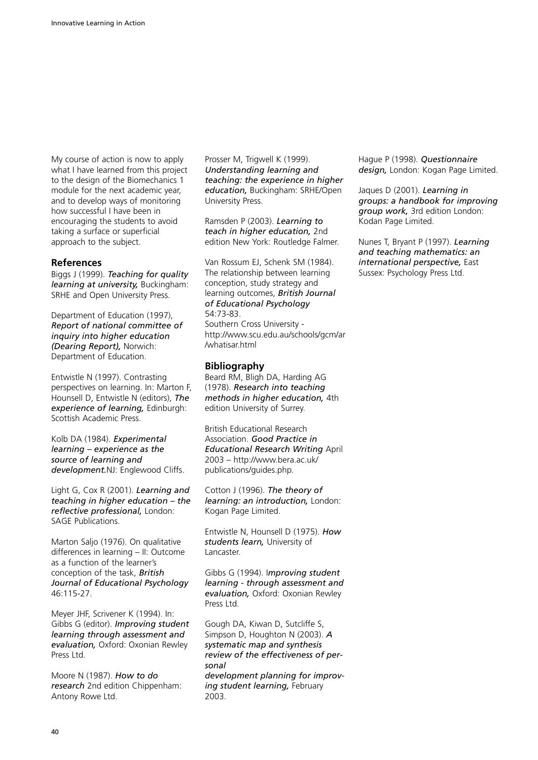My course of action is now to apply what I have learned from this project to the design of the Biomechanics 1 module for the next academic year, and to develop ways of monitoring how successful I have been in encouraging the students to avoid taking a surface or superficial approach to the subject.

## References

Biggs J (1999). ***Teaching for quality learning at university,*** Buckingham: SRHE and Open University Press.

Department of Education (1997), ***Report of national committee of inquiry into higher education (Dearing Report),*** Norwich: Department of Education.

Entwistle N (1997). Contrasting perspectives on learning. In: Marton F, Hounsell D, Entwistle N (editors), ***The experience of learning,*** Edinburgh: Scottish Academic Press.

Kolb DA (1984). ***Experimental learning – experience as the source of learning and development.*** NJ: Englewood Cliffs.

Light G, Cox R (2001). ***Learning and teaching in higher education – the reflective professional,*** London: SAGE Publications.

Marton Saljo (1976). On qualitative differences in learning – II: Outcome as a function of the learner's conception of the task, ***British Journal of Educational Psychology*** 46:115-27.

Meyer JHF, Scrivener K (1994). In: Gibbs G (editor). ***Improving student learning through assessment and evaluation,*** Oxford: Oxonian Rewley Press Ltd.

Moore N (1987). ***How to do research*** 2nd edition Chippenham: Antony Rowe Ltd.

Prosser M, Trigwell K (1999). ***Understanding learning and teaching: the experience in higher education,*** Buckingham: SRHE/Open University Press.

Ramsden P (2003). ***Learning to teach in higher education,*** 2nd edition New York: Routledge Falmer.

Van Rossum EJ, Schenk SM (1984). The relationship between learning conception, study strategy and learning outcomes, ***British Journal of Educational Psychology*** 54:73-83.
Southern Cross University - http://www.scu.edu.au/schools/gcm/ar/whatisar.html

## Bibliography

Beard RM, Bligh DA, Harding AG (1978). ***Research into teaching methods in higher education,*** 4th edition University of Surrey.

British Educational Research Association. ***Good Practice in Educational Research Writing*** April 2003 – http://www.bera.ac.uk/publications/guides.php.

Cotton J (1996). ***The theory of learning: an introduction,*** London: Kogan Page Limited.

Entwistle N, Hounsell D (1975). ***How students learn,*** University of Lancaster.

Gibbs G (1994). ***Improving student learning - through assessment and evaluation,*** Oxford: Oxonian Rewley Press Ltd.

Gough DA, Kiwan D, Sutcliffe S, Simpson D, Houghton N (2003). ***A systematic map and synthesis review of the effectiveness of personal development planning for improving student learning,*** February 2003.

Hague P (1998). ***Questionnaire design,*** London: Kogan Page Limited.

Jaques D (2001). ***Learning in groups: a handbook for improving group work,*** 3rd edition London: Kodan Page Limited.

Nunes T, Bryant P (1997). ***Learning and teaching mathematics: an international perspective,*** East Sussex: Psychology Press Ltd.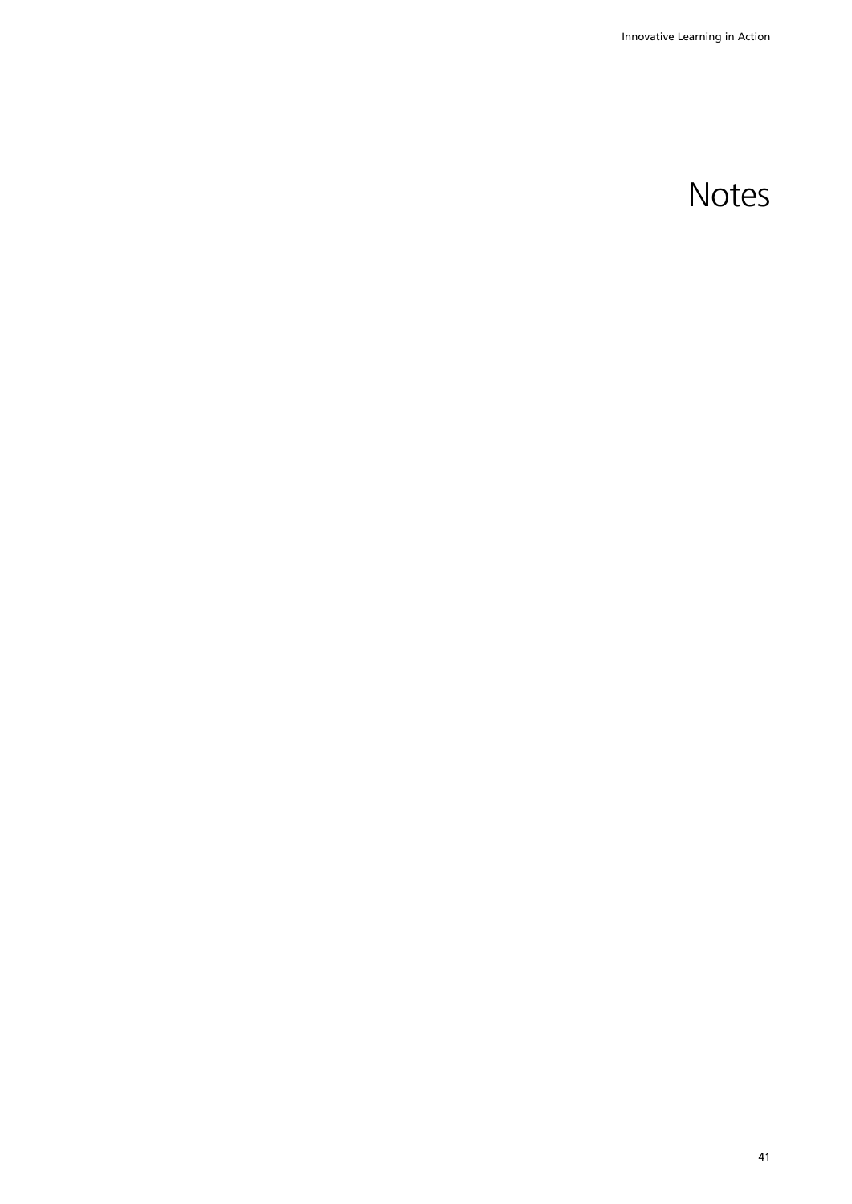# Notes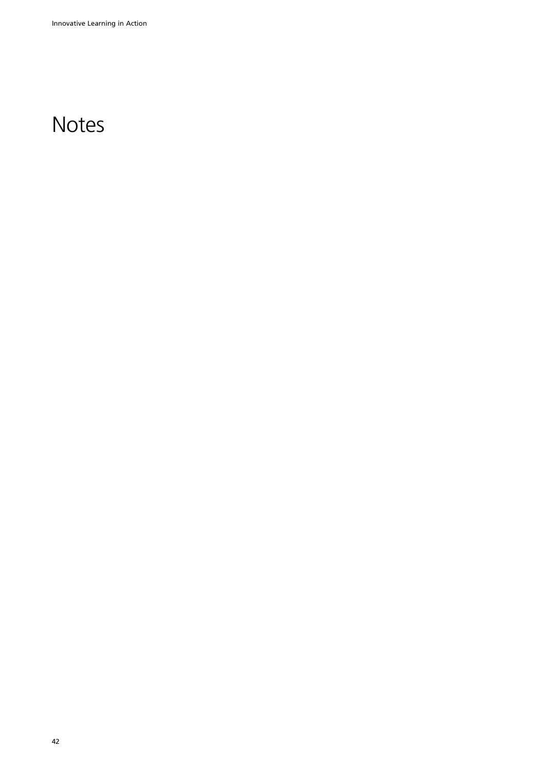# Notes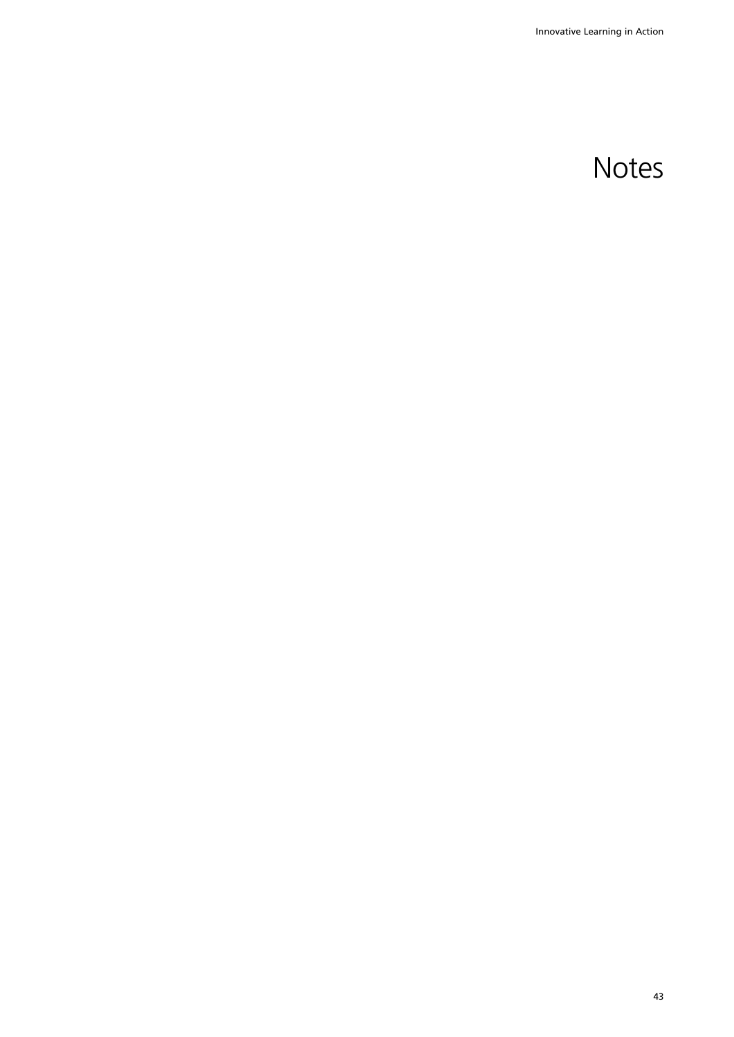# Notes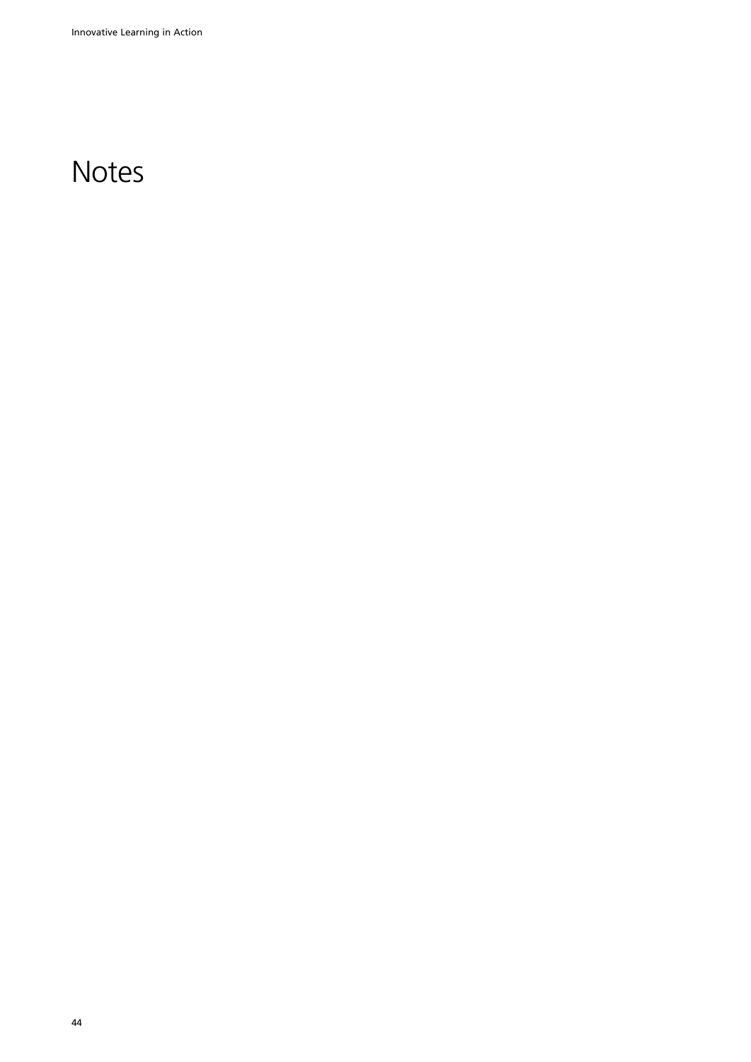# Notes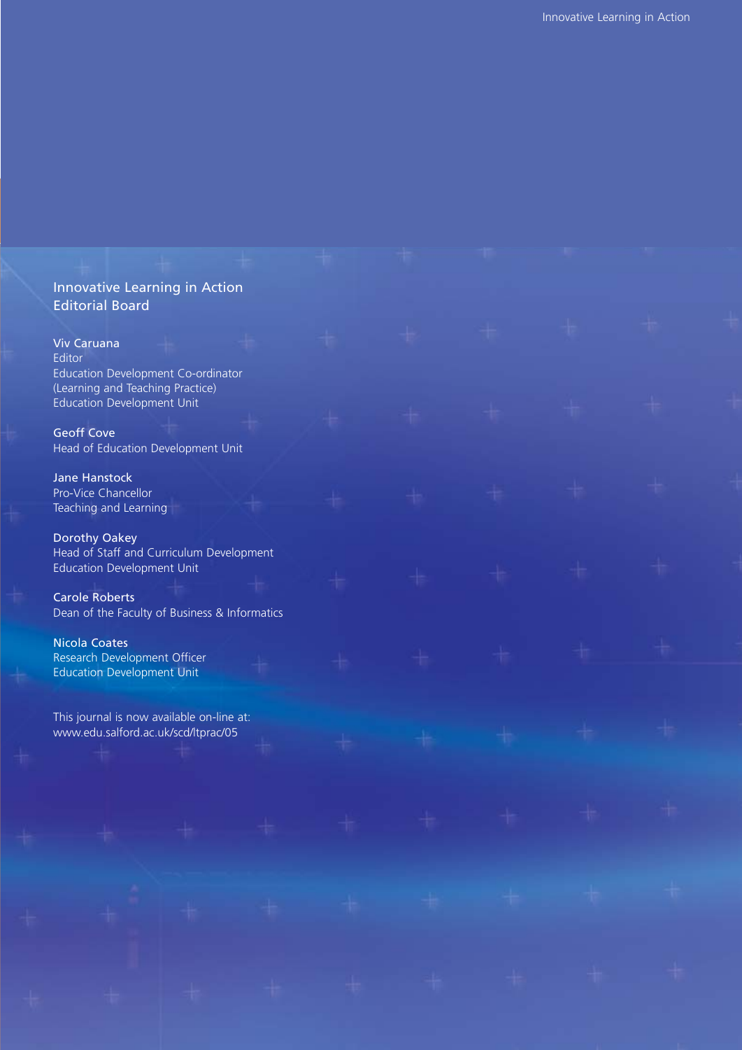## Innovative Learning in Action Editorial Board

**Viv Caruana**
Editor
Education Development Co-ordinator
(Learning and Teaching Practice)
Education Development Unit

**Geoff Cove**
Head of Education Development Unit

**Jane Hanstock**
Pro-Vice Chancellor
Teaching and Learning

**Dorothy Oakey**
Head of Staff and Curriculum Development
Education Development Unit

**Carole Roberts**
Dean of the Faculty of Business & Informatics

**Nicola Coates**
Research Development Officer
Education Development Unit

This journal is now available on-line at:
www.edu.salford.ac.uk/scd/ltprac/05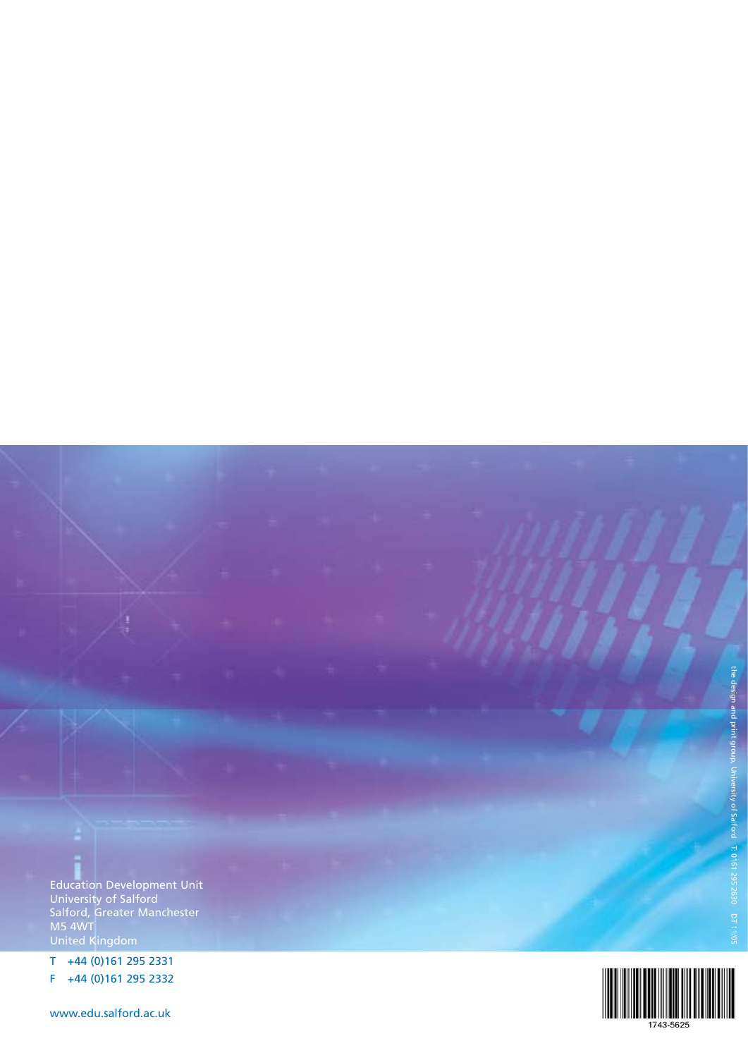Education Development Unit
University of Salford
Salford, Greater Manchester
M5 4WT
United Kingdom

T +44 (0)161 295 2331

F +44 (0)161 295 2332

www.edu.salford.ac.uk

the design and print group, University of Salford T: 0161 295 2630 DT 11/05

1743-5625